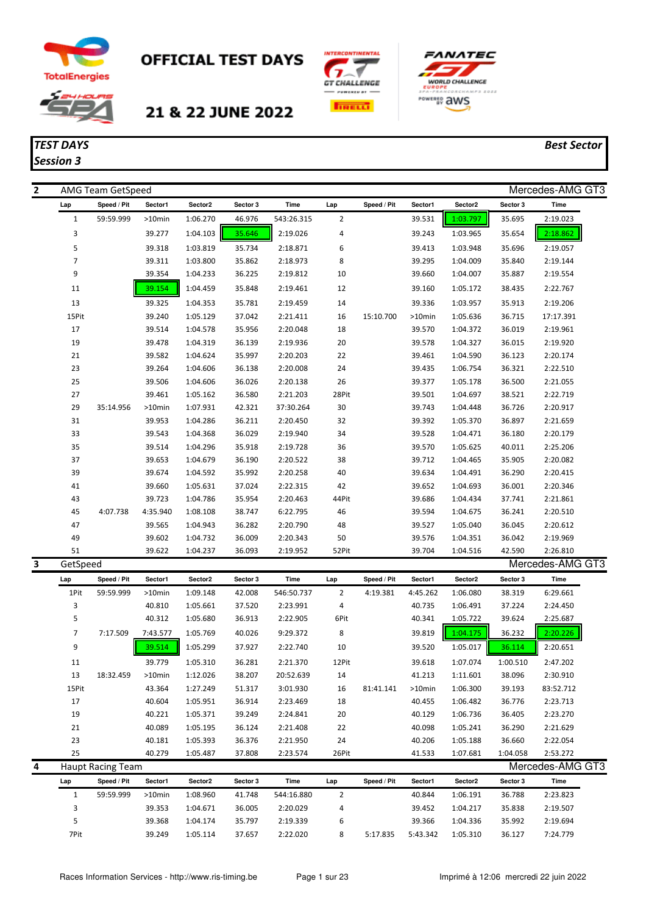# OFFICIAL TEST DAYS

## 21 & 22 JUNE 2022

***TEST DAYS***
***Session 3***

***Best Sector***

### 2 — AMG Team GetSpeed — Mercedes-AMG GT3

| Lap | Speed / Pit | Sector1 | Sector2 | Sector 3 | Time | Lap | Speed / Pit | Sector1 | Sector2 | Sector 3 | Time |
|---|---|---|---|---|---|---|---|---|---|---|---|
| 1 | 59:59.999 | >10min | 1:06.270 | 46.976 | 543:26.315 | 2 | | 39.531 | 1:03.797 | 35.695 | 2:19.023 |
| 3 | | 39.277 | 1:04.103 | 35.646 | 2:19.026 | 4 | | 39.243 | 1:03.965 | 35.654 | 2:18.862 |
| 5 | | 39.318 | 1:03.819 | 35.734 | 2:18.871 | 6 | | 39.413 | 1:03.948 | 35.696 | 2:19.057 |
| 7 | | 39.311 | 1:03.800 | 35.862 | 2:18.973 | 8 | | 39.295 | 1:04.009 | 35.840 | 2:19.144 |
| 9 | | 39.354 | 1:04.233 | 36.225 | 2:19.812 | 10 | | 39.660 | 1:04.007 | 35.887 | 2:19.554 |
| 11 | | 39.154 | 1:04.459 | 35.848 | 2:19.461 | 12 | | 39.160 | 1:05.172 | 38.435 | 2:22.767 |
| 13 | | 39.325 | 1:04.353 | 35.781 | 2:19.459 | 14 | | 39.336 | 1:03.957 | 35.913 | 2:19.206 |
| 15Pit | | 39.240 | 1:05.129 | 37.042 | 2:21.411 | 16 | 15:10.700 | >10min | 1:05.636 | 36.715 | 17:17.391 |
| 17 | | 39.514 | 1:04.578 | 35.956 | 2:20.048 | 18 | | 39.570 | 1:04.372 | 36.019 | 2:19.961 |
| 19 | | 39.478 | 1:04.319 | 36.139 | 2:19.936 | 20 | | 39.578 | 1:04.327 | 36.015 | 2:19.920 |
| 21 | | 39.582 | 1:04.624 | 35.997 | 2:20.203 | 22 | | 39.461 | 1:04.590 | 36.123 | 2:20.174 |
| 23 | | 39.264 | 1:04.606 | 36.138 | 2:20.008 | 24 | | 39.435 | 1:06.754 | 36.321 | 2:22.510 |
| 25 | | 39.506 | 1:04.606 | 36.026 | 2:20.138 | 26 | | 39.377 | 1:05.178 | 36.500 | 2:21.055 |
| 27 | | 39.461 | 1:05.162 | 36.580 | 2:21.203 | 28Pit | | 39.501 | 1:04.697 | 38.521 | 2:22.719 |
| 29 | 35:14.956 | >10min | 1:07.931 | 42.321 | 37:30.264 | 30 | | 39.743 | 1:04.448 | 36.726 | 2:20.917 |
| 31 | | 39.953 | 1:04.286 | 36.211 | 2:20.450 | 32 | | 39.392 | 1:05.370 | 36.897 | 2:21.659 |
| 33 | | 39.543 | 1:04.368 | 36.029 | 2:19.940 | 34 | | 39.528 | 1:04.471 | 36.180 | 2:20.179 |
| 35 | | 39.514 | 1:04.296 | 35.918 | 2:19.728 | 36 | | 39.570 | 1:05.625 | 40.011 | 2:25.206 |
| 37 | | 39.653 | 1:04.679 | 36.190 | 2:20.522 | 38 | | 39.712 | 1:04.465 | 35.905 | 2:20.082 |
| 39 | | 39.674 | 1:04.592 | 35.992 | 2:20.258 | 40 | | 39.634 | 1:04.491 | 36.290 | 2:20.415 |
| 41 | | 39.660 | 1:05.631 | 37.024 | 2:22.315 | 42 | | 39.652 | 1:04.693 | 36.001 | 2:20.346 |
| 43 | | 39.723 | 1:04.786 | 35.954 | 2:20.463 | 44Pit | | 39.686 | 1:04.434 | 37.741 | 2:21.861 |
| 45 | 4:07.738 | 4:35.940 | 1:08.108 | 38.747 | 6:22.795 | 46 | | 39.594 | 1:04.675 | 36.241 | 2:20.510 |
| 47 | | 39.565 | 1:04.943 | 36.282 | 2:20.790 | 48 | | 39.527 | 1:05.040 | 36.045 | 2:20.612 |
| 49 | | 39.602 | 1:04.732 | 36.009 | 2:20.343 | 50 | | 39.576 | 1:04.351 | 36.042 | 2:19.969 |
| 51 | | 39.622 | 1:04.237 | 36.093 | 2:19.952 | 52Pit | | 39.704 | 1:04.516 | 42.590 | 2:26.810 |

### 3 — GetSpeed — Mercedes-AMG GT3

| Lap | Speed / Pit | Sector1 | Sector2 | Sector 3 | Time | Lap | Speed / Pit | Sector1 | Sector2 | Sector 3 | Time |
|---|---|---|---|---|---|---|---|---|---|---|---|
| 1Pit | 59:59.999 | >10min | 1:09.148 | 42.008 | 546:50.737 | 2 | 4:19.381 | 4:45.262 | 1:06.080 | 38.319 | 6:29.661 |
| 3 | | 40.810 | 1:05.661 | 37.520 | 2:23.991 | 4 | | 40.735 | 1:06.491 | 37.224 | 2:24.450 |
| 5 | | 40.312 | 1:05.680 | 36.913 | 2:22.905 | 6Pit | | 40.341 | 1:05.722 | 39.624 | 2:25.687 |
| 7 | 7:17.509 | 7:43.577 | 1:05.769 | 40.026 | 9:29.372 | 8 | | 39.819 | 1:04.175 | 36.232 | 2:20.226 |
| 9 | | 39.514 | 1:05.299 | 37.927 | 2:22.740 | 10 | | 39.520 | 1:05.017 | 36.114 | 2:20.651 |
| 11 | | 39.779 | 1:05.310 | 36.281 | 2:21.370 | 12Pit | | 39.618 | 1:07.074 | 1:00.510 | 2:47.202 |
| 13 | 18:32.459 | >10min | 1:12.026 | 38.207 | 20:52.639 | 14 | | 41.213 | 1:11.601 | 38.096 | 2:30.910 |
| 15Pit | | 43.364 | 1:27.249 | 51.317 | 3:01.930 | 16 | 81:41.141 | >10min | 1:06.300 | 39.193 | 83:52.712 |
| 17 | | 40.604 | 1:05.951 | 36.914 | 2:23.469 | 18 | | 40.455 | 1:06.482 | 36.776 | 2:23.713 |
| 19 | | 40.221 | 1:05.371 | 39.249 | 2:24.841 | 20 | | 40.129 | 1:06.736 | 36.405 | 2:23.270 |
| 21 | | 40.089 | 1:05.195 | 36.124 | 2:21.408 | 22 | | 40.098 | 1:05.241 | 36.290 | 2:21.629 |
| 23 | | 40.181 | 1:05.393 | 36.376 | 2:21.950 | 24 | | 40.206 | 1:05.188 | 36.660 | 2:22.054 |
| 25 | | 40.279 | 1:05.487 | 37.808 | 2:23.574 | 26Pit | | 41.533 | 1:07.681 | 1:04.058 | 2:53.272 |

### 4 — Haupt Racing Team — Mercedes-AMG GT3

| Lap | Speed / Pit | Sector1 | Sector2 | Sector 3 | Time | Lap | Speed / Pit | Sector1 | Sector2 | Sector 3 | Time |
|---|---|---|---|---|---|---|---|---|---|---|---|
| 1 | 59:59.999 | >10min | 1:08.960 | 41.748 | 544:16.880 | 2 | | 40.844 | 1:06.191 | 36.788 | 2:23.823 |
| 3 | | 39.353 | 1:04.671 | 36.005 | 2:20.029 | 4 | | 39.452 | 1:04.217 | 35.838 | 2:19.507 |
| 5 | | 39.368 | 1:04.174 | 35.797 | 2:19.339 | 6 | | 39.366 | 1:04.336 | 35.992 | 2:19.694 |
| 7Pit | | 39.249 | 1:05.114 | 37.657 | 2:22.020 | 8 | 5:17.835 | 5:43.342 | 1:05.310 | 36.127 | 7:24.779 |

Races Information Services - http://www.ris-timing.be

Imprimé à 12:06 mercredi 22 juin 2022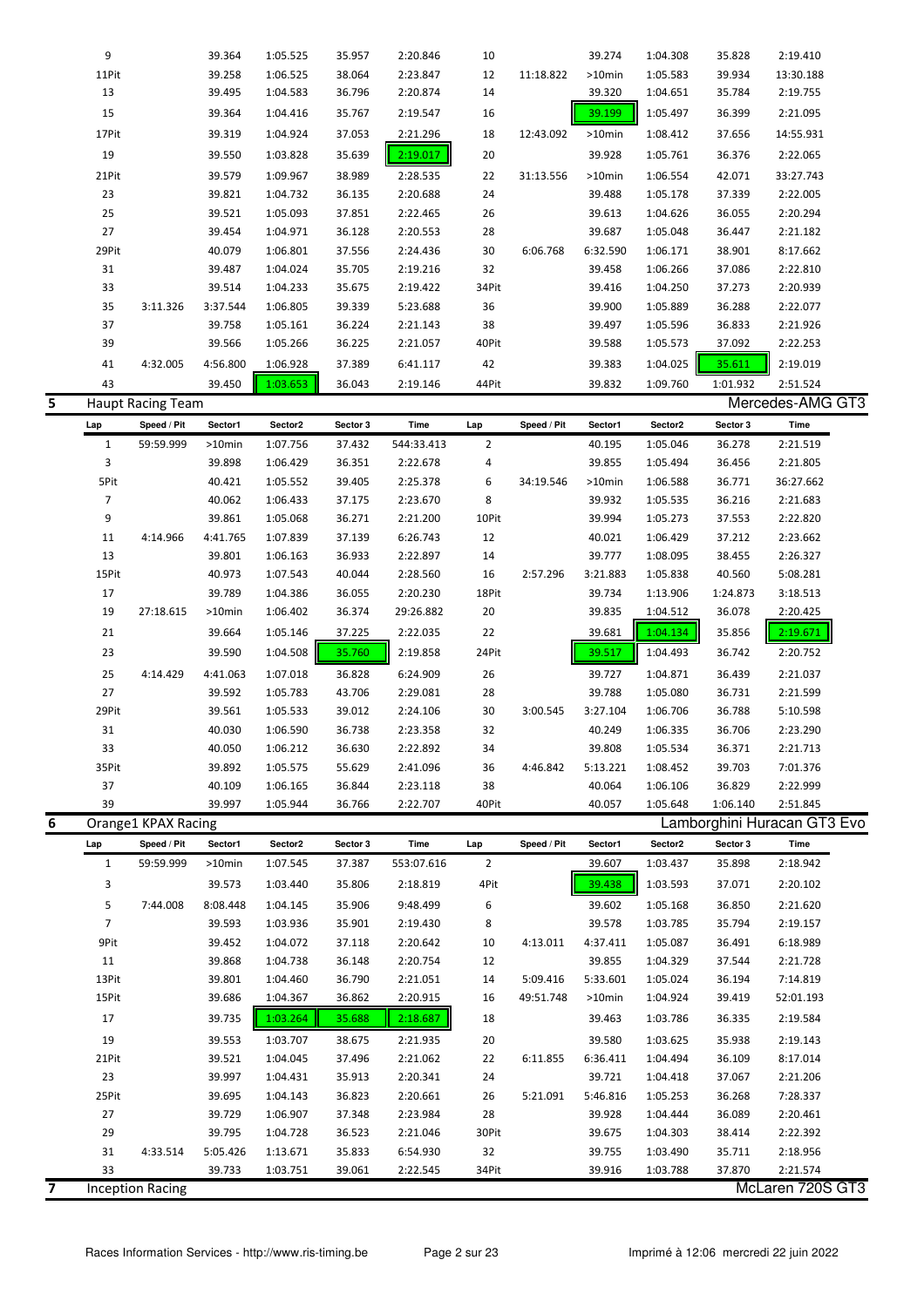| Lap | Speed / Pit | Sector1 | Sector2 | Sector 3 | Time | Lap | Speed / Pit | Sector1 | Sector2 | Sector 3 | Time |
|---|---|---|---|---|---|---|---|---|---|---|---|
| 9 | | 39.364 | 1:05.525 | 35.957 | 2:20.846 | 10 | | 39.274 | 1:04.308 | 35.828 | 2:19.410 |
| 11Pit | | 39.258 | 1:06.525 | 38.064 | 2:23.847 | 12 | 11:18.822 | >10min | 1:05.583 | 39.934 | 13:30.188 |
| 13 | | 39.495 | 1:04.583 | 36.796 | 2:20.874 | 14 | | 39.320 | 1:04.651 | 35.784 | 2:19.755 |
| 15 | | 39.364 | 1:04.416 | 35.767 | 2:19.547 | 16 | | 39.199 | 1:05.497 | 36.399 | 2:21.095 |
| 17Pit | | 39.319 | 1:04.924 | 37.053 | 2:21.296 | 18 | 12:43.092 | >10min | 1:08.412 | 37.656 | 14:55.931 |
| 19 | | 39.550 | 1:03.828 | 35.639 | 2:19.017 | 20 | | 39.928 | 1:05.761 | 36.376 | 2:22.065 |
| 21Pit | | 39.579 | 1:09.967 | 38.989 | 2:28.535 | 22 | 31:13.556 | >10min | 1:06.554 | 42.071 | 33:27.743 |
| 23 | | 39.821 | 1:04.732 | 36.135 | 2:20.688 | 24 | | 39.488 | 1:05.178 | 37.339 | 2:22.005 |
| 25 | | 39.521 | 1:05.093 | 37.851 | 2:22.465 | 26 | | 39.613 | 1:04.626 | 36.055 | 2:20.294 |
| 27 | | 39.454 | 1:04.971 | 36.128 | 2:20.553 | 28 | | 39.687 | 1:05.048 | 36.447 | 2:21.182 |
| 29Pit | | 40.079 | 1:06.801 | 37.556 | 2:24.436 | 30 | 6:06.768 | 6:32.590 | 1:06.171 | 38.901 | 8:17.662 |
| 31 | | 39.487 | 1:04.024 | 35.705 | 2:19.216 | 32 | | 39.458 | 1:06.266 | 37.086 | 2:22.810 |
| 33 | | 39.514 | 1:04.233 | 35.675 | 2:19.422 | 34Pit | | 39.416 | 1:04.250 | 37.273 | 2:20.939 |
| 35 | 3:11.326 | 3:37.544 | 1:06.805 | 39.339 | 5:23.688 | 36 | | 39.900 | 1:05.889 | 36.288 | 2:22.077 |
| 37 | | 39.758 | 1:05.161 | 36.224 | 2:21.143 | 38 | | 39.497 | 1:05.596 | 36.833 | 2:21.926 |
| 39 | | 39.566 | 1:05.266 | 36.225 | 2:21.057 | 40Pit | | 39.588 | 1:05.573 | 37.092 | 2:22.253 |
| 41 | 4:32.005 | 4:56.800 | 1:06.928 | 37.389 | 6:41.117 | 42 | | 39.383 | 1:04.025 | 35.611 | 2:19.019 |
| 43 | | 39.450 | 1:03.653 | 36.043 | 2:19.146 | 44Pit | | 39.832 | 1:09.760 | 1:01.932 | 2:51.524 |

## 5 Haupt Racing Team — Mercedes-AMG GT3

| Lap | Speed / Pit | Sector1 | Sector2 | Sector 3 | Time | Lap | Speed / Pit | Sector1 | Sector2 | Sector 3 | Time |
|---|---|---|---|---|---|---|---|---|---|---|---|
| 1 | 59:59.999 | >10min | 1:07.756 | 37.432 | 544:33.413 | 2 | | 40.195 | 1:05.046 | 36.278 | 2:21.519 |
| 3 | | 39.898 | 1:06.429 | 36.351 | 2:22.678 | 4 | | 39.855 | 1:05.494 | 36.456 | 2:21.805 |
| 5Pit | | 40.421 | 1:05.552 | 39.405 | 2:25.378 | 6 | 34:19.546 | >10min | 1:06.588 | 36.771 | 36:27.662 |
| 7 | | 40.062 | 1:06.433 | 37.175 | 2:23.670 | 8 | | 39.932 | 1:05.535 | 36.216 | 2:21.683 |
| 9 | | 39.861 | 1:05.068 | 36.271 | 2:21.200 | 10Pit | | 39.994 | 1:05.273 | 37.553 | 2:22.820 |
| 11 | 4:14.966 | 4:41.765 | 1:07.839 | 37.139 | 6:26.743 | 12 | | 40.021 | 1:06.429 | 37.212 | 2:23.662 |
| 13 | | 39.801 | 1:06.163 | 36.933 | 2:22.897 | 14 | | 39.777 | 1:08.095 | 38.455 | 2:26.327 |
| 15Pit | | 40.973 | 1:07.543 | 40.044 | 2:28.560 | 16 | 2:57.296 | 3:21.883 | 1:05.838 | 40.560 | 5:08.281 |
| 17 | | 39.789 | 1:04.386 | 36.055 | 2:20.230 | 18Pit | | 39.734 | 1:13.906 | 1:24.873 | 3:18.513 |
| 19 | 27:18.615 | >10min | 1:06.402 | 36.374 | 29:26.882 | 20 | | 39.835 | 1:04.512 | 36.078 | 2:20.425 |
| 21 | | 39.664 | 1:05.146 | 37.225 | 2:22.035 | 22 | | 39.681 | 1:04.134 | 35.856 | 2:19.671 |
| 23 | | 39.590 | 1:04.508 | 35.760 | 2:19.858 | 24Pit | | 39.517 | 1:04.493 | 36.742 | 2:20.752 |
| 25 | 4:14.429 | 4:41.063 | 1:07.018 | 36.828 | 6:24.909 | 26 | | 39.727 | 1:04.871 | 36.439 | 2:21.037 |
| 27 | | 39.592 | 1:05.783 | 43.706 | 2:29.081 | 28 | | 39.788 | 1:05.080 | 36.731 | 2:21.599 |
| 29Pit | | 39.561 | 1:05.533 | 39.012 | 2:24.106 | 30 | 3:00.545 | 3:27.104 | 1:06.706 | 36.788 | 5:10.598 |
| 31 | | 40.030 | 1:06.590 | 36.738 | 2:23.358 | 32 | | 40.249 | 1:06.335 | 36.706 | 2:23.290 |
| 33 | | 40.050 | 1:06.212 | 36.630 | 2:22.892 | 34 | | 39.808 | 1:05.534 | 36.371 | 2:21.713 |
| 35Pit | | 39.892 | 1:05.575 | 55.629 | 2:41.096 | 36 | 4:46.842 | 5:13.221 | 1:08.452 | 39.703 | 7:01.376 |
| 37 | | 40.109 | 1:06.165 | 36.844 | 2:23.118 | 38 | | 40.064 | 1:06.106 | 36.829 | 2:22.999 |
| 39 | | 39.997 | 1:05.944 | 36.766 | 2:22.707 | 40Pit | | 40.057 | 1:05.648 | 1:06.140 | 2:51.845 |

## 6 Orange1 KPAX Racing — Lamborghini Huracan GT3 Evo

| Lap | Speed / Pit | Sector1 | Sector2 | Sector 3 | Time | Lap | Speed / Pit | Sector1 | Sector2 | Sector 3 | Time |
|---|---|---|---|---|---|---|---|---|---|---|---|
| 1 | 59:59.999 | >10min | 1:07.545 | 37.387 | 553:07.616 | 2 | | 39.607 | 1:03.437 | 35.898 | 2:18.942 |
| 3 | | 39.573 | 1:03.440 | 35.806 | 2:18.819 | 4Pit | | 39.438 | 1:03.593 | 37.071 | 2:20.102 |
| 5 | 7:44.008 | 8:08.448 | 1:04.145 | 35.906 | 9:48.499 | 6 | | 39.602 | 1:05.168 | 36.850 | 2:21.620 |
| 7 | | 39.593 | 1:03.936 | 35.901 | 2:19.430 | 8 | | 39.578 | 1:03.785 | 35.794 | 2:19.157 |
| 9Pit | | 39.452 | 1:04.072 | 37.118 | 2:20.642 | 10 | 4:13.011 | 4:37.411 | 1:05.087 | 36.491 | 6:18.989 |
| 11 | | 39.868 | 1:04.738 | 36.148 | 2:20.754 | 12 | | 39.855 | 1:04.329 | 37.544 | 2:21.728 |
| 13Pit | | 39.801 | 1:04.460 | 36.790 | 2:21.051 | 14 | 5:09.416 | 5:33.601 | 1:05.024 | 36.194 | 7:14.819 |
| 15Pit | | 39.686 | 1:04.367 | 36.862 | 2:20.915 | 16 | 49:51.748 | >10min | 1:04.924 | 39.419 | 52:01.193 |
| 17 | | 39.735 | 1:03.264 | 35.688 | 2:18.687 | 18 | | 39.463 | 1:03.786 | 36.335 | 2:19.584 |
| 19 | | 39.553 | 1:03.707 | 38.675 | 2:21.935 | 20 | | 39.580 | 1:03.625 | 35.938 | 2:19.143 |
| 21Pit | | 39.521 | 1:04.045 | 37.496 | 2:21.062 | 22 | 6:11.855 | 6:36.411 | 1:04.494 | 36.109 | 8:17.014 |
| 23 | | 39.997 | 1:04.431 | 35.913 | 2:20.341 | 24 | | 39.721 | 1:04.418 | 37.067 | 2:21.206 |
| 25Pit | | 39.695 | 1:04.143 | 36.823 | 2:20.661 | 26 | 5:21.091 | 5:46.816 | 1:05.253 | 36.268 | 7:28.337 |
| 27 | | 39.729 | 1:06.907 | 37.348 | 2:23.984 | 28 | | 39.928 | 1:04.444 | 36.089 | 2:20.461 |
| 29 | | 39.795 | 1:04.728 | 36.523 | 2:21.046 | 30Pit | | 39.675 | 1:04.303 | 38.414 | 2:22.392 |
| 31 | 4:33.514 | 5:05.426 | 1:13.671 | 35.833 | 6:54.930 | 32 | | 39.755 | 1:03.490 | 35.711 | 2:18.956 |
| 33 | | 39.733 | 1:03.751 | 39.061 | 2:22.545 | 34Pit | | 39.916 | 1:03.788 | 37.870 | 2:21.574 |

## 7 Inception Racing — McLaren 720S GT3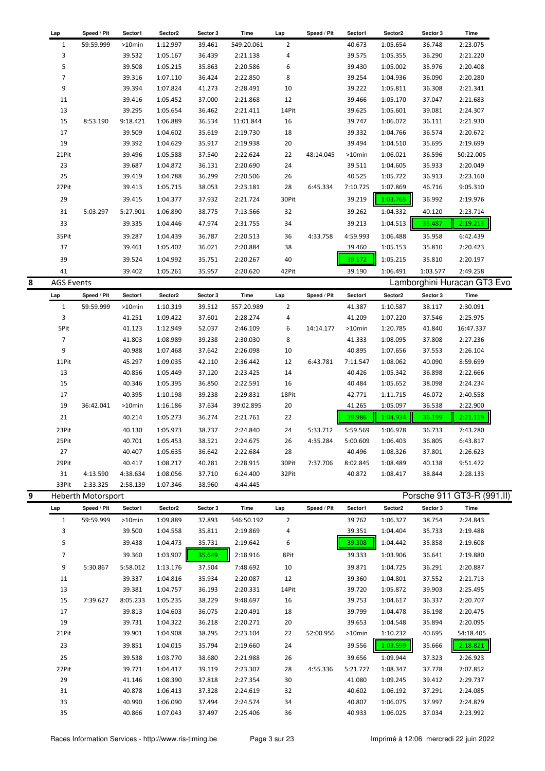| Lap | Speed / Pit | Sector1 | Sector2 | Sector 3 | Time | Lap | Speed / Pit | Sector1 | Sector2 | Sector 3 | Time |
|---|---|---|---|---|---|---|---|---|---|---|---|
| 1 | 59:59.999 | >10min | 1:12.997 | 39.461 | 549:20.061 | 2 | | 40.673 | 1:05.654 | 36.748 | 2:23.075 |
| 3 | | 39.532 | 1:05.167 | 36.439 | 2:21.138 | 4 | | 39.575 | 1:05.355 | 36.290 | 2:21.220 |
| 5 | | 39.508 | 1:05.215 | 35.863 | 2:20.586 | 6 | | 39.430 | 1:05.002 | 35.976 | 2:20.408 |
| 7 | | 39.316 | 1:07.110 | 36.424 | 2:22.850 | 8 | | 39.254 | 1:04.936 | 36.090 | 2:20.280 |
| 9 | | 39.394 | 1:07.824 | 41.273 | 2:28.491 | 10 | | 39.222 | 1:05.811 | 36.308 | 2:21.341 |
| 11 | | 39.416 | 1:05.452 | 37.000 | 2:21.868 | 12 | | 39.466 | 1:05.170 | 37.047 | 2:21.683 |
| 13 | | 39.295 | 1:05.654 | 36.462 | 2:21.411 | 14Pit | | 39.625 | 1:05.601 | 39.081 | 2:24.307 |
| 15 | 8:53.190 | 9:18.421 | 1:06.889 | 36.534 | 11:01.844 | 16 | | 39.747 | 1:06.072 | 36.111 | 2:21.930 |
| 17 | | 39.509 | 1:04.602 | 35.619 | 2:19.730 | 18 | | 39.332 | 1:04.766 | 36.574 | 2:20.672 |
| 19 | | 39.392 | 1:04.629 | 35.917 | 2:19.938 | 20 | | 39.494 | 1:04.510 | 35.695 | 2:19.699 |
| 21Pit | | 39.496 | 1:05.588 | 37.540 | 2:22.624 | 22 | 48:14.045 | >10min | 1:06.021 | 36.596 | 50:22.005 |
| 23 | | 39.687 | 1:04.872 | 36.131 | 2:20.690 | 24 | | 39.511 | 1:04.605 | 35.933 | 2:20.049 |
| 25 | | 39.419 | 1:04.788 | 36.299 | 2:20.506 | 26 | | 40.525 | 1:05.722 | 36.913 | 2:23.160 |
| 27Pit | | 39.413 | 1:05.715 | 38.053 | 2:23.181 | 28 | 6:45.334 | 7:10.725 | 1:07.869 | 46.716 | 9:05.310 |
| 29 | | 39.415 | 1:04.377 | 37.932 | 2:21.724 | 30Pit | | 39.219 | 1:03.765 | 36.992 | 2:19.976 |
| 31 | 5:03.297 | 5:27.901 | 1:06.890 | 38.775 | 7:13.566 | 32 | | 39.262 | 1:04.332 | 40.120 | 2:23.714 |
| 33 | | 39.335 | 1:04.446 | 47.974 | 2:31.755 | 34 | | 39.213 | 1:04.513 | 35.487 | 2:19.213 |
| 35Pit | | 39.287 | 1:04.439 | 36.787 | 2:20.513 | 36 | 4:33.758 | 4:59.993 | 1:06.488 | 35.958 | 6:42.439 |
| 37 | | 39.461 | 1:05.402 | 36.021 | 2:20.884 | 38 | | 39.460 | 1:05.153 | 35.810 | 2:20.423 |
| 39 | | 39.524 | 1:04.992 | 35.751 | 2:20.267 | 40 | | 39.172 | 1:05.215 | 35.810 | 2:20.197 |
| 41 | | 39.402 | 1:05.261 | 35.957 | 2:20.620 | 42Pit | | 39.190 | 1:06.491 | 1:03.577 | 2:49.258 |

## 8 AGS Events — Lamborghini Huracan GT3 Evo

| Lap | Speed / Pit | Sector1 | Sector2 | Sector 3 | Time | Lap | Speed / Pit | Sector1 | Sector2 | Sector 3 | Time |
|---|---|---|---|---|---|---|---|---|---|---|---|
| 1 | 59:59.999 | >10min | 1:10.319 | 39.512 | 557:20.989 | 2 | | 41.387 | 1:10.587 | 38.117 | 2:30.091 |
| 3 | | 41.251 | 1:09.422 | 37.601 | 2:28.274 | 4 | | 41.209 | 1:07.220 | 37.546 | 2:25.975 |
| 5Pit | | 41.123 | 1:12.949 | 52.037 | 2:46.109 | 6 | 14:14.177 | >10min | 1:20.785 | 41.840 | 16:47.337 |
| 7 | | 41.803 | 1:08.989 | 39.238 | 2:30.030 | 8 | | 41.333 | 1:08.095 | 37.808 | 2:27.236 |
| 9 | | 40.988 | 1:07.468 | 37.642 | 2:26.098 | 10 | | 40.895 | 1:07.656 | 37.553 | 2:26.104 |
| 11Pit | | 45.297 | 1:09.035 | 42.110 | 2:36.442 | 12 | 6:43.781 | 7:11.547 | 1:08.062 | 40.090 | 8:59.699 |
| 13 | | 40.856 | 1:05.449 | 37.120 | 2:23.425 | 14 | | 40.426 | 1:05.342 | 36.898 | 2:22.666 |
| 15 | | 40.346 | 1:05.395 | 36.850 | 2:22.591 | 16 | | 40.484 | 1:05.652 | 38.098 | 2:24.234 |
| 17 | | 40.395 | 1:10.198 | 39.238 | 2:29.831 | 18Pit | | 42.771 | 1:11.715 | 46.072 | 2:40.558 |
| 19 | 36:42.041 | >10min | 1:16.186 | 37.634 | 39:02.895 | 20 | | 41.265 | 1:05.097 | 36.538 | 2:22.900 |
| 21 | | 40.214 | 1:05.273 | 36.274 | 2:21.761 | 22 | | 39.986 | 1:04.934 | 36.199 | 2:21.119 |
| 23Pit | | 40.130 | 1:05.973 | 38.737 | 2:24.840 | 24 | 5:33.712 | 5:59.569 | 1:06.978 | 36.733 | 7:43.280 |
| 25Pit | | 40.701 | 1:05.453 | 38.521 | 2:24.675 | 26 | 4:35.284 | 5:00.609 | 1:06.403 | 36.805 | 6:43.817 |
| 27 | | 40.407 | 1:05.635 | 36.642 | 2:22.684 | 28 | | 40.496 | 1:08.326 | 37.801 | 2:26.623 |
| 29Pit | | 40.417 | 1:08.217 | 40.281 | 2:28.915 | 30Pit | 7:37.706 | 8:02.845 | 1:08.489 | 40.138 | 9:51.472 |
| 31 | 4:13.590 | 4:38.634 | 1:08.056 | 37.710 | 6:24.400 | 32Pit | | 40.872 | 1:08.417 | 38.844 | 2:28.133 |
| 33Pit | 2:33.325 | 2:58.139 | 1:07.346 | 38.960 | 4:44.445 | | | | | | |

## 9 Heberth Motorsport — Porsche 911 GT3-R (991.II)

| Lap | Speed / Pit | Sector1 | Sector2 | Sector 3 | Time | Lap | Speed / Pit | Sector1 | Sector2 | Sector 3 | Time |
|---|---|---|---|---|---|---|---|---|---|---|---|
| 1 | 59:59.999 | >10min | 1:09.889 | 37.893 | 546:50.192 | 2 | | 39.762 | 1:06.327 | 38.754 | 2:24.843 |
| 3 | | 39.500 | 1:04.558 | 35.811 | 2:19.869 | 4 | | 39.351 | 1:04.404 | 35.733 | 2:19.488 |
| 5 | | 39.438 | 1:04.473 | 35.731 | 2:19.642 | 6 | | 39.308 | 1:04.442 | 35.858 | 2:19.608 |
| 7 | | 39.360 | 1:03.907 | 35.649 | 2:18.916 | 8Pit | | 39.333 | 1:03.906 | 36.641 | 2:19.880 |
| 9 | 5:30.867 | 5:58.012 | 1:13.176 | 37.504 | 7:48.692 | 10 | | 39.871 | 1:04.725 | 36.291 | 2:20.887 |
| 11 | | 39.337 | 1:04.816 | 35.934 | 2:20.087 | 12 | | 39.360 | 1:04.801 | 37.552 | 2:21.713 |
| 13 | | 39.381 | 1:04.757 | 36.193 | 2:20.331 | 14Pit | | 39.720 | 1:05.872 | 39.903 | 2:25.495 |
| 15 | 7:39.627 | 8:05.233 | 1:05.235 | 38.229 | 9:48.697 | 16 | | 39.753 | 1:04.617 | 36.337 | 2:20.707 |
| 17 | | 39.813 | 1:04.603 | 36.075 | 2:20.491 | 18 | | 39.799 | 1:04.478 | 36.198 | 2:20.475 |
| 19 | | 39.731 | 1:04.322 | 36.218 | 2:20.271 | 20 | | 39.653 | 1:04.548 | 35.894 | 2:20.095 |
| 21Pit | | 39.901 | 1:04.908 | 38.295 | 2:23.104 | 22 | 52:00.956 | >10min | 1:10.232 | 40.695 | 54:18.405 |
| 23 | | 39.851 | 1:04.015 | 35.794 | 2:19.660 | 24 | | 39.556 | 1:03.599 | 35.666 | 2:18.821 |
| 25 | | 39.538 | 1:03.770 | 38.680 | 2:21.988 | 26 | | 39.656 | 1:09.944 | 37.323 | 2:26.923 |
| 27Pit | | 39.771 | 1:04.417 | 39.119 | 2:23.307 | 28 | 4:55.336 | 5:21.727 | 1:08.347 | 37.778 | 7:07.852 |
| 29 | | 41.146 | 1:08.390 | 37.818 | 2:27.354 | 30 | | 41.080 | 1:09.245 | 39.412 | 2:29.737 |
| 31 | | 40.878 | 1:06.413 | 37.328 | 2:24.619 | 32 | | 40.602 | 1:06.192 | 37.291 | 2:24.085 |
| 33 | | 40.990 | 1:06.090 | 37.494 | 2:24.574 | 34 | | 40.807 | 1:06.075 | 37.997 | 2:24.879 |
| 35 | | 40.866 | 1:07.043 | 37.497 | 2:25.406 | 36 | | 40.933 | 1:06.025 | 37.034 | 2:23.992 |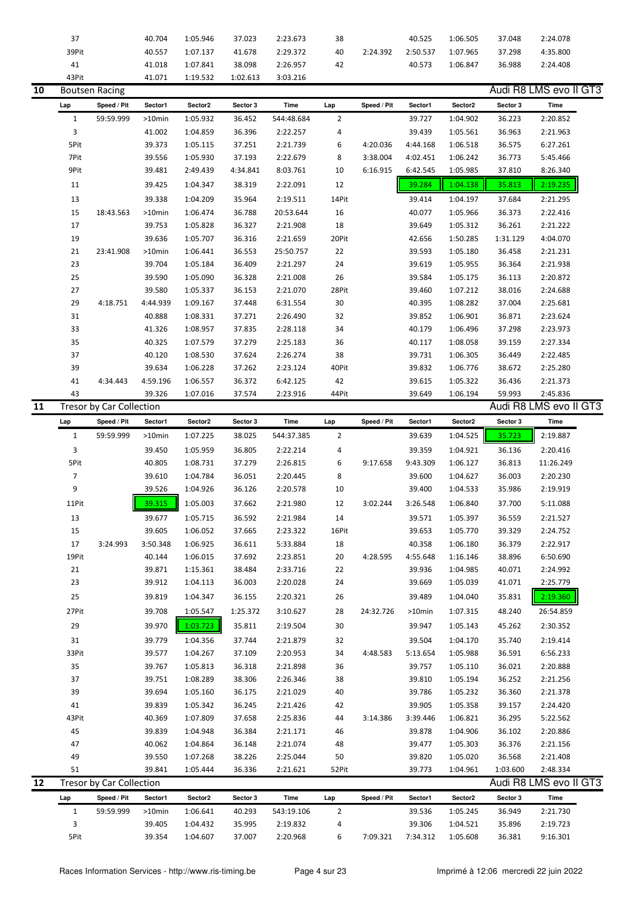| Lap | Speed / Pit | Sector1 | Sector2 | Sector 3 | Time | Lap | Speed / Pit | Sector1 | Sector2 | Sector 3 | Time |
|---|---|---|---|---|---|---|---|---|---|---|---|
| 37 | | 40.704 | 1:05.946 | 37.023 | 2:23.673 | 38 | | 40.525 | 1:06.505 | 37.048 | 2:24.078 |
| 39Pit | | 40.557 | 1:07.137 | 41.678 | 2:29.372 | 40 | 2:24.392 | 2:50.537 | 1:07.965 | 37.298 | 4:35.800 |
| 41 | | 41.018 | 1:07.841 | 38.098 | 2:26.957 | 42 | | 40.573 | 1:06.847 | 36.988 | 2:24.408 |
| 43Pit | | 41.071 | 1:19.532 | 1:02.613 | 3:03.216 | | | | | | |

## 10 Boutsen Racing — Audi R8 LMS evo II GT3

| Lap | Speed / Pit | Sector1 | Sector2 | Sector 3 | Time | Lap | Speed / Pit | Sector1 | Sector2 | Sector 3 | Time |
|---|---|---|---|---|---|---|---|---|---|---|---|
| 1 | 59:59.999 | >10min | 1:05.932 | 36.452 | 544:48.684 | 2 | | 39.727 | 1:04.902 | 36.223 | 2:20.852 |
| 3 | | 41.002 | 1:04.859 | 36.396 | 2:22.257 | 4 | | 39.439 | 1:05.561 | 36.963 | 2:21.963 |
| 5Pit | | 39.373 | 1:05.115 | 37.251 | 2:21.739 | 6 | 4:20.036 | 4:44.168 | 1:06.518 | 36.575 | 6:27.261 |
| 7Pit | | 39.556 | 1:05.930 | 37.193 | 2:22.679 | 8 | 3:38.004 | 4:02.451 | 1:06.242 | 36.773 | 5:45.466 |
| 9Pit | | 39.481 | 2:49.439 | 4:34.841 | 8:03.761 | 10 | 6:16.915 | 6:42.545 | 1:05.985 | 37.810 | 8:26.340 |
| 11 | | 39.425 | 1:04.347 | 38.319 | 2:22.091 | 12 | | 39.284 | 1:04.138 | 35.813 | 2:19.235 |
| 13 | | 39.338 | 1:04.209 | 35.964 | 2:19.511 | 14Pit | | 39.414 | 1:04.197 | 37.684 | 2:21.295 |
| 15 | 18:43.563 | >10min | 1:06.474 | 36.788 | 20:53.644 | 16 | | 40.077 | 1:05.966 | 36.373 | 2:22.416 |
| 17 | | 39.753 | 1:05.828 | 36.327 | 2:21.908 | 18 | | 39.649 | 1:05.312 | 36.261 | 2:21.222 |
| 19 | | 39.636 | 1:05.707 | 36.316 | 2:21.659 | 20Pit | | 42.656 | 1:50.285 | 1:31.129 | 4:04.070 |
| 21 | 23:41.908 | >10min | 1:06.441 | 36.553 | 25:50.757 | 22 | | 39.593 | 1:05.180 | 36.458 | 2:21.231 |
| 23 | | 39.704 | 1:05.184 | 36.409 | 2:21.297 | 24 | | 39.619 | 1:05.955 | 36.364 | 2:21.938 |
| 25 | | 39.590 | 1:05.090 | 36.328 | 2:21.008 | 26 | | 39.584 | 1:05.175 | 36.113 | 2:20.872 |
| 27 | | 39.580 | 1:05.337 | 36.153 | 2:21.070 | 28Pit | | 39.460 | 1:07.212 | 38.016 | 2:24.688 |
| 29 | 4:18.751 | 4:44.939 | 1:09.167 | 37.448 | 6:31.554 | 30 | | 40.395 | 1:08.282 | 37.004 | 2:25.681 |
| 31 | | 40.888 | 1:08.331 | 37.271 | 2:26.490 | 32 | | 39.852 | 1:06.901 | 36.871 | 2:23.624 |
| 33 | | 41.326 | 1:08.957 | 37.835 | 2:28.118 | 34 | | 40.179 | 1:06.496 | 37.298 | 2:23.973 |
| 35 | | 40.325 | 1:07.579 | 37.279 | 2:25.183 | 36 | | 40.117 | 1:08.058 | 39.159 | 2:27.334 |
| 37 | | 40.120 | 1:08.530 | 37.624 | 2:26.274 | 38 | | 39.731 | 1:06.305 | 36.449 | 2:22.485 |
| 39 | | 39.634 | 1:06.228 | 37.262 | 2:23.124 | 40Pit | | 39.832 | 1:06.776 | 38.672 | 2:25.280 |
| 41 | 4:34.443 | 4:59.196 | 1:06.557 | 36.372 | 6:42.125 | 42 | | 39.615 | 1:05.322 | 36.436 | 2:21.373 |
| 43 | | 39.326 | 1:07.016 | 37.574 | 2:23.916 | 44Pit | | 39.649 | 1:06.194 | 59.993 | 2:45.836 |

## 11 Tresor by Car Collection — Audi R8 LMS evo II GT3

| Lap | Speed / Pit | Sector1 | Sector2 | Sector 3 | Time | Lap | Speed / Pit | Sector1 | Sector2 | Sector 3 | Time |
|---|---|---|---|---|---|---|---|---|---|---|---|
| 1 | 59:59.999 | >10min | 1:07.225 | 38.025 | 544:37.385 | 2 | | 39.639 | 1:04.525 | 35.723 | 2:19.887 |
| 3 | | 39.450 | 1:05.959 | 36.805 | 2:22.214 | 4 | | 39.359 | 1:04.921 | 36.136 | 2:20.416 |
| 5Pit | | 40.805 | 1:08.731 | 37.279 | 2:26.815 | 6 | 9:17.658 | 9:43.309 | 1:06.127 | 36.813 | 11:26.249 |
| 7 | | 39.610 | 1:04.784 | 36.051 | 2:20.445 | 8 | | 39.600 | 1:04.627 | 36.003 | 2:20.230 |
| 9 | | 39.526 | 1:04.926 | 36.126 | 2:20.578 | 10 | | 39.400 | 1:04.533 | 35.986 | 2:19.919 |
| 11Pit | | 39.315 | 1:05.003 | 37.662 | 2:21.980 | 12 | 3:02.244 | 3:26.548 | 1:06.840 | 37.700 | 5:11.088 |
| 13 | | 39.677 | 1:05.715 | 36.592 | 2:21.984 | 14 | | 39.571 | 1:05.397 | 36.559 | 2:21.527 |
| 15 | | 39.605 | 1:06.052 | 37.665 | 2:23.322 | 16Pit | | 39.653 | 1:05.770 | 39.329 | 2:24.752 |
| 17 | 3:24.993 | 3:50.348 | 1:06.925 | 36.611 | 5:33.884 | 18 | | 40.358 | 1:06.180 | 36.379 | 2:22.917 |
| 19Pit | | 40.144 | 1:06.015 | 37.692 | 2:23.851 | 20 | 4:28.595 | 4:55.648 | 1:16.146 | 38.896 | 6:50.690 |
| 21 | | 39.871 | 1:15.361 | 38.484 | 2:33.716 | 22 | | 39.936 | 1:04.985 | 40.071 | 2:24.992 |
| 23 | | 39.912 | 1:04.113 | 36.003 | 2:20.028 | 24 | | 39.669 | 1:05.039 | 41.071 | 2:25.779 |
| 25 | | 39.819 | 1:04.347 | 36.155 | 2:20.321 | 26 | | 39.489 | 1:04.040 | 35.831 | 2:19.360 |
| 27Pit | | 39.708 | 1:05.547 | 1:25.372 | 3:10.627 | 28 | 24:32.726 | >10min | 1:07.315 | 48.240 | 26:54.859 |
| 29 | | 39.970 | 1:03.723 | 35.811 | 2:19.504 | 30 | | 39.947 | 1:05.143 | 45.262 | 2:30.352 |
| 31 | | 39.779 | 1:04.356 | 37.744 | 2:21.879 | 32 | | 39.504 | 1:04.170 | 35.740 | 2:19.414 |
| 33Pit | | 39.577 | 1:04.267 | 37.109 | 2:20.953 | 34 | 4:48.583 | 5:13.654 | 1:05.988 | 36.591 | 6:56.233 |
| 35 | | 39.767 | 1:05.813 | 36.318 | 2:21.898 | 36 | | 39.757 | 1:05.110 | 36.021 | 2:20.888 |
| 37 | | 39.751 | 1:08.289 | 38.306 | 2:26.346 | 38 | | 39.810 | 1:05.194 | 36.252 | 2:21.256 |
| 39 | | 39.694 | 1:05.160 | 36.175 | 2:21.029 | 40 | | 39.786 | 1:05.232 | 36.360 | 2:21.378 |
| 41 | | 39.839 | 1:05.342 | 36.245 | 2:21.426 | 42 | | 39.905 | 1:05.358 | 39.157 | 2:24.420 |
| 43Pit | | 40.369 | 1:07.809 | 37.658 | 2:25.836 | 44 | 3:14.386 | 3:39.446 | 1:06.821 | 36.295 | 5:22.562 |
| 45 | | 39.839 | 1:04.948 | 36.384 | 2:21.171 | 46 | | 39.878 | 1:04.906 | 36.102 | 2:20.886 |
| 47 | | 40.062 | 1:04.864 | 36.148 | 2:21.074 | 48 | | 39.477 | 1:05.303 | 36.376 | 2:21.156 |
| 49 | | 39.550 | 1:07.268 | 38.226 | 2:25.044 | 50 | | 39.820 | 1:05.020 | 36.568 | 2:21.408 |
| 51 | | 39.841 | 1:05.444 | 36.336 | 2:21.621 | 52Pit | | 39.773 | 1:04.961 | 1:03.600 | 2:48.334 |

## 12 Tresor by Car Collection — Audi R8 LMS evo II GT3

| Lap | Speed / Pit | Sector1 | Sector2 | Sector 3 | Time | Lap | Speed / Pit | Sector1 | Sector2 | Sector 3 | Time |
|---|---|---|---|---|---|---|---|---|---|---|---|
| 1 | 59:59.999 | >10min | 1:06.641 | 40.293 | 543:19.106 | 2 | | 39.536 | 1:05.245 | 36.949 | 2:21.730 |
| 3 | | 39.405 | 1:04.432 | 35.995 | 2:19.832 | 4 | | 39.306 | 1:04.521 | 35.896 | 2:19.723 |
| 5Pit | | 39.354 | 1:04.607 | 37.007 | 2:20.968 | 6 | 7:09.321 | 7:34.312 | 1:05.608 | 36.381 | 9:16.301 |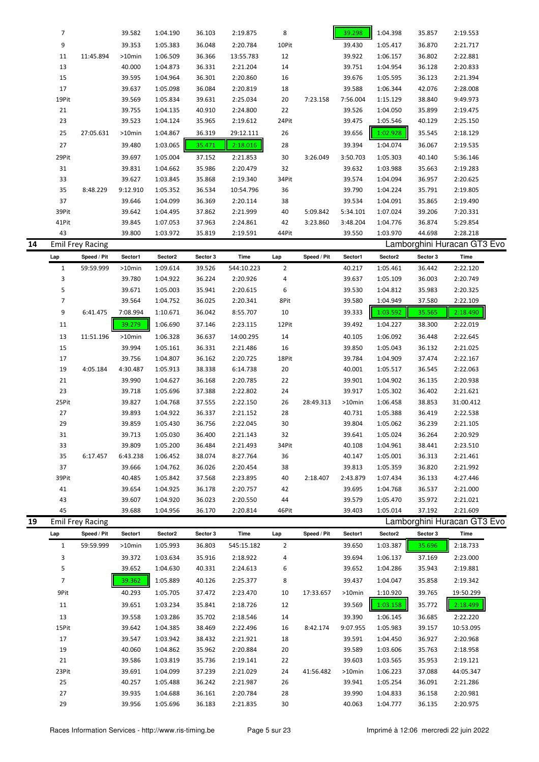| Lap | Speed / Pit | Sector1 | Sector2 | Sector 3 | Time | Lap | Speed / Pit | Sector1 | Sector2 | Sector 3 | Time |
|---|---|---|---|---|---|---|---|---|---|---|---|
| 7 | | 39.582 | 1:04.190 | 36.103 | 2:19.875 | 8 | | 39.298 | 1:04.398 | 35.857 | 2:19.553 |
| 9 | | 39.353 | 1:05.383 | 36.048 | 2:20.784 | 10Pit | | 39.430 | 1:05.417 | 36.870 | 2:21.717 |
| 11 | 11:45.894 | >10min | 1:06.509 | 36.366 | 13:55.783 | 12 | | 39.922 | 1:06.157 | 36.802 | 2:22.881 |
| 13 | | 40.000 | 1:04.873 | 36.331 | 2:21.204 | 14 | | 39.751 | 1:04.954 | 36.128 | 2:20.833 |
| 15 | | 39.595 | 1:04.964 | 36.301 | 2:20.860 | 16 | | 39.676 | 1:05.595 | 36.123 | 2:21.394 |
| 17 | | 39.637 | 1:05.098 | 36.084 | 2:20.819 | 18 | | 39.588 | 1:06.344 | 42.076 | 2:28.008 |
| 19Pit | | 39.569 | 1:05.834 | 39.631 | 2:25.034 | 20 | 7:23.158 | 7:56.004 | 1:15.129 | 38.840 | 9:49.973 |
| 21 | | 39.755 | 1:04.135 | 40.910 | 2:24.800 | 22 | | 39.526 | 1:04.050 | 35.899 | 2:19.475 |
| 23 | | 39.523 | 1:04.124 | 35.965 | 2:19.612 | 24Pit | | 39.475 | 1:05.546 | 40.129 | 2:25.150 |
| 25 | 27:05.631 | >10min | 1:04.867 | 36.319 | 29:12.111 | 26 | | 39.656 | 1:02.928 | 35.545 | 2:18.129 |
| 27 | | 39.480 | 1:03.065 | 35.471 | 2:18.016 | 28 | | 39.394 | 1:04.074 | 36.067 | 2:19.535 |
| 29Pit | | 39.697 | 1:05.004 | 37.152 | 2:21.853 | 30 | 3:26.049 | 3:50.703 | 1:05.303 | 40.140 | 5:36.146 |
| 31 | | 39.831 | 1:04.662 | 35.986 | 2:20.479 | 32 | | 39.632 | 1:03.988 | 35.663 | 2:19.283 |
| 33 | | 39.627 | 1:03.845 | 35.868 | 2:19.340 | 34Pit | | 39.574 | 1:04.094 | 36.957 | 2:20.625 |
| 35 | 8:48.229 | 9:12.910 | 1:05.352 | 36.534 | 10:54.796 | 36 | | 39.790 | 1:04.224 | 35.791 | 2:19.805 |
| 37 | | 39.646 | 1:04.099 | 36.369 | 2:20.114 | 38 | | 39.534 | 1:04.091 | 35.865 | 2:19.490 |
| 39Pit | | 39.642 | 1:04.495 | 37.862 | 2:21.999 | 40 | 5:09.842 | 5:34.101 | 1:07.024 | 39.206 | 7:20.331 |
| 41Pit | | 39.845 | 1:07.053 | 37.963 | 2:24.861 | 42 | 3:23.860 | 3:48.204 | 1:04.776 | 36.874 | 5:29.854 |
| 43 | | 39.800 | 1:03.972 | 35.819 | 2:19.591 | 44Pit | | 39.550 | 1:03.970 | 44.698 | 2:28.218 |

## 14 Emil Frey Racing — Lamborghini Huracan GT3 Evo

| Lap | Speed / Pit | Sector1 | Sector2 | Sector 3 | Time | Lap | Speed / Pit | Sector1 | Sector2 | Sector 3 | Time |
|---|---|---|---|---|---|---|---|---|---|---|---|
| 1 | 59:59.999 | >10min | 1:09.614 | 39.526 | 544:10.223 | 2 | | 40.217 | 1:05.461 | 36.442 | 2:22.120 |
| 3 | | 39.780 | 1:04.922 | 36.224 | 2:20.926 | 4 | | 39.637 | 1:05.109 | 36.003 | 2:20.749 |
| 5 | | 39.671 | 1:05.003 | 35.941 | 2:20.615 | 6 | | 39.530 | 1:04.812 | 35.983 | 2:20.325 |
| 7 | | 39.564 | 1:04.752 | 36.025 | 2:20.341 | 8Pit | | 39.580 | 1:04.949 | 37.580 | 2:22.109 |
| 9 | 6:41.475 | 7:08.994 | 1:10.671 | 36.042 | 8:55.707 | 10 | | 39.333 | 1:03.592 | 35.565 | 2:18.490 |
| 11 | | 39.279 | 1:06.690 | 37.146 | 2:23.115 | 12Pit | | 39.492 | 1:04.227 | 38.300 | 2:22.019 |
| 13 | 11:51.196 | >10min | 1:06.328 | 36.637 | 14:00.295 | 14 | | 40.105 | 1:06.092 | 36.448 | 2:22.645 |
| 15 | | 39.994 | 1:05.161 | 36.331 | 2:21.486 | 16 | | 39.850 | 1:05.043 | 36.132 | 2:21.025 |
| 17 | | 39.756 | 1:04.807 | 36.162 | 2:20.725 | 18Pit | | 39.784 | 1:04.909 | 37.474 | 2:22.167 |
| 19 | 4:05.184 | 4:30.487 | 1:05.913 | 38.338 | 6:14.738 | 20 | | 40.001 | 1:05.517 | 36.545 | 2:22.063 |
| 21 | | 39.990 | 1:04.627 | 36.168 | 2:20.785 | 22 | | 39.901 | 1:04.902 | 36.135 | 2:20.938 |
| 23 | | 39.718 | 1:05.696 | 37.388 | 2:22.802 | 24 | | 39.917 | 1:05.302 | 36.402 | 2:21.621 |
| 25Pit | | 39.827 | 1:04.768 | 37.555 | 2:22.150 | 26 | 28:49.313 | >10min | 1:06.458 | 38.853 | 31:00.412 |
| 27 | | 39.893 | 1:04.922 | 36.337 | 2:21.152 | 28 | | 40.731 | 1:05.388 | 36.419 | 2:22.538 |
| 29 | | 39.859 | 1:05.430 | 36.756 | 2:22.045 | 30 | | 39.804 | 1:05.062 | 36.239 | 2:21.105 |
| 31 | | 39.713 | 1:05.030 | 36.400 | 2:21.143 | 32 | | 39.641 | 1:05.024 | 36.264 | 2:20.929 |
| 33 | | 39.809 | 1:05.200 | 36.484 | 2:21.493 | 34Pit | | 40.108 | 1:04.961 | 38.441 | 2:23.510 |
| 35 | 6:17.457 | 6:43.238 | 1:06.452 | 38.074 | 8:27.764 | 36 | | 40.147 | 1:05.001 | 36.313 | 2:21.461 |
| 37 | | 39.666 | 1:04.762 | 36.026 | 2:20.454 | 38 | | 39.813 | 1:05.359 | 36.820 | 2:21.992 |
| 39Pit | | 40.485 | 1:05.842 | 37.568 | 2:23.895 | 40 | 2:18.407 | 2:43.879 | 1:07.434 | 36.133 | 4:27.446 |
| 41 | | 39.654 | 1:04.925 | 36.178 | 2:20.757 | 42 | | 39.695 | 1:04.768 | 36.537 | 2:21.000 |
| 43 | | 39.607 | 1:04.920 | 36.023 | 2:20.550 | 44 | | 39.579 | 1:05.470 | 35.972 | 2:21.021 |
| 45 | | 39.688 | 1:04.956 | 36.170 | 2:20.814 | 46Pit | | 39.403 | 1:05.014 | 37.192 | 2:21.609 |

## 19 Emil Frey Racing — Lamborghini Huracan GT3 Evo

| Lap | Speed / Pit | Sector1 | Sector2 | Sector 3 | Time | Lap | Speed / Pit | Sector1 | Sector2 | Sector 3 | Time |
|---|---|---|---|---|---|---|---|---|---|---|---|
| 1 | 59:59.999 | >10min | 1:05.993 | 36.803 | 545:15.182 | 2 | | 39.650 | 1:03.387 | 35.696 | 2:18.733 |
| 3 | | 39.372 | 1:03.634 | 35.916 | 2:18.922 | 4 | | 39.694 | 1:06.137 | 37.169 | 2:23.000 |
| 5 | | 39.652 | 1:04.630 | 40.331 | 2:24.613 | 6 | | 39.652 | 1:04.286 | 35.943 | 2:19.881 |
| 7 | | 39.362 | 1:05.889 | 40.126 | 2:25.377 | 8 | | 39.437 | 1:04.047 | 35.858 | 2:19.342 |
| 9Pit | | 40.293 | 1:05.705 | 37.472 | 2:23.470 | 10 | 17:33.657 | >10min | 1:10.920 | 39.765 | 19:50.299 |
| 11 | | 39.651 | 1:03.234 | 35.841 | 2:18.726 | 12 | | 39.569 | 1:03.158 | 35.772 | 2:18.499 |
| 13 | | 39.558 | 1:03.286 | 35.702 | 2:18.546 | 14 | | 39.390 | 1:06.145 | 36.685 | 2:22.220 |
| 15Pit | | 39.642 | 1:04.385 | 38.469 | 2:22.496 | 16 | 8:42.174 | 9:07.955 | 1:05.983 | 39.157 | 10:53.095 |
| 17 | | 39.547 | 1:03.942 | 38.432 | 2:21.921 | 18 | | 39.591 | 1:04.450 | 36.927 | 2:20.968 |
| 19 | | 40.060 | 1:04.862 | 35.962 | 2:20.884 | 20 | | 39.589 | 1:03.606 | 35.763 | 2:18.958 |
| 21 | | 39.586 | 1:03.819 | 35.736 | 2:19.141 | 22 | | 39.603 | 1:03.565 | 35.953 | 2:19.121 |
| 23Pit | | 39.691 | 1:04.099 | 37.239 | 2:21.029 | 24 | 41:56.482 | >10min | 1:06.223 | 37.088 | 44:05.347 |
| 25 | | 40.257 | 1:05.488 | 36.242 | 2:21.987 | 26 | | 39.941 | 1:05.254 | 36.091 | 2:21.286 |
| 27 | | 39.935 | 1:04.688 | 36.161 | 2:20.784 | 28 | | 39.990 | 1:04.833 | 36.158 | 2:20.981 |
| 29 | | 39.956 | 1:05.696 | 36.183 | 2:21.835 | 30 | | 40.063 | 1:04.777 | 36.135 | 2:20.975 |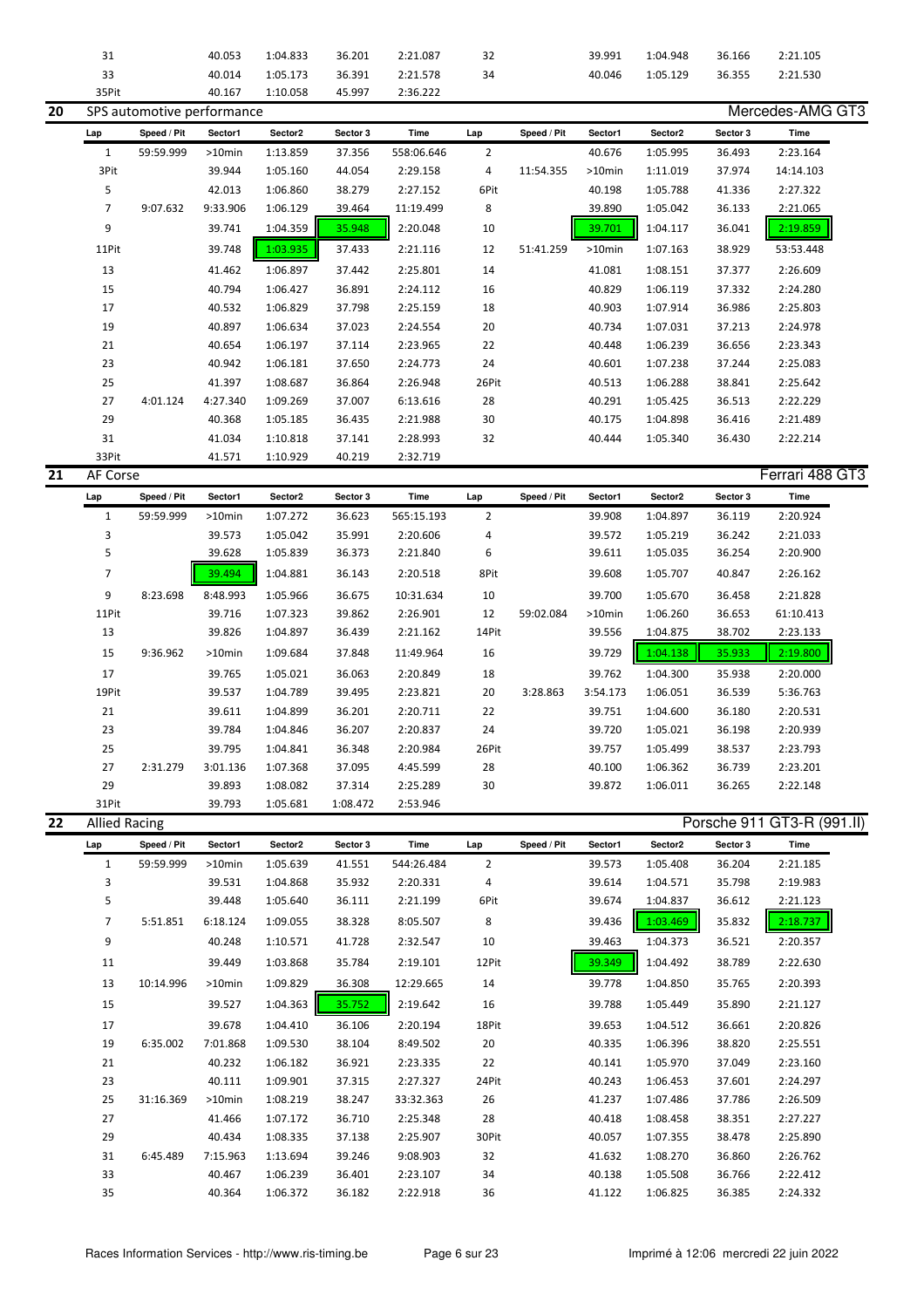| Lap | Speed / Pit | Sector1 | Sector2 | Sector 3 | Time | Lap | Speed / Pit | Sector1 | Sector2 | Sector 3 | Time |
|---|---|---|---|---|---|---|---|---|---|---|---|
| 31 | | 40.053 | 1:04.833 | 36.201 | 2:21.087 | 32 | | 39.991 | 1:04.948 | 36.166 | 2:21.105 |
| 33 | | 40.014 | 1:05.173 | 36.391 | 2:21.578 | 34 | | 40.046 | 1:05.129 | 36.355 | 2:21.530 |
| 35Pit | | 40.167 | 1:10.058 | 45.997 | 2:36.222 | | | | | | |

## 20 SPS automotive performance — Mercedes-AMG GT3

| Lap | Speed / Pit | Sector1 | Sector2 | Sector 3 | Time | Lap | Speed / Pit | Sector1 | Sector2 | Sector 3 | Time |
|---|---|---|---|---|---|---|---|---|---|---|---|
| 1 | 59:59.999 | >10min | 1:13.859 | 37.356 | 558:06.646 | 2 | | 40.676 | 1:05.995 | 36.493 | 2:23.164 |
| 3Pit | | 39.944 | 1:05.160 | 44.054 | 2:29.158 | 4 | 11:54.355 | >10min | 1:11.019 | 37.974 | 14:14.103 |
| 5 | | 42.013 | 1:06.860 | 38.279 | 2:27.152 | 6Pit | | 40.198 | 1:05.788 | 41.336 | 2:27.322 |
| 7 | 9:07.632 | 9:33.906 | 1:06.129 | 39.464 | 11:19.499 | 8 | | 39.890 | 1:05.042 | 36.133 | 2:21.065 |
| 9 | | 39.741 | 1:04.359 | 35.948 | 2:20.048 | 10 | | 39.701 | 1:04.117 | 36.041 | 2:19.859 |
| 11Pit | | 39.748 | 1:03.935 | 37.433 | 2:21.116 | 12 | 51:41.259 | >10min | 1:07.163 | 38.929 | 53:53.448 |
| 13 | | 41.462 | 1:06.897 | 37.442 | 2:25.801 | 14 | | 41.081 | 1:08.151 | 37.377 | 2:26.609 |
| 15 | | 40.794 | 1:06.427 | 36.891 | 2:24.112 | 16 | | 40.829 | 1:06.119 | 37.332 | 2:24.280 |
| 17 | | 40.532 | 1:06.829 | 37.798 | 2:25.159 | 18 | | 40.903 | 1:07.914 | 36.986 | 2:25.803 |
| 19 | | 40.897 | 1:06.634 | 37.023 | 2:24.554 | 20 | | 40.734 | 1:07.031 | 37.213 | 2:24.978 |
| 21 | | 40.654 | 1:06.197 | 37.114 | 2:23.965 | 22 | | 40.448 | 1:06.239 | 36.656 | 2:23.343 |
| 23 | | 40.942 | 1:06.181 | 37.650 | 2:24.773 | 24 | | 40.601 | 1:07.238 | 37.244 | 2:25.083 |
| 25 | | 41.397 | 1:08.687 | 36.864 | 2:26.948 | 26Pit | | 40.513 | 1:06.288 | 38.841 | 2:25.642 |
| 27 | 4:01.124 | 4:27.340 | 1:09.269 | 37.007 | 6:13.616 | 28 | | 40.291 | 1:05.425 | 36.513 | 2:22.229 |
| 29 | | 40.368 | 1:05.185 | 36.435 | 2:21.988 | 30 | | 40.175 | 1:04.898 | 36.416 | 2:21.489 |
| 31 | | 41.034 | 1:10.818 | 37.141 | 2:28.993 | 32 | | 40.444 | 1:05.340 | 36.430 | 2:22.214 |
| 33Pit | | 41.571 | 1:10.929 | 40.219 | 2:32.719 | | | | | | |

## 21 AF Corse — Ferrari 488 GT3

| Lap | Speed / Pit | Sector1 | Sector2 | Sector 3 | Time | Lap | Speed / Pit | Sector1 | Sector2 | Sector 3 | Time |
|---|---|---|---|---|---|---|---|---|---|---|---|
| 1 | 59:59.999 | >10min | 1:07.272 | 36.623 | 565:15.193 | 2 | | 39.908 | 1:04.897 | 36.119 | 2:20.924 |
| 3 | | 39.573 | 1:05.042 | 35.991 | 2:20.606 | 4 | | 39.572 | 1:05.219 | 36.242 | 2:21.033 |
| 5 | | 39.628 | 1:05.839 | 36.373 | 2:21.840 | 6 | | 39.611 | 1:05.035 | 36.254 | 2:20.900 |
| 7 | | 39.494 | 1:04.881 | 36.143 | 2:20.518 | 8Pit | | 39.608 | 1:05.707 | 40.847 | 2:26.162 |
| 9 | 8:23.698 | 8:48.993 | 1:05.966 | 36.675 | 10:31.634 | 10 | | 39.700 | 1:05.670 | 36.458 | 2:21.828 |
| 11Pit | | 39.716 | 1:07.323 | 39.862 | 2:26.901 | 12 | 59:02.084 | >10min | 1:06.260 | 36.653 | 61:10.413 |
| 13 | | 39.826 | 1:04.897 | 36.439 | 2:21.162 | 14Pit | | 39.556 | 1:04.875 | 38.702 | 2:23.133 |
| 15 | 9:36.962 | >10min | 1:09.684 | 37.848 | 11:49.964 | 16 | | 39.729 | 1:04.138 | 35.933 | 2:19.800 |
| 17 | | 39.765 | 1:05.021 | 36.063 | 2:20.849 | 18 | | 39.762 | 1:04.300 | 35.938 | 2:20.000 |
| 19Pit | | 39.537 | 1:04.789 | 39.495 | 2:23.821 | 20 | 3:28.863 | 3:54.173 | 1:06.051 | 36.539 | 5:36.763 |
| 21 | | 39.611 | 1:04.899 | 36.201 | 2:20.711 | 22 | | 39.751 | 1:04.600 | 36.180 | 2:20.531 |
| 23 | | 39.784 | 1:04.846 | 36.207 | 2:20.837 | 24 | | 39.720 | 1:05.021 | 36.198 | 2:20.939 |
| 25 | | 39.795 | 1:04.841 | 36.348 | 2:20.984 | 26Pit | | 39.757 | 1:05.499 | 38.537 | 2:23.793 |
| 27 | 2:31.279 | 3:01.136 | 1:07.368 | 37.095 | 4:45.599 | 28 | | 40.100 | 1:06.362 | 36.739 | 2:23.201 |
| 29 | | 39.893 | 1:08.082 | 37.314 | 2:25.289 | 30 | | 39.872 | 1:06.011 | 36.265 | 2:22.148 |
| 31Pit | | 39.793 | 1:05.681 | 1:08.472 | 2:53.946 | | | | | | |

## 22 Allied Racing — Porsche 911 GT3-R (991.II)

| Lap | Speed / Pit | Sector1 | Sector2 | Sector 3 | Time | Lap | Speed / Pit | Sector1 | Sector2 | Sector 3 | Time |
|---|---|---|---|---|---|---|---|---|---|---|---|
| 1 | 59:59.999 | >10min | 1:05.639 | 41.551 | 544:26.484 | 2 | | 39.573 | 1:05.408 | 36.204 | 2:21.185 |
| 3 | | 39.531 | 1:04.868 | 35.932 | 2:20.331 | 4 | | 39.614 | 1:04.571 | 35.798 | 2:19.983 |
| 5 | | 39.448 | 1:05.640 | 36.111 | 2:21.199 | 6Pit | | 39.674 | 1:04.837 | 36.612 | 2:21.123 |
| 7 | 5:51.851 | 6:18.124 | 1:09.055 | 38.328 | 8:05.507 | 8 | | 39.436 | 1:03.469 | 35.832 | 2:18.737 |
| 9 | | 40.248 | 1:10.571 | 41.728 | 2:32.547 | 10 | | 39.463 | 1:04.373 | 36.521 | 2:20.357 |
| 11 | | 39.449 | 1:03.868 | 35.784 | 2:19.101 | 12Pit | | 39.349 | 1:04.492 | 38.789 | 2:22.630 |
| 13 | 10:14.996 | >10min | 1:09.829 | 36.308 | 12:29.665 | 14 | | 39.778 | 1:04.850 | 35.765 | 2:20.393 |
| 15 | | 39.527 | 1:04.363 | 35.752 | 2:19.642 | 16 | | 39.788 | 1:05.449 | 35.890 | 2:21.127 |
| 17 | | 39.678 | 1:04.410 | 36.106 | 2:20.194 | 18Pit | | 39.653 | 1:04.512 | 36.661 | 2:20.826 |
| 19 | 6:35.002 | 7:01.868 | 1:09.530 | 38.104 | 8:49.502 | 20 | | 40.335 | 1:06.396 | 38.820 | 2:25.551 |
| 21 | | 40.232 | 1:06.182 | 36.921 | 2:23.335 | 22 | | 40.141 | 1:05.970 | 37.049 | 2:23.160 |
| 23 | | 40.111 | 1:09.901 | 37.315 | 2:27.327 | 24Pit | | 40.243 | 1:06.453 | 37.601 | 2:24.297 |
| 25 | 31:16.369 | >10min | 1:08.219 | 38.247 | 33:32.363 | 26 | | 41.237 | 1:07.486 | 37.786 | 2:26.509 |
| 27 | | 41.466 | 1:07.172 | 36.710 | 2:25.348 | 28 | | 40.418 | 1:08.458 | 38.351 | 2:27.227 |
| 29 | | 40.434 | 1:08.335 | 37.138 | 2:25.907 | 30Pit | | 40.057 | 1:07.355 | 38.478 | 2:25.890 |
| 31 | 6:45.489 | 7:15.963 | 1:13.694 | 39.246 | 9:08.903 | 32 | | 41.632 | 1:08.270 | 36.860 | 2:26.762 |
| 33 | | 40.467 | 1:06.239 | 36.401 | 2:23.107 | 34 | | 40.138 | 1:05.508 | 36.766 | 2:22.412 |
| 35 | | 40.364 | 1:06.372 | 36.182 | 2:22.918 | 36 | | 41.122 | 1:06.825 | 36.385 | 2:24.332 |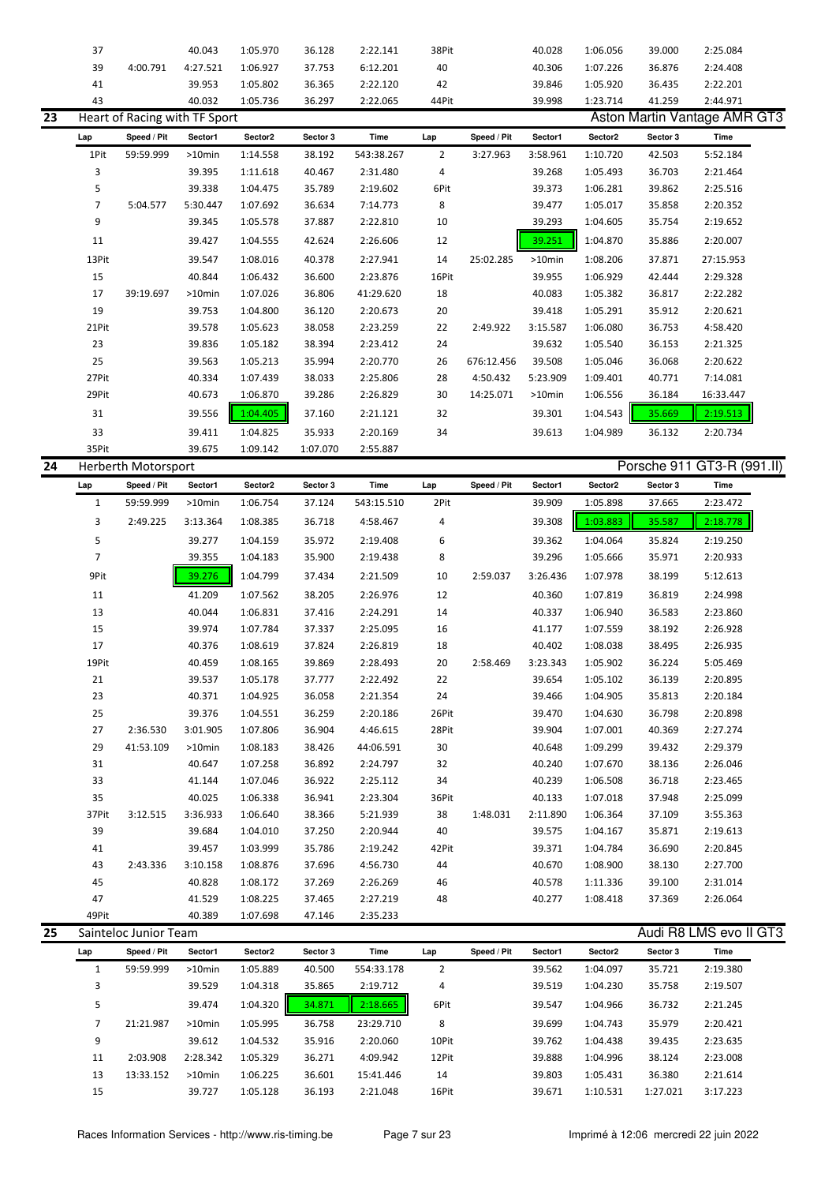| Lap | Speed / Pit | Sector1 | Sector2 | Sector 3 | Time | Lap | Speed / Pit | Sector1 | Sector2 | Sector 3 | Time |
|---|---|---|---|---|---|---|---|---|---|---|---|
| 37 | | 40.043 | 1:05.970 | 36.128 | 2:22.141 | 38Pit | | 40.028 | 1:06.056 | 39.000 | 2:25.084 |
| 39 | 4:00.791 | 4:27.521 | 1:06.927 | 37.753 | 6:12.201 | 40 | | 40.306 | 1:07.226 | 36.876 | 2:24.408 |
| 41 | | 39.953 | 1:05.802 | 36.365 | 2:22.120 | 42 | | 39.846 | 1:05.920 | 36.435 | 2:22.201 |
| 43 | | 40.032 | 1:05.736 | 36.297 | 2:22.065 | 44Pit | | 39.998 | 1:23.714 | 41.259 | 2:44.971 |

## 23 Heart of Racing with TF Sport — Aston Martin Vantage AMR GT3

| Lap | Speed / Pit | Sector1 | Sector2 | Sector 3 | Time | Lap | Speed / Pit | Sector1 | Sector2 | Sector 3 | Time |
|---|---|---|---|---|---|---|---|---|---|---|---|
| 1Pit | 59:59.999 | >10min | 1:14.558 | 38.192 | 543:38.267 | 2 | 3:27.963 | 3:58.961 | 1:10.720 | 42.503 | 5:52.184 |
| 3 | | 39.395 | 1:11.618 | 40.467 | 2:31.480 | 4 | | 39.268 | 1:05.493 | 36.703 | 2:21.464 |
| 5 | | 39.338 | 1:04.475 | 35.789 | 2:19.602 | 6Pit | | 39.373 | 1:06.281 | 39.862 | 2:25.516 |
| 7 | 5:04.577 | 5:30.447 | 1:07.692 | 36.634 | 7:14.773 | 8 | | 39.477 | 1:05.017 | 35.858 | 2:20.352 |
| 9 | | 39.345 | 1:05.578 | 37.887 | 2:22.810 | 10 | | 39.293 | 1:04.605 | 35.754 | 2:19.652 |
| 11 | | 39.427 | 1:04.555 | 42.624 | 2:26.606 | 12 | | 39.251 | 1:04.870 | 35.886 | 2:20.007 |
| 13Pit | | 39.547 | 1:08.016 | 40.378 | 2:27.941 | 14 | 25:02.285 | >10min | 1:08.206 | 37.871 | 27:15.953 |
| 15 | | 40.844 | 1:06.432 | 36.600 | 2:23.876 | 16Pit | | 39.955 | 1:06.929 | 42.444 | 2:29.328 |
| 17 | 39:19.697 | >10min | 1:07.026 | 36.806 | 41:29.620 | 18 | | 40.083 | 1:05.382 | 36.817 | 2:22.282 |
| 19 | | 39.753 | 1:04.800 | 36.120 | 2:20.673 | 20 | | 39.418 | 1:05.291 | 35.912 | 2:20.621 |
| 21Pit | | 39.578 | 1:05.623 | 38.058 | 2:23.259 | 22 | 2:49.922 | 3:15.587 | 1:06.080 | 36.753 | 4:58.420 |
| 23 | | 39.836 | 1:05.182 | 38.394 | 2:23.412 | 24 | | 39.632 | 1:05.540 | 36.153 | 2:21.325 |
| 25 | | 39.563 | 1:05.213 | 35.994 | 2:20.770 | 26 | 676:12.456 | 39.508 | 1:05.046 | 36.068 | 2:20.622 |
| 27Pit | | 40.334 | 1:07.439 | 38.033 | 2:25.806 | 28 | 4:50.432 | 5:23.909 | 1:09.401 | 40.771 | 7:14.081 |
| 29Pit | | 40.673 | 1:06.870 | 39.286 | 2:26.829 | 30 | 14:25.071 | >10min | 1:06.556 | 36.184 | 16:33.447 |
| 31 | | 39.556 | 1:04.405 | 37.160 | 2:21.121 | 32 | | 39.301 | 1:04.543 | 35.669 | 2:19.513 |
| 33 | | 39.411 | 1:04.825 | 35.933 | 2:20.169 | 34 | | 39.613 | 1:04.989 | 36.132 | 2:20.734 |
| 35Pit | | 39.675 | 1:09.142 | 1:07.070 | 2:55.887 | | | | | | |

## 24 Herberth Motorsport — Porsche 911 GT3-R (991.II)

| Lap | Speed / Pit | Sector1 | Sector2 | Sector 3 | Time | Lap | Speed / Pit | Sector1 | Sector2 | Sector 3 | Time |
|---|---|---|---|---|---|---|---|---|---|---|---|
| 1 | 59:59.999 | >10min | 1:06.754 | 37.124 | 543:15.510 | 2Pit | | 39.909 | 1:05.898 | 37.665 | 2:23.472 |
| 3 | 2:49.225 | 3:13.364 | 1:08.385 | 36.718 | 4:58.467 | 4 | | 39.308 | 1:03.883 | 35.587 | 2:18.778 |
| 5 | | 39.277 | 1:04.159 | 35.972 | 2:19.408 | 6 | | 39.362 | 1:04.064 | 35.824 | 2:19.250 |
| 7 | | 39.355 | 1:04.183 | 35.900 | 2:19.438 | 8 | | 39.296 | 1:05.666 | 35.971 | 2:20.933 |
| 9Pit | | 39.276 | 1:04.799 | 37.434 | 2:21.509 | 10 | 2:59.037 | 3:26.436 | 1:07.978 | 38.199 | 5:12.613 |
| 11 | | 41.209 | 1:07.562 | 38.205 | 2:26.976 | 12 | | 40.360 | 1:07.819 | 36.819 | 2:24.998 |
| 13 | | 40.044 | 1:06.831 | 37.416 | 2:24.291 | 14 | | 40.337 | 1:06.940 | 36.583 | 2:23.860 |
| 15 | | 39.974 | 1:07.784 | 37.337 | 2:25.095 | 16 | | 41.177 | 1:07.559 | 38.192 | 2:26.928 |
| 17 | | 40.376 | 1:08.619 | 37.824 | 2:26.819 | 18 | | 40.402 | 1:08.038 | 38.495 | 2:26.935 |
| 19Pit | | 40.459 | 1:08.165 | 39.869 | 2:28.493 | 20 | 2:58.469 | 3:23.343 | 1:05.902 | 36.224 | 5:05.469 |
| 21 | | 39.537 | 1:05.178 | 37.777 | 2:22.492 | 22 | | 39.654 | 1:05.102 | 36.139 | 2:20.895 |
| 23 | | 40.371 | 1:04.925 | 36.058 | 2:21.354 | 24 | | 39.466 | 1:04.905 | 35.813 | 2:20.184 |
| 25 | | 39.376 | 1:04.551 | 36.259 | 2:20.186 | 26Pit | | 39.470 | 1:04.630 | 36.798 | 2:20.898 |
| 27 | 2:36.530 | 3:01.905 | 1:07.806 | 36.904 | 4:46.615 | 28Pit | | 39.904 | 1:07.001 | 40.369 | 2:27.274 |
| 29 | 41:53.109 | >10min | 1:08.183 | 38.426 | 44:06.591 | 30 | | 40.648 | 1:09.299 | 39.432 | 2:29.379 |
| 31 | | 40.647 | 1:07.258 | 36.892 | 2:24.797 | 32 | | 40.240 | 1:07.670 | 38.136 | 2:26.046 |
| 33 | | 41.144 | 1:07.046 | 36.922 | 2:25.112 | 34 | | 40.239 | 1:06.508 | 36.718 | 2:23.465 |
| 35 | | 40.025 | 1:06.338 | 36.941 | 2:23.304 | 36Pit | | 40.133 | 1:07.018 | 37.948 | 2:25.099 |
| 37Pit | 3:12.515 | 3:36.933 | 1:06.640 | 38.366 | 5:21.939 | 38 | 1:48.031 | 2:11.890 | 1:06.364 | 37.109 | 3:55.363 |
| 39 | | 39.684 | 1:04.010 | 37.250 | 2:20.944 | 40 | | 39.575 | 1:04.167 | 35.871 | 2:19.613 |
| 41 | | 39.457 | 1:03.999 | 35.786 | 2:19.242 | 42Pit | | 39.371 | 1:04.784 | 36.690 | 2:20.845 |
| 43 | 2:43.336 | 3:10.158 | 1:08.876 | 37.696 | 4:56.730 | 44 | | 40.670 | 1:08.900 | 38.130 | 2:27.700 |
| 45 | | 40.828 | 1:08.172 | 37.269 | 2:26.269 | 46 | | 40.578 | 1:11.336 | 39.100 | 2:31.014 |
| 47 | | 41.529 | 1:08.225 | 37.465 | 2:27.219 | 48 | | 40.277 | 1:08.418 | 37.369 | 2:26.064 |
| 49Pit | | 40.389 | 1:07.698 | 47.146 | 2:35.233 | | | | | | |

## 25 Sainteloc Junior Team — Audi R8 LMS evo II GT3

| Lap | Speed / Pit | Sector1 | Sector2 | Sector 3 | Time | Lap | Speed / Pit | Sector1 | Sector2 | Sector 3 | Time |
|---|---|---|---|---|---|---|---|---|---|---|---|
| 1 | 59:59.999 | >10min | 1:05.889 | 40.500 | 554:33.178 | 2 | | 39.562 | 1:04.097 | 35.721 | 2:19.380 |
| 3 | | 39.529 | 1:04.318 | 35.865 | 2:19.712 | 4 | | 39.519 | 1:04.230 | 35.758 | 2:19.507 |
| 5 | | 39.474 | 1:04.320 | 34.871 | 2:18.665 | 6Pit | | 39.547 | 1:04.966 | 36.732 | 2:21.245 |
| 7 | 21:21.987 | >10min | 1:05.995 | 36.758 | 23:29.710 | 8 | | 39.699 | 1:04.743 | 35.979 | 2:20.421 |
| 9 | | 39.612 | 1:04.532 | 35.916 | 2:20.060 | 10Pit | | 39.762 | 1:04.438 | 39.435 | 2:23.635 |
| 11 | 2:03.908 | 2:28.342 | 1:05.329 | 36.271 | 4:09.942 | 12Pit | | 39.888 | 1:04.996 | 38.124 | 2:23.008 |
| 13 | 13:33.152 | >10min | 1:06.225 | 36.601 | 15:41.446 | 14 | | 39.803 | 1:05.431 | 36.380 | 2:21.614 |
| 15 | | 39.727 | 1:05.128 | 36.193 | 2:21.048 | 16Pit | | 39.671 | 1:10.531 | 1:27.021 | 3:17.223 |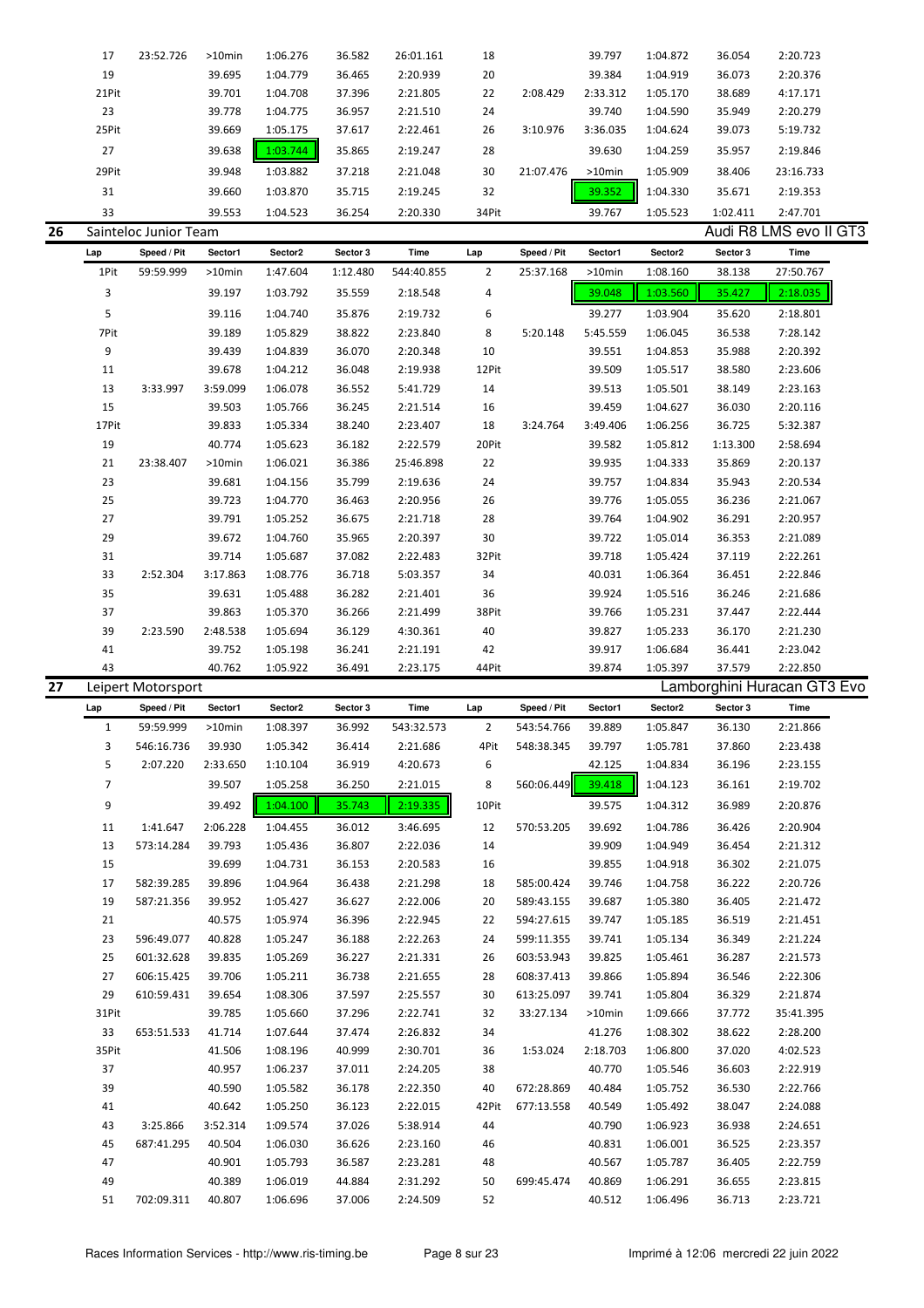| Lap | Speed / Pit | Sector1 | Sector2 | Sector 3 | Time | Lap | Speed / Pit | Sector1 | Sector2 | Sector 3 | Time |
|---|---|---|---|---|---|---|---|---|---|---|---|
| 17 | 23:52.726 | >10min | 1:06.276 | 36.582 | 26:01.161 | 18 | | 39.797 | 1:04.872 | 36.054 | 2:20.723 |
| 19 | | 39.695 | 1:04.779 | 36.465 | 2:20.939 | 20 | | 39.384 | 1:04.919 | 36.073 | 2:20.376 |
| 21Pit | | 39.701 | 1:04.708 | 37.396 | 2:21.805 | 22 | 2:08.429 | 2:33.312 | 1:05.170 | 38.689 | 4:17.171 |
| 23 | | 39.778 | 1:04.775 | 36.957 | 2:21.510 | 24 | | 39.740 | 1:04.590 | 35.949 | 2:20.279 |
| 25Pit | | 39.669 | 1:05.175 | 37.617 | 2:22.461 | 26 | 3:10.976 | 3:36.035 | 1:04.624 | 39.073 | 5:19.732 |
| 27 | | 39.638 | 1:03.744 | 35.865 | 2:19.247 | 28 | | 39.630 | 1:04.259 | 35.957 | 2:19.846 |
| 29Pit | | 39.948 | 1:03.882 | 37.218 | 2:21.048 | 30 | 21:07.476 | >10min | 1:05.909 | 38.406 | 23:16.733 |
| 31 | | 39.660 | 1:03.870 | 35.715 | 2:19.245 | 32 | | 39.352 | 1:04.330 | 35.671 | 2:19.353 |
| 33 | | 39.553 | 1:04.523 | 36.254 | 2:20.330 | 34Pit | | 39.767 | 1:05.523 | 1:02.411 | 2:47.701 |

## 26 Sainteloc Junior Team — Audi R8 LMS evo II GT3

| Lap | Speed / Pit | Sector1 | Sector2 | Sector 3 | Time | Lap | Speed / Pit | Sector1 | Sector2 | Sector 3 | Time |
|---|---|---|---|---|---|---|---|---|---|---|---|
| 1Pit | 59:59.999 | >10min | 1:47.604 | 1:12.480 | 544:40.855 | 2 | 25:37.168 | >10min | 1:08.160 | 38.138 | 27:50.767 |
| 3 | | 39.197 | 1:03.792 | 35.559 | 2:18.548 | 4 | | 39.048 | 1:03.560 | 35.427 | 2:18.035 |
| 5 | | 39.116 | 1:04.740 | 35.876 | 2:19.732 | 6 | | 39.277 | 1:03.904 | 35.620 | 2:18.801 |
| 7Pit | | 39.189 | 1:05.829 | 38.822 | 2:23.840 | 8 | 5:20.148 | 5:45.559 | 1:06.045 | 36.538 | 7:28.142 |
| 9 | | 39.439 | 1:04.839 | 36.070 | 2:20.348 | 10 | | 39.551 | 1:04.853 | 35.988 | 2:20.392 |
| 11 | | 39.678 | 1:04.212 | 36.048 | 2:19.938 | 12Pit | | 39.509 | 1:05.517 | 38.580 | 2:23.606 |
| 13 | 3:33.997 | 3:59.099 | 1:06.078 | 36.552 | 5:41.729 | 14 | | 39.513 | 1:05.501 | 38.149 | 2:23.163 |
| 15 | | 39.503 | 1:05.766 | 36.245 | 2:21.514 | 16 | | 39.459 | 1:04.627 | 36.030 | 2:20.116 |
| 17Pit | | 39.833 | 1:05.334 | 38.240 | 2:23.407 | 18 | 3:24.764 | 3:49.406 | 1:06.256 | 36.725 | 5:32.387 |
| 19 | | 40.774 | 1:05.623 | 36.182 | 2:22.579 | 20Pit | | 39.582 | 1:05.812 | 1:13.300 | 2:58.694 |
| 21 | 23:38.407 | >10min | 1:06.021 | 36.386 | 25:46.898 | 22 | | 39.935 | 1:04.333 | 35.869 | 2:20.137 |
| 23 | | 39.681 | 1:04.156 | 35.799 | 2:19.636 | 24 | | 39.757 | 1:04.834 | 35.943 | 2:20.534 |
| 25 | | 39.723 | 1:04.770 | 36.463 | 2:20.956 | 26 | | 39.776 | 1:05.055 | 36.236 | 2:21.067 |
| 27 | | 39.791 | 1:05.252 | 36.675 | 2:21.718 | 28 | | 39.764 | 1:04.902 | 36.291 | 2:20.957 |
| 29 | | 39.672 | 1:04.760 | 35.965 | 2:20.397 | 30 | | 39.722 | 1:05.014 | 36.353 | 2:21.089 |
| 31 | | 39.714 | 1:05.687 | 37.082 | 2:22.483 | 32Pit | | 39.718 | 1:05.424 | 37.119 | 2:22.261 |
| 33 | 2:52.304 | 3:17.863 | 1:08.776 | 36.718 | 5:03.357 | 34 | | 40.031 | 1:06.364 | 36.451 | 2:22.846 |
| 35 | | 39.631 | 1:05.488 | 36.282 | 2:21.401 | 36 | | 39.924 | 1:05.516 | 36.246 | 2:21.686 |
| 37 | | 39.863 | 1:05.370 | 36.266 | 2:21.499 | 38Pit | | 39.766 | 1:05.231 | 37.447 | 2:22.444 |
| 39 | 2:23.590 | 2:48.538 | 1:05.694 | 36.129 | 4:30.361 | 40 | | 39.827 | 1:05.233 | 36.170 | 2:21.230 |
| 41 | | 39.752 | 1:05.198 | 36.241 | 2:21.191 | 42 | | 39.917 | 1:06.684 | 36.441 | 2:23.042 |
| 43 | | 40.762 | 1:05.922 | 36.491 | 2:23.175 | 44Pit | | 39.874 | 1:05.397 | 37.579 | 2:22.850 |

## 27 Leipert Motorsport — Lamborghini Huracan GT3 Evo

| Lap | Speed / Pit | Sector1 | Sector2 | Sector 3 | Time | Lap | Speed / Pit | Sector1 | Sector2 | Sector 3 | Time |
|---|---|---|---|---|---|---|---|---|---|---|---|
| 1 | 59:59.999 | >10min | 1:08.397 | 36.992 | 543:32.573 | 2 | 543:54.766 | 39.889 | 1:05.847 | 36.130 | 2:21.866 |
| 3 | 546:16.736 | 39.930 | 1:05.342 | 36.414 | 2:21.686 | 4Pit | 548:38.345 | 39.797 | 1:05.781 | 37.860 | 2:23.438 |
| 5 | 2:07.220 | 2:33.650 | 1:10.104 | 36.919 | 4:20.673 | 6 | | 42.125 | 1:04.834 | 36.196 | 2:23.155 |
| 7 | | 39.507 | 1:05.258 | 36.250 | 2:21.015 | 8 | 560:06.449 | 39.418 | 1:04.123 | 36.161 | 2:19.702 |
| 9 | | 39.492 | 1:04.100 | 35.743 | 2:19.335 | 10Pit | | 39.575 | 1:04.312 | 36.989 | 2:20.876 |
| 11 | 1:41.647 | 2:06.228 | 1:04.455 | 36.012 | 3:46.695 | 12 | 570:53.205 | 39.692 | 1:04.786 | 36.426 | 2:20.904 |
| 13 | 573:14.284 | 39.793 | 1:05.436 | 36.807 | 2:22.036 | 14 | | 39.909 | 1:04.949 | 36.454 | 2:21.312 |
| 15 | | 39.699 | 1:04.731 | 36.153 | 2:20.583 | 16 | | 39.855 | 1:04.918 | 36.302 | 2:21.075 |
| 17 | 582:39.285 | 39.896 | 1:04.964 | 36.438 | 2:21.298 | 18 | 585:00.424 | 39.746 | 1:04.758 | 36.222 | 2:20.726 |
| 19 | 587:21.356 | 39.952 | 1:05.427 | 36.627 | 2:22.006 | 20 | 589:43.155 | 39.687 | 1:05.380 | 36.405 | 2:21.472 |
| 21 | | 40.575 | 1:05.974 | 36.396 | 2:22.945 | 22 | 594:27.615 | 39.747 | 1:05.185 | 36.519 | 2:21.451 |
| 23 | 596:49.077 | 40.828 | 1:05.247 | 36.188 | 2:22.263 | 24 | 599:11.355 | 39.741 | 1:05.134 | 36.349 | 2:21.224 |
| 25 | 601:32.628 | 39.835 | 1:05.269 | 36.227 | 2:21.331 | 26 | 603:53.943 | 39.825 | 1:05.461 | 36.287 | 2:21.573 |
| 27 | 606:15.425 | 39.706 | 1:05.211 | 36.738 | 2:21.655 | 28 | 608:37.413 | 39.866 | 1:05.894 | 36.546 | 2:22.306 |
| 29 | 610:59.431 | 39.654 | 1:08.306 | 37.597 | 2:25.557 | 30 | 613:25.097 | 39.741 | 1:05.804 | 36.329 | 2:21.874 |
| 31Pit | | 39.785 | 1:05.660 | 37.296 | 2:22.741 | 32 | 33:27.134 | >10min | 1:09.666 | 37.772 | 35:41.395 |
| 33 | 653:51.533 | 41.714 | 1:07.644 | 37.474 | 2:26.832 | 34 | | 41.276 | 1:08.302 | 38.622 | 2:28.200 |
| 35Pit | | 41.506 | 1:08.196 | 40.999 | 2:30.701 | 36 | 1:53.024 | 2:18.703 | 1:06.800 | 37.020 | 4:02.523 |
| 37 | | 40.957 | 1:06.237 | 37.011 | 2:24.205 | 38 | | 40.770 | 1:05.546 | 36.603 | 2:22.919 |
| 39 | | 40.590 | 1:05.582 | 36.178 | 2:22.350 | 40 | 672:28.869 | 40.484 | 1:05.752 | 36.530 | 2:22.766 |
| 41 | | 40.642 | 1:05.250 | 36.123 | 2:22.015 | 42Pit | 677:13.558 | 40.549 | 1:05.492 | 38.047 | 2:24.088 |
| 43 | 3:25.866 | 3:52.314 | 1:09.574 | 37.026 | 5:38.914 | 44 | | 40.790 | 1:06.923 | 36.938 | 2:24.651 |
| 45 | 687:41.295 | 40.504 | 1:06.030 | 36.626 | 2:23.160 | 46 | | 40.831 | 1:06.001 | 36.525 | 2:23.357 |
| 47 | | 40.901 | 1:05.793 | 36.587 | 2:23.281 | 48 | | 40.567 | 1:05.787 | 36.405 | 2:22.759 |
| 49 | | 40.389 | 1:06.019 | 44.884 | 2:31.292 | 50 | 699:45.474 | 40.869 | 1:06.291 | 36.655 | 2:23.815 |
| 51 | 702:09.311 | 40.807 | 1:06.696 | 37.006 | 2:24.509 | 52 | | 40.512 | 1:06.496 | 36.713 | 2:23.721 |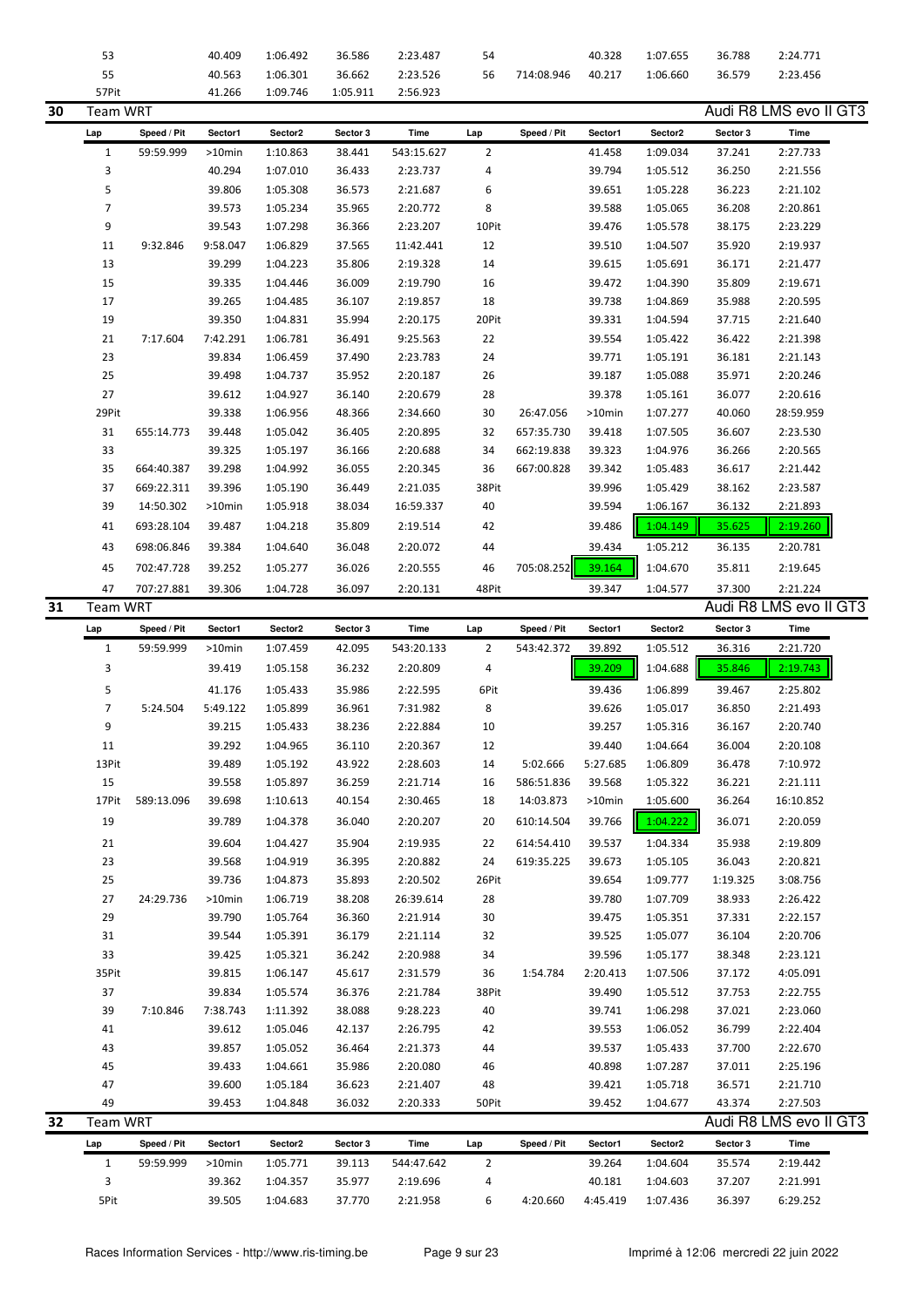| Lap | Speed / Pit | Sector1 | Sector2 | Sector 3 | Time | Lap | Speed / Pit | Sector1 | Sector2 | Sector 3 | Time |
|---|---|---|---|---|---|---|---|---|---|---|---|
| 53 | | 40.409 | 1:06.492 | 36.586 | 2:23.487 | 54 | | 40.328 | 1:07.655 | 36.788 | 2:24.771 |
| 55 | | 40.563 | 1:06.301 | 36.662 | 2:23.526 | 56 | 714:08.946 | 40.217 | 1:06.660 | 36.579 | 2:23.456 |
| 57Pit | | 41.266 | 1:09.746 | 1:05.911 | 2:56.923 | | | | | | |

## 30 Team WRT — Audi R8 LMS evo II GT3

| Lap | Speed / Pit | Sector1 | Sector2 | Sector 3 | Time | Lap | Speed / Pit | Sector1 | Sector2 | Sector 3 | Time |
|---|---|---|---|---|---|---|---|---|---|---|---|
| 1 | 59:59.999 | >10min | 1:10.863 | 38.441 | 543:15.627 | 2 | | 41.458 | 1:09.034 | 37.241 | 2:27.733 |
| 3 | | 40.294 | 1:07.010 | 36.433 | 2:23.737 | 4 | | 39.794 | 1:05.512 | 36.250 | 2:21.556 |
| 5 | | 39.806 | 1:05.308 | 36.573 | 2:21.687 | 6 | | 39.651 | 1:05.228 | 36.223 | 2:21.102 |
| 7 | | 39.573 | 1:05.234 | 35.965 | 2:20.772 | 8 | | 39.588 | 1:05.065 | 36.208 | 2:20.861 |
| 9 | | 39.543 | 1:07.298 | 36.366 | 2:23.207 | 10Pit | | 39.476 | 1:05.578 | 38.175 | 2:23.229 |
| 11 | 9:32.846 | 9:58.047 | 1:06.829 | 37.565 | 11:42.441 | 12 | | 39.510 | 1:04.507 | 35.920 | 2:19.937 |
| 13 | | 39.299 | 1:04.223 | 35.806 | 2:19.328 | 14 | | 39.615 | 1:05.691 | 36.171 | 2:21.477 |
| 15 | | 39.335 | 1:04.446 | 36.009 | 2:19.790 | 16 | | 39.472 | 1:04.390 | 35.809 | 2:19.671 |
| 17 | | 39.265 | 1:04.485 | 36.107 | 2:19.857 | 18 | | 39.738 | 1:04.869 | 35.988 | 2:20.595 |
| 19 | | 39.350 | 1:04.831 | 35.994 | 2:20.175 | 20Pit | | 39.331 | 1:04.594 | 37.715 | 2:21.640 |
| 21 | 7:17.604 | 7:42.291 | 1:06.781 | 36.491 | 9:25.563 | 22 | | 39.554 | 1:05.422 | 36.422 | 2:21.398 |
| 23 | | 39.834 | 1:06.459 | 37.490 | 2:23.783 | 24 | | 39.771 | 1:05.191 | 36.181 | 2:21.143 |
| 25 | | 39.498 | 1:04.737 | 35.952 | 2:20.187 | 26 | | 39.187 | 1:05.088 | 35.971 | 2:20.246 |
| 27 | | 39.612 | 1:04.927 | 36.140 | 2:20.679 | 28 | | 39.378 | 1:05.161 | 36.077 | 2:20.616 |
| 29Pit | | 39.338 | 1:06.956 | 48.366 | 2:34.660 | 30 | 26:47.056 | >10min | 1:07.277 | 40.060 | 28:59.959 |
| 31 | 655:14.773 | 39.448 | 1:05.042 | 36.405 | 2:20.895 | 32 | 657:35.730 | 39.418 | 1:07.505 | 36.607 | 2:23.530 |
| 33 | | 39.325 | 1:05.197 | 36.166 | 2:20.688 | 34 | 662:19.838 | 39.323 | 1:04.976 | 36.266 | 2:20.565 |
| 35 | 664:40.387 | 39.298 | 1:04.992 | 36.055 | 2:20.345 | 36 | 667:00.828 | 39.342 | 1:05.483 | 36.617 | 2:21.442 |
| 37 | 669:22.311 | 39.396 | 1:05.190 | 36.449 | 2:21.035 | 38Pit | | 39.996 | 1:05.429 | 38.162 | 2:23.587 |
| 39 | 14:50.302 | >10min | 1:05.918 | 38.034 | 16:59.337 | 40 | | 39.594 | 1:06.167 | 36.132 | 2:21.893 |
| 41 | 693:28.104 | 39.487 | 1:04.218 | 35.809 | 2:19.514 | 42 | | 39.486 | 1:04.149 | 35.625 | 2:19.260 |
| 43 | 698:06.846 | 39.384 | 1:04.640 | 36.048 | 2:20.072 | 44 | | 39.434 | 1:05.212 | 36.135 | 2:20.781 |
| 45 | 702:47.728 | 39.252 | 1:05.277 | 36.026 | 2:20.555 | 46 | 705:08.252 | 39.164 | 1:04.670 | 35.811 | 2:19.645 |
| 47 | 707:27.881 | 39.306 | 1:04.728 | 36.097 | 2:20.131 | 48Pit | | 39.347 | 1:04.577 | 37.300 | 2:21.224 |

## 31 Team WRT — Audi R8 LMS evo II GT3

| Lap | Speed / Pit | Sector1 | Sector2 | Sector 3 | Time | Lap | Speed / Pit | Sector1 | Sector2 | Sector 3 | Time |
|---|---|---|---|---|---|---|---|---|---|---|---|
| 1 | 59:59.999 | >10min | 1:07.459 | 42.095 | 543:20.133 | 2 | 543:42.372 | 39.892 | 1:05.512 | 36.316 | 2:21.720 |
| 3 | | 39.419 | 1:05.158 | 36.232 | 2:20.809 | 4 | | 39.209 | 1:04.688 | 35.846 | 2:19.743 |
| 5 | | 41.176 | 1:05.433 | 35.986 | 2:22.595 | 6Pit | | 39.436 | 1:06.899 | 39.467 | 2:25.802 |
| 7 | 5:24.504 | 5:49.122 | 1:05.899 | 36.961 | 7:31.982 | 8 | | 39.626 | 1:05.017 | 36.850 | 2:21.493 |
| 9 | | 39.215 | 1:05.433 | 38.236 | 2:22.884 | 10 | | 39.257 | 1:05.316 | 36.167 | 2:20.740 |
| 11 | | 39.292 | 1:04.965 | 36.110 | 2:20.367 | 12 | | 39.440 | 1:04.664 | 36.004 | 2:20.108 |
| 13Pit | | 39.489 | 1:05.192 | 43.922 | 2:28.603 | 14 | 5:02.666 | 5:27.685 | 1:06.809 | 36.478 | 7:10.972 |
| 15 | | 39.558 | 1:05.897 | 36.259 | 2:21.714 | 16 | 586:51.836 | 39.568 | 1:05.322 | 36.221 | 2:21.111 |
| 17Pit | 589:13.096 | 39.698 | 1:10.613 | 40.154 | 2:30.465 | 18 | 14:03.873 | >10min | 1:05.600 | 36.264 | 16:10.852 |
| 19 | | 39.789 | 1:04.378 | 36.040 | 2:20.207 | 20 | 610:14.504 | 39.766 | 1:04.222 | 36.071 | 2:20.059 |
| 21 | | 39.604 | 1:04.427 | 35.904 | 2:19.935 | 22 | 614:54.410 | 39.537 | 1:04.334 | 35.938 | 2:19.809 |
| 23 | | 39.568 | 1:04.919 | 36.395 | 2:20.882 | 24 | 619:35.225 | 39.673 | 1:05.105 | 36.043 | 2:20.821 |
| 25 | | 39.736 | 1:04.873 | 35.893 | 2:20.502 | 26Pit | | 39.654 | 1:09.777 | 1:19.325 | 3:08.756 |
| 27 | 24:29.736 | >10min | 1:06.719 | 38.208 | 26:39.614 | 28 | | 39.780 | 1:07.709 | 38.933 | 2:26.422 |
| 29 | | 39.790 | 1:05.764 | 36.360 | 2:21.914 | 30 | | 39.475 | 1:05.351 | 37.331 | 2:22.157 |
| 31 | | 39.544 | 1:05.391 | 36.179 | 2:21.114 | 32 | | 39.525 | 1:05.077 | 36.104 | 2:20.706 |
| 33 | | 39.425 | 1:05.321 | 36.242 | 2:20.988 | 34 | | 39.596 | 1:05.177 | 38.348 | 2:23.121 |
| 35Pit | | 39.815 | 1:06.147 | 45.617 | 2:31.579 | 36 | 1:54.784 | 2:20.413 | 1:07.506 | 37.172 | 4:05.091 |
| 37 | | 39.834 | 1:05.574 | 36.376 | 2:21.784 | 38Pit | | 39.490 | 1:05.512 | 37.753 | 2:22.755 |
| 39 | 7:10.846 | 7:38.743 | 1:11.392 | 38.088 | 9:28.223 | 40 | | 39.741 | 1:06.298 | 37.021 | 2:23.060 |
| 41 | | 39.612 | 1:05.046 | 42.137 | 2:26.795 | 42 | | 39.553 | 1:06.052 | 36.799 | 2:22.404 |
| 43 | | 39.857 | 1:05.052 | 36.464 | 2:21.373 | 44 | | 39.537 | 1:05.433 | 37.700 | 2:22.670 |
| 45 | | 39.433 | 1:04.661 | 35.986 | 2:20.080 | 46 | | 40.898 | 1:07.287 | 37.011 | 2:25.196 |
| 47 | | 39.600 | 1:05.184 | 36.623 | 2:21.407 | 48 | | 39.421 | 1:05.718 | 36.571 | 2:21.710 |
| 49 | | 39.453 | 1:04.848 | 36.032 | 2:20.333 | 50Pit | | 39.452 | 1:04.677 | 43.374 | 2:27.503 |

## 32 Team WRT — Audi R8 LMS evo II GT3

| Lap | Speed / Pit | Sector1 | Sector2 | Sector 3 | Time | Lap | Speed / Pit | Sector1 | Sector2 | Sector 3 | Time |
|---|---|---|---|---|---|---|---|---|---|---|---|
| 1 | 59:59.999 | >10min | 1:05.771 | 39.113 | 544:47.642 | 2 | | 39.264 | 1:04.604 | 35.574 | 2:19.442 |
| 3 | | 39.362 | 1:04.357 | 35.977 | 2:19.696 | 4 | | 40.181 | 1:04.603 | 37.207 | 2:21.991 |
| 5Pit | | 39.505 | 1:04.683 | 37.770 | 2:21.958 | 6 | 4:20.660 | 4:45.419 | 1:07.436 | 36.397 | 6:29.252 |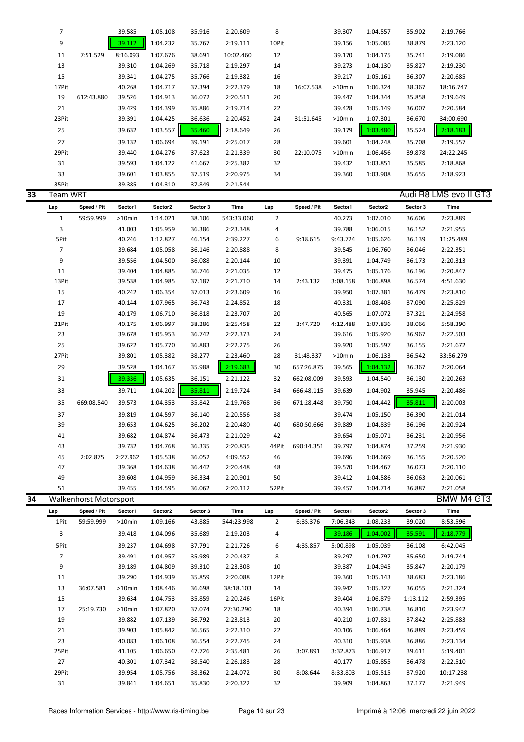| Lap | Speed / Pit | Sector1 | Sector2 | Sector 3 | Time | Lap | Speed / Pit | Sector1 | Sector2 | Sector 3 | Time |
|---|---|---|---|---|---|---|---|---|---|---|---|
| 7 | | 39.585 | 1:05.108 | 35.916 | 2:20.609 | 8 | | 39.307 | 1:04.557 | 35.902 | 2:19.766 |
| 9 | | 39.112 | 1:04.232 | 35.767 | 2:19.111 | 10Pit | | 39.156 | 1:05.085 | 38.879 | 2:23.120 |
| 11 | 7:51.529 | 8:16.093 | 1:07.676 | 38.691 | 10:02.460 | 12 | | 39.170 | 1:04.175 | 35.741 | 2:19.086 |
| 13 | | 39.310 | 1:04.269 | 35.718 | 2:19.297 | 14 | | 39.273 | 1:04.130 | 35.827 | 2:19.230 |
| 15 | | 39.341 | 1:04.275 | 35.766 | 2:19.382 | 16 | | 39.217 | 1:05.161 | 36.307 | 2:20.685 |
| 17Pit | | 40.268 | 1:04.717 | 37.394 | 2:22.379 | 18 | 16:07.538 | >10min | 1:06.324 | 38.367 | 18:16.747 |
| 19 | 612:43.880 | 39.526 | 1:04.913 | 36.072 | 2:20.511 | 20 | | 39.447 | 1:04.344 | 35.858 | 2:19.649 |
| 21 | | 39.429 | 1:04.399 | 35.886 | 2:19.714 | 22 | | 39.428 | 1:05.149 | 36.007 | 2:20.584 |
| 23Pit | | 39.391 | 1:04.425 | 36.636 | 2:20.452 | 24 | 31:51.645 | >10min | 1:07.301 | 36.670 | 34:00.690 |
| 25 | | 39.632 | 1:03.557 | 35.460 | 2:18.649 | 26 | | 39.179 | 1:03.480 | 35.524 | 2:18.183 |
| 27 | | 39.132 | 1:06.694 | 39.191 | 2:25.017 | 28 | | 39.601 | 1:04.248 | 35.708 | 2:19.557 |
| 29Pit | | 39.440 | 1:04.276 | 37.623 | 2:21.339 | 30 | 22:10.075 | >10min | 1:06.456 | 39.878 | 24:22.245 |
| 31 | | 39.593 | 1:04.122 | 41.667 | 2:25.382 | 32 | | 39.432 | 1:03.851 | 35.585 | 2:18.868 |
| 33 | | 39.601 | 1:03.855 | 37.519 | 2:20.975 | 34 | | 39.360 | 1:03.908 | 35.655 | 2:18.923 |
| 35Pit | | 39.385 | 1:04.310 | 37.849 | 2:21.544 | | | | | | |

## 33 Team WRT — Audi R8 LMS evo II GT3

| Lap | Speed / Pit | Sector1 | Sector2 | Sector 3 | Time | Lap | Speed / Pit | Sector1 | Sector2 | Sector 3 | Time |
|---|---|---|---|---|---|---|---|---|---|---|---|
| 1 | 59:59.999 | >10min | 1:14.021 | 38.106 | 543:33.060 | 2 | | 40.273 | 1:07.010 | 36.606 | 2:23.889 |
| 3 | | 41.003 | 1:05.959 | 36.386 | 2:23.348 | 4 | | 39.788 | 1:06.015 | 36.152 | 2:21.955 |
| 5Pit | | 40.246 | 1:12.827 | 46.154 | 2:39.227 | 6 | 9:18.615 | 9:43.724 | 1:05.626 | 36.139 | 11:25.489 |
| 7 | | 39.684 | 1:05.058 | 36.146 | 2:20.888 | 8 | | 39.545 | 1:06.760 | 36.046 | 2:22.351 |
| 9 | | 39.556 | 1:04.500 | 36.088 | 2:20.144 | 10 | | 39.391 | 1:04.749 | 36.173 | 2:20.313 |
| 11 | | 39.404 | 1:04.885 | 36.746 | 2:21.035 | 12 | | 39.475 | 1:05.176 | 36.196 | 2:20.847 |
| 13Pit | | 39.538 | 1:04.985 | 37.187 | 2:21.710 | 14 | 2:43.132 | 3:08.158 | 1:06.898 | 36.574 | 4:51.630 |
| 15 | | 40.242 | 1:06.354 | 37.013 | 2:23.609 | 16 | | 39.950 | 1:07.381 | 36.479 | 2:23.810 |
| 17 | | 40.144 | 1:07.965 | 36.743 | 2:24.852 | 18 | | 40.331 | 1:08.408 | 37.090 | 2:25.829 |
| 19 | | 40.179 | 1:06.710 | 36.818 | 2:23.707 | 20 | | 40.565 | 1:07.072 | 37.321 | 2:24.958 |
| 21Pit | | 40.175 | 1:06.997 | 38.286 | 2:25.458 | 22 | 3:47.720 | 4:12.488 | 1:07.836 | 38.066 | 5:58.390 |
| 23 | | 39.678 | 1:05.953 | 36.742 | 2:22.373 | 24 | | 39.616 | 1:05.920 | 36.967 | 2:22.503 |
| 25 | | 39.622 | 1:05.770 | 36.883 | 2:22.275 | 26 | | 39.920 | 1:05.597 | 36.155 | 2:21.672 |
| 27Pit | | 39.801 | 1:05.382 | 38.277 | 2:23.460 | 28 | 31:48.337 | >10min | 1:06.133 | 36.542 | 33:56.279 |
| 29 | | 39.528 | 1:04.167 | 35.988 | 2:19.683 | 30 | 657:26.875 | 39.565 | 1:04.132 | 36.367 | 2:20.064 |
| 31 | | 39.336 | 1:05.635 | 36.151 | 2:21.122 | 32 | 662:08.009 | 39.593 | 1:04.540 | 36.130 | 2:20.263 |
| 33 | | 39.711 | 1:04.202 | 35.811 | 2:19.724 | 34 | 666:48.115 | 39.639 | 1:04.902 | 35.945 | 2:20.486 |
| 35 | 669:08.540 | 39.573 | 1:04.353 | 35.842 | 2:19.768 | 36 | 671:28.448 | 39.750 | 1:04.442 | 35.811 | 2:20.003 |
| 37 | | 39.819 | 1:04.597 | 36.140 | 2:20.556 | 38 | | 39.474 | 1:05.150 | 36.390 | 2:21.014 |
| 39 | | 39.653 | 1:04.625 | 36.202 | 2:20.480 | 40 | 680:50.666 | 39.889 | 1:04.839 | 36.196 | 2:20.924 |
| 41 | | 39.682 | 1:04.874 | 36.473 | 2:21.029 | 42 | | 39.654 | 1:05.071 | 36.231 | 2:20.956 |
| 43 | | 39.732 | 1:04.768 | 36.335 | 2:20.835 | 44Pit | 690:14.351 | 39.797 | 1:04.874 | 37.259 | 2:21.930 |
| 45 | 2:02.875 | 2:27.962 | 1:05.538 | 36.052 | 4:09.552 | 46 | | 39.696 | 1:04.669 | 36.155 | 2:20.520 |
| 47 | | 39.368 | 1:04.638 | 36.442 | 2:20.448 | 48 | | 39.570 | 1:04.467 | 36.073 | 2:20.110 |
| 49 | | 39.608 | 1:04.959 | 36.334 | 2:20.901 | 50 | | 39.412 | 1:04.586 | 36.063 | 2:20.061 |
| 51 | | 39.455 | 1:04.595 | 36.062 | 2:20.112 | 52Pit | | 39.457 | 1:04.714 | 36.887 | 2:21.058 |

## 34 Walkenhorst Motorsport — BMW M4 GT3

| Lap | Speed / Pit | Sector1 | Sector2 | Sector 3 | Time | Lap | Speed / Pit | Sector1 | Sector2 | Sector 3 | Time |
|---|---|---|---|---|---|---|---|---|---|---|---|
| 1Pit | 59:59.999 | >10min | 1:09.166 | 43.885 | 544:23.998 | 2 | 6:35.376 | 7:06.343 | 1:08.233 | 39.020 | 8:53.596 |
| 3 | | 39.418 | 1:04.096 | 35.689 | 2:19.203 | 4 | | 39.186 | 1:04.002 | 35.591 | 2:18.779 |
| 5Pit | | 39.237 | 1:04.698 | 37.791 | 2:21.726 | 6 | 4:35.857 | 5:00.898 | 1:05.039 | 36.108 | 6:42.045 |
| 7 | | 39.491 | 1:04.957 | 35.989 | 2:20.437 | 8 | | 39.297 | 1:04.797 | 35.650 | 2:19.744 |
| 9 | | 39.189 | 1:04.809 | 39.310 | 2:23.308 | 10 | | 39.387 | 1:04.945 | 35.847 | 2:20.179 |
| 11 | | 39.290 | 1:04.939 | 35.859 | 2:20.088 | 12Pit | | 39.360 | 1:05.143 | 38.683 | 2:23.186 |
| 13 | 36:07.581 | >10min | 1:08.446 | 36.698 | 38:18.103 | 14 | | 39.942 | 1:05.327 | 36.055 | 2:21.324 |
| 15 | | 39.634 | 1:04.753 | 35.859 | 2:20.246 | 16Pit | | 39.404 | 1:06.879 | 1:13.112 | 2:59.395 |
| 17 | 25:19.730 | >10min | 1:07.820 | 37.074 | 27:30.290 | 18 | | 40.394 | 1:06.738 | 36.810 | 2:23.942 |
| 19 | | 39.882 | 1:07.139 | 36.792 | 2:23.813 | 20 | | 40.210 | 1:07.831 | 37.842 | 2:25.883 |
| 21 | | 39.903 | 1:05.842 | 36.565 | 2:22.310 | 22 | | 40.106 | 1:06.464 | 36.889 | 2:23.459 |
| 23 | | 40.083 | 1:06.108 | 36.554 | 2:22.745 | 24 | | 40.310 | 1:05.938 | 36.886 | 2:23.134 |
| 25Pit | | 41.105 | 1:06.650 | 47.726 | 2:35.481 | 26 | 3:07.891 | 3:32.873 | 1:06.917 | 39.611 | 5:19.401 |
| 27 | | 40.301 | 1:07.342 | 38.540 | 2:26.183 | 28 | | 40.177 | 1:05.855 | 36.478 | 2:22.510 |
| 29Pit | | 39.954 | 1:05.756 | 38.362 | 2:24.072 | 30 | 8:08.644 | 8:33.803 | 1:05.515 | 37.920 | 10:17.238 |
| 31 | | 39.841 | 1:04.651 | 35.830 | 2:20.322 | 32 | | 39.909 | 1:04.863 | 37.177 | 2:21.949 |

Races Information Services - http://www.ris-timing.be — Imprimé à 12:06 mercredi 22 juin 2022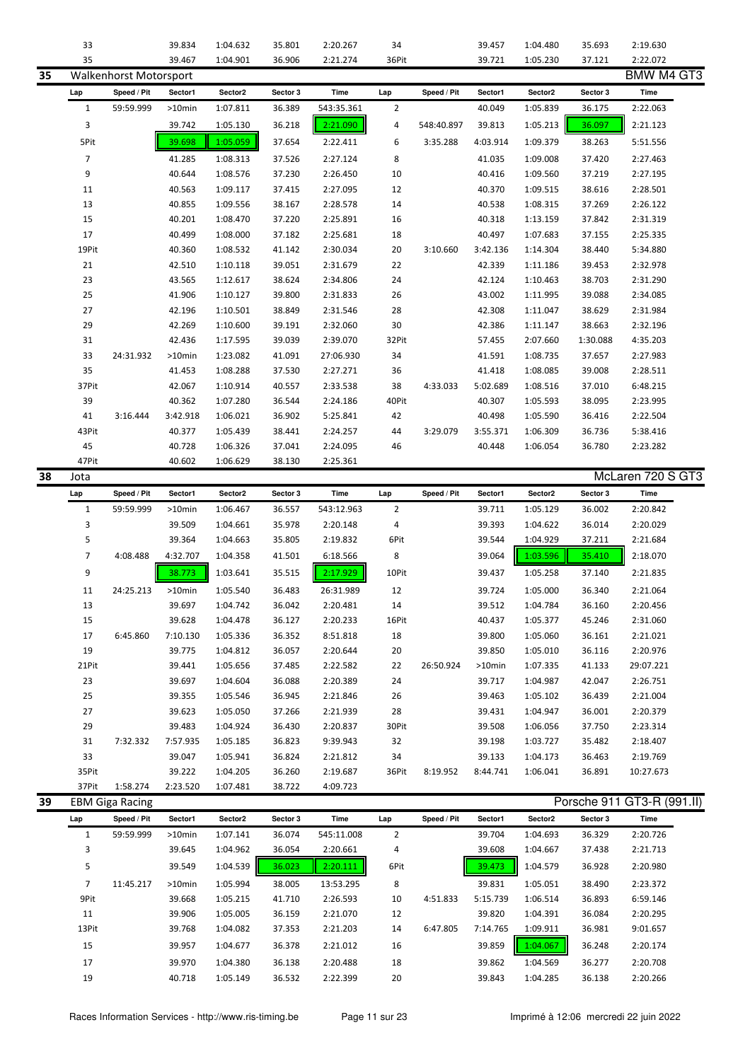| Lap | Speed / Pit | Sector1 | Sector2 | Sector 3 | Time | Lap | Speed / Pit | Sector1 | Sector2 | Sector 3 | Time |
|---|---|---|---|---|---|---|---|---|---|---|---|
| 33 | | 39.834 | 1:04.632 | 35.801 | 2:20.267 | 34 | | 39.457 | 1:04.480 | 35.693 | 2:19.630 |
| 35 | | 39.467 | 1:04.901 | 36.906 | 2:21.274 | 36Pit | | 39.721 | 1:05.230 | 37.121 | 2:22.072 |

## 35 Walkenhorst Motorsport — BMW M4 GT3

| Lap | Speed / Pit | Sector1 | Sector2 | Sector 3 | Time | Lap | Speed / Pit | Sector1 | Sector2 | Sector 3 | Time |
|---|---|---|---|---|---|---|---|---|---|---|---|
| 1 | 59:59.999 | >10min | 1:07.811 | 36.389 | 543:35.361 | 2 | | 40.049 | 1:05.839 | 36.175 | 2:22.063 |
| 3 | | 39.742 | 1:05.130 | 36.218 | 2:21.090 | 4 | 548:40.897 | 39.813 | 1:05.213 | 36.097 | 2:21.123 |
| 5Pit | | 39.698 | 1:05.059 | 37.654 | 2:22.411 | 6 | 3:35.288 | 4:03.914 | 1:09.379 | 38.263 | 5:51.556 |
| 7 | | 41.285 | 1:08.313 | 37.526 | 2:27.124 | 8 | | 41.035 | 1:09.008 | 37.420 | 2:27.463 |
| 9 | | 40.644 | 1:08.576 | 37.230 | 2:26.450 | 10 | | 40.416 | 1:09.560 | 37.219 | 2:27.195 |
| 11 | | 40.563 | 1:09.117 | 37.415 | 2:27.095 | 12 | | 40.370 | 1:09.515 | 38.616 | 2:28.501 |
| 13 | | 40.855 | 1:09.556 | 38.167 | 2:28.578 | 14 | | 40.538 | 1:08.315 | 37.269 | 2:26.122 |
| 15 | | 40.201 | 1:08.470 | 37.220 | 2:25.891 | 16 | | 40.318 | 1:13.159 | 37.842 | 2:31.319 |
| 17 | | 40.499 | 1:08.000 | 37.182 | 2:25.681 | 18 | | 40.497 | 1:07.683 | 37.155 | 2:25.335 |
| 19Pit | | 40.360 | 1:08.532 | 41.142 | 2:30.034 | 20 | 3:10.660 | 3:42.136 | 1:14.304 | 38.440 | 5:34.880 |
| 21 | | 42.510 | 1:10.118 | 39.051 | 2:31.679 | 22 | | 42.339 | 1:11.186 | 39.453 | 2:32.978 |
| 23 | | 43.565 | 1:12.617 | 38.624 | 2:34.806 | 24 | | 42.124 | 1:10.463 | 38.703 | 2:31.290 |
| 25 | | 41.906 | 1:10.127 | 39.800 | 2:31.833 | 26 | | 43.002 | 1:11.995 | 39.088 | 2:34.085 |
| 27 | | 42.196 | 1:10.501 | 38.849 | 2:31.546 | 28 | | 42.308 | 1:11.047 | 38.629 | 2:31.984 |
| 29 | | 42.269 | 1:10.600 | 39.191 | 2:32.060 | 30 | | 42.386 | 1:11.147 | 38.663 | 2:32.196 |
| 31 | | 42.436 | 1:17.595 | 39.039 | 2:39.070 | 32Pit | | 57.455 | 2:07.660 | 1:30.088 | 4:35.203 |
| 33 | 24:31.932 | >10min | 1:23.082 | 41.091 | 27:06.930 | 34 | | 41.591 | 1:08.735 | 37.657 | 2:27.983 |
| 35 | | 41.453 | 1:08.288 | 37.530 | 2:27.271 | 36 | | 41.418 | 1:08.085 | 39.008 | 2:28.511 |
| 37Pit | | 42.067 | 1:10.914 | 40.557 | 2:33.538 | 38 | 4:33.033 | 5:02.689 | 1:08.516 | 37.010 | 6:48.215 |
| 39 | | 40.362 | 1:07.280 | 36.544 | 2:24.186 | 40Pit | | 40.307 | 1:05.593 | 38.095 | 2:23.995 |
| 41 | 3:16.444 | 3:42.918 | 1:06.021 | 36.902 | 5:25.841 | 42 | | 40.498 | 1:05.590 | 36.416 | 2:22.504 |
| 43Pit | | 40.377 | 1:05.439 | 38.441 | 2:24.257 | 44 | 3:29.079 | 3:55.371 | 1:06.309 | 36.736 | 5:38.416 |
| 45 | | 40.728 | 1:06.326 | 37.041 | 2:24.095 | 46 | | 40.448 | 1:06.054 | 36.780 | 2:23.282 |
| 47Pit | | 40.602 | 1:06.629 | 38.130 | 2:25.361 | | | | | | |

## 38 Jota — McLaren 720 S GT3

| Lap | Speed / Pit | Sector1 | Sector2 | Sector 3 | Time | Lap | Speed / Pit | Sector1 | Sector2 | Sector 3 | Time |
|---|---|---|---|---|---|---|---|---|---|---|---|
| 1 | 59:59.999 | >10min | 1:06.467 | 36.557 | 543:12.963 | 2 | | 39.711 | 1:05.129 | 36.002 | 2:20.842 |
| 3 | | 39.509 | 1:04.661 | 35.978 | 2:20.148 | 4 | | 39.393 | 1:04.622 | 36.014 | 2:20.029 |
| 5 | | 39.364 | 1:04.663 | 35.805 | 2:19.832 | 6Pit | | 39.544 | 1:04.929 | 37.211 | 2:21.684 |
| 7 | 4:08.488 | 4:32.707 | 1:04.358 | 41.501 | 6:18.566 | 8 | | 39.064 | 1:03.596 | 35.410 | 2:18.070 |
| 9 | | 38.773 | 1:03.641 | 35.515 | 2:17.929 | 10Pit | | 39.437 | 1:05.258 | 37.140 | 2:21.835 |
| 11 | 24:25.213 | >10min | 1:05.540 | 36.483 | 26:31.989 | 12 | | 39.724 | 1:05.000 | 36.340 | 2:21.064 |
| 13 | | 39.697 | 1:04.742 | 36.042 | 2:20.481 | 14 | | 39.512 | 1:04.784 | 36.160 | 2:20.456 |
| 15 | | 39.628 | 1:04.478 | 36.127 | 2:20.233 | 16Pit | | 40.437 | 1:05.377 | 45.246 | 2:31.060 |
| 17 | 6:45.860 | 7:10.130 | 1:05.336 | 36.352 | 8:51.818 | 18 | | 39.800 | 1:05.060 | 36.161 | 2:21.021 |
| 19 | | 39.775 | 1:04.812 | 36.057 | 2:20.644 | 20 | | 39.850 | 1:05.010 | 36.116 | 2:20.976 |
| 21Pit | | 39.441 | 1:05.656 | 37.485 | 2:22.582 | 22 | 26:50.924 | >10min | 1:07.335 | 41.133 | 29:07.221 |
| 23 | | 39.697 | 1:04.604 | 36.088 | 2:20.389 | 24 | | 39.717 | 1:04.987 | 42.047 | 2:26.751 |
| 25 | | 39.355 | 1:05.546 | 36.945 | 2:21.846 | 26 | | 39.463 | 1:05.102 | 36.439 | 2:21.004 |
| 27 | | 39.623 | 1:05.050 | 37.266 | 2:21.939 | 28 | | 39.431 | 1:04.947 | 36.001 | 2:20.379 |
| 29 | | 39.483 | 1:04.924 | 36.430 | 2:20.837 | 30Pit | | 39.508 | 1:06.056 | 37.750 | 2:23.314 |
| 31 | 7:32.332 | 7:57.935 | 1:05.185 | 36.823 | 9:39.943 | 32 | | 39.198 | 1:03.727 | 35.482 | 2:18.407 |
| 33 | | 39.047 | 1:05.941 | 36.824 | 2:21.812 | 34 | | 39.133 | 1:04.173 | 36.463 | 2:19.769 |
| 35Pit | | 39.222 | 1:04.205 | 36.260 | 2:19.687 | 36Pit | 8:19.952 | 8:44.741 | 1:06.041 | 36.891 | 10:27.673 |
| 37Pit | 1:58.274 | 2:23.520 | 1:07.481 | 38.722 | 4:09.723 | | | | | | |

## 39 EBM Giga Racing — Porsche 911 GT3-R (991.II)

| Lap | Speed / Pit | Sector1 | Sector2 | Sector 3 | Time | Lap | Speed / Pit | Sector1 | Sector2 | Sector 3 | Time |
|---|---|---|---|---|---|---|---|---|---|---|---|
| 1 | 59:59.999 | >10min | 1:07.141 | 36.074 | 545:11.008 | 2 | | 39.704 | 1:04.693 | 36.329 | 2:20.726 |
| 3 | | 39.645 | 1:04.962 | 36.054 | 2:20.661 | 4 | | 39.608 | 1:04.667 | 37.438 | 2:21.713 |
| 5 | | 39.549 | 1:04.539 | 36.023 | 2:20.111 | 6Pit | | 39.473 | 1:04.579 | 36.928 | 2:20.980 |
| 7 | 11:45.217 | >10min | 1:05.994 | 38.005 | 13:53.295 | 8 | | 39.831 | 1:05.051 | 38.490 | 2:23.372 |
| 9Pit | | 39.668 | 1:05.215 | 41.710 | 2:26.593 | 10 | 4:51.833 | 5:15.739 | 1:06.514 | 36.893 | 6:59.146 |
| 11 | | 39.906 | 1:05.005 | 36.159 | 2:21.070 | 12 | | 39.820 | 1:04.391 | 36.084 | 2:20.295 |
| 13Pit | | 39.768 | 1:04.082 | 37.353 | 2:21.203 | 14 | 6:47.805 | 7:14.765 | 1:09.911 | 36.981 | 9:01.657 |
| 15 | | 39.957 | 1:04.677 | 36.378 | 2:21.012 | 16 | | 39.859 | 1:04.067 | 36.248 | 2:20.174 |
| 17 | | 39.970 | 1:04.380 | 36.138 | 2:20.488 | 18 | | 39.862 | 1:04.569 | 36.277 | 2:20.708 |
| 19 | | 40.718 | 1:05.149 | 36.532 | 2:22.399 | 20 | | 39.843 | 1:04.285 | 36.138 | 2:20.266 |

Races Information Services - http://www.ris-timing.be — Imprimé à 12:06 mercredi 22 juin 2022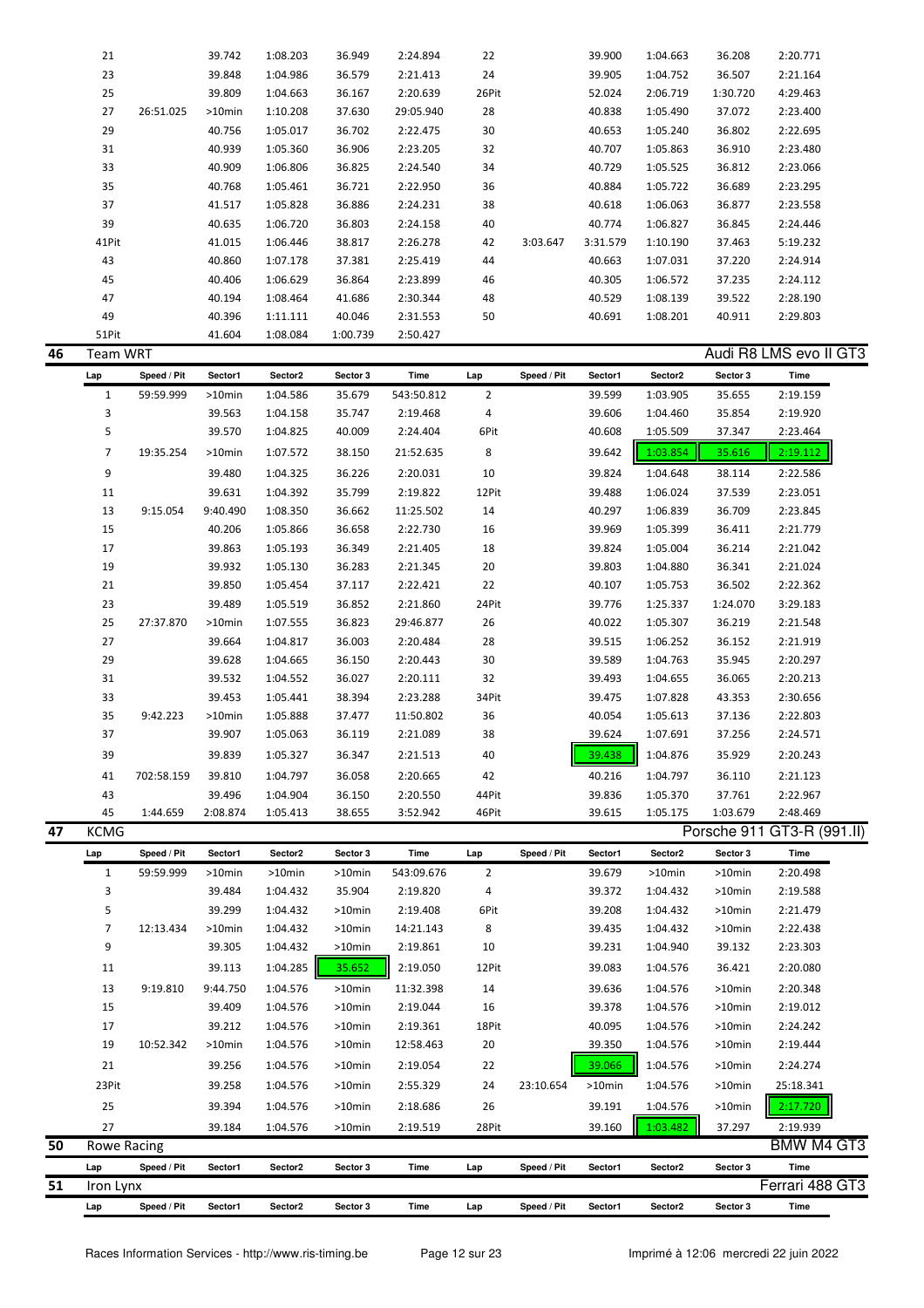| Lap | Speed / Pit | Sector1 | Sector2 | Sector 3 | Time | Lap | Speed / Pit | Sector1 | Sector2 | Sector 3 | Time |
|---|---|---|---|---|---|---|---|---|---|---|---|
| 21 | | 39.742 | 1:08.203 | 36.949 | 2:24.894 | 22 | | 39.900 | 1:04.663 | 36.208 | 2:20.771 |
| 23 | | 39.848 | 1:04.986 | 36.579 | 2:21.413 | 24 | | 39.905 | 1:04.752 | 36.507 | 2:21.164 |
| 25 | | 39.809 | 1:04.663 | 36.167 | 2:20.639 | 26Pit | | 52.024 | 2:06.719 | 1:30.720 | 4:29.463 |
| 27 | 26:51.025 | >10min | 1:10.208 | 37.630 | 29:05.940 | 28 | | 40.838 | 1:05.490 | 37.072 | 2:23.400 |
| 29 | | 40.756 | 1:05.017 | 36.702 | 2:22.475 | 30 | | 40.653 | 1:05.240 | 36.802 | 2:22.695 |
| 31 | | 40.939 | 1:05.360 | 36.906 | 2:23.205 | 32 | | 40.707 | 1:05.863 | 36.910 | 2:23.480 |
| 33 | | 40.909 | 1:06.806 | 36.825 | 2:24.540 | 34 | | 40.729 | 1:05.525 | 36.812 | 2:23.066 |
| 35 | | 40.768 | 1:05.461 | 36.721 | 2:22.950 | 36 | | 40.884 | 1:05.722 | 36.689 | 2:23.295 |
| 37 | | 41.517 | 1:05.828 | 36.886 | 2:24.231 | 38 | | 40.618 | 1:06.063 | 36.877 | 2:23.558 |
| 39 | | 40.635 | 1:06.720 | 36.803 | 2:24.158 | 40 | | 40.774 | 1:06.827 | 36.845 | 2:24.446 |
| 41Pit | | 41.015 | 1:06.446 | 38.817 | 2:26.278 | 42 | 3:03.647 | 3:31.579 | 1:10.190 | 37.463 | 5:19.232 |
| 43 | | 40.860 | 1:07.178 | 37.381 | 2:25.419 | 44 | | 40.663 | 1:07.031 | 37.220 | 2:24.914 |
| 45 | | 40.406 | 1:06.629 | 36.864 | 2:23.899 | 46 | | 40.305 | 1:06.572 | 37.235 | 2:24.112 |
| 47 | | 40.194 | 1:08.464 | 41.686 | 2:30.344 | 48 | | 40.529 | 1:08.139 | 39.522 | 2:28.190 |
| 49 | | 40.396 | 1:11.111 | 40.046 | 2:31.553 | 50 | | 40.691 | 1:08.201 | 40.911 | 2:29.803 |
| 51Pit | | 41.604 | 1:08.084 | 1:00.739 | 2:50.427 | | | | | | |

## 46 Team WRT — Audi R8 LMS evo II GT3

| Lap | Speed / Pit | Sector1 | Sector2 | Sector 3 | Time | Lap | Speed / Pit | Sector1 | Sector2 | Sector 3 | Time |
|---|---|---|---|---|---|---|---|---|---|---|---|
| 1 | 59:59.999 | >10min | 1:04.586 | 35.679 | 543:50.812 | 2 | | 39.599 | 1:03.905 | 35.655 | 2:19.159 |
| 3 | | 39.563 | 1:04.158 | 35.747 | 2:19.468 | 4 | | 39.606 | 1:04.460 | 35.854 | 2:19.920 |
| 5 | | 39.570 | 1:04.825 | 40.009 | 2:24.404 | 6Pit | | 40.608 | 1:05.509 | 37.347 | 2:23.464 |
| 7 | 19:35.254 | >10min | 1:07.572 | 38.150 | 21:52.635 | 8 | | 39.642 | 1:03.854 | 35.616 | 2:19.112 |
| 9 | | 39.480 | 1:04.325 | 36.226 | 2:20.031 | 10 | | 39.824 | 1:04.648 | 38.114 | 2:22.586 |
| 11 | | 39.631 | 1:04.392 | 35.799 | 2:19.822 | 12Pit | | 39.488 | 1:06.024 | 37.539 | 2:23.051 |
| 13 | 9:15.054 | 9:40.490 | 1:08.350 | 36.662 | 11:25.502 | 14 | | 40.297 | 1:06.839 | 36.709 | 2:23.845 |
| 15 | | 40.206 | 1:05.866 | 36.658 | 2:22.730 | 16 | | 39.969 | 1:05.399 | 36.411 | 2:21.779 |
| 17 | | 39.863 | 1:05.193 | 36.349 | 2:21.405 | 18 | | 39.824 | 1:05.004 | 36.214 | 2:21.042 |
| 19 | | 39.932 | 1:05.130 | 36.283 | 2:21.345 | 20 | | 39.803 | 1:04.880 | 36.341 | 2:21.024 |
| 21 | | 39.850 | 1:05.454 | 37.117 | 2:22.421 | 22 | | 40.107 | 1:05.753 | 36.502 | 2:22.362 |
| 23 | | 39.489 | 1:05.519 | 36.852 | 2:21.860 | 24Pit | | 39.776 | 1:25.337 | 1:24.070 | 3:29.183 |
| 25 | 27:37.870 | >10min | 1:07.555 | 36.823 | 29:46.877 | 26 | | 40.022 | 1:05.307 | 36.219 | 2:21.548 |
| 27 | | 39.664 | 1:04.817 | 36.003 | 2:20.484 | 28 | | 39.515 | 1:06.252 | 36.152 | 2:21.919 |
| 29 | | 39.628 | 1:04.665 | 36.150 | 2:20.443 | 30 | | 39.589 | 1:04.763 | 35.945 | 2:20.297 |
| 31 | | 39.532 | 1:04.552 | 36.027 | 2:20.111 | 32 | | 39.493 | 1:04.655 | 36.065 | 2:20.213 |
| 33 | | 39.453 | 1:05.441 | 38.394 | 2:23.288 | 34Pit | | 39.475 | 1:07.828 | 43.353 | 2:30.656 |
| 35 | 9:42.223 | >10min | 1:05.888 | 37.477 | 11:50.802 | 36 | | 40.054 | 1:05.613 | 37.136 | 2:22.803 |
| 37 | | 39.907 | 1:05.063 | 36.119 | 2:21.089 | 38 | | 39.624 | 1:07.691 | 37.256 | 2:24.571 |
| 39 | | 39.839 | 1:05.327 | 36.347 | 2:21.513 | 40 | | 39.438 | 1:04.876 | 35.929 | 2:20.243 |
| 41 | 702:58.159 | 39.810 | 1:04.797 | 36.058 | 2:20.665 | 42 | | 40.216 | 1:04.797 | 36.110 | 2:21.123 |
| 43 | | 39.496 | 1:04.904 | 36.150 | 2:20.550 | 44Pit | | 39.836 | 1:05.370 | 37.761 | 2:22.967 |
| 45 | 1:44.659 | 2:08.874 | 1:05.413 | 38.655 | 3:52.942 | 46Pit | | 39.615 | 1:05.175 | 1:03.679 | 2:48.469 |

## 47 KCMG — Porsche 911 GT3-R (991.II)

| Lap | Speed / Pit | Sector1 | Sector2 | Sector 3 | Time | Lap | Speed / Pit | Sector1 | Sector2 | Sector 3 | Time |
|---|---|---|---|---|---|---|---|---|---|---|---|
| 1 | 59:59.999 | >10min | >10min | >10min | 543:09.676 | 2 | | 39.679 | >10min | >10min | 2:20.498 |
| 3 | | 39.484 | 1:04.432 | 35.904 | 2:19.820 | 4 | | 39.372 | 1:04.432 | >10min | 2:19.588 |
| 5 | | 39.299 | 1:04.432 | >10min | 2:19.408 | 6Pit | | 39.208 | 1:04.432 | >10min | 2:21.479 |
| 7 | 12:13.434 | >10min | 1:04.432 | >10min | 14:21.143 | 8 | | 39.435 | 1:04.432 | >10min | 2:22.438 |
| 9 | | 39.305 | 1:04.432 | >10min | 2:19.861 | 10 | | 39.231 | 1:04.940 | 39.132 | 2:23.303 |
| 11 | | 39.113 | 1:04.285 | 35.652 | 2:19.050 | 12Pit | | 39.083 | 1:04.576 | 36.421 | 2:20.080 |
| 13 | 9:19.810 | 9:44.750 | 1:04.576 | >10min | 11:32.398 | 14 | | 39.636 | 1:04.576 | >10min | 2:20.348 |
| 15 | | 39.409 | 1:04.576 | >10min | 2:19.044 | 16 | | 39.378 | 1:04.576 | >10min | 2:19.012 |
| 17 | | 39.212 | 1:04.576 | >10min | 2:19.361 | 18Pit | | 40.095 | 1:04.576 | >10min | 2:24.242 |
| 19 | 10:52.342 | >10min | 1:04.576 | >10min | 12:58.463 | 20 | | 39.350 | 1:04.576 | >10min | 2:19.444 |
| 21 | | 39.256 | 1:04.576 | >10min | 2:19.054 | 22 | | 39.066 | 1:04.576 | >10min | 2:24.274 |
| 23Pit | | 39.258 | 1:04.576 | >10min | 2:55.329 | 24 | 23:10.654 | >10min | 1:04.576 | >10min | 25:18.341 |
| 25 | | 39.394 | 1:04.576 | >10min | 2:18.686 | 26 | | 39.191 | 1:04.576 | >10min | 2:17.720 |
| 27 | | 39.184 | 1:04.576 | >10min | 2:19.519 | 28Pit | | 39.160 | 1:03.482 | 37.297 | 2:19.939 |

## 50 Rowe Racing — BMW M4 GT3

| Lap | Speed / Pit | Sector1 | Sector2 | Sector 3 | Time | Lap | Speed / Pit | Sector1 | Sector2 | Sector 3 | Time |
|---|---|---|---|---|---|---|---|---|---|---|---|

## 51 Iron Lynx — Ferrari 488 GT3

| Lap | Speed / Pit | Sector1 | Sector2 | Sector 3 | Time | Lap | Speed / Pit | Sector1 | Sector2 | Sector 3 | Time |
|---|---|---|---|---|---|---|---|---|---|---|---|

Races Information Services - http://www.ris-timing.be — Imprimé à 12:06 mercredi 22 juin 2022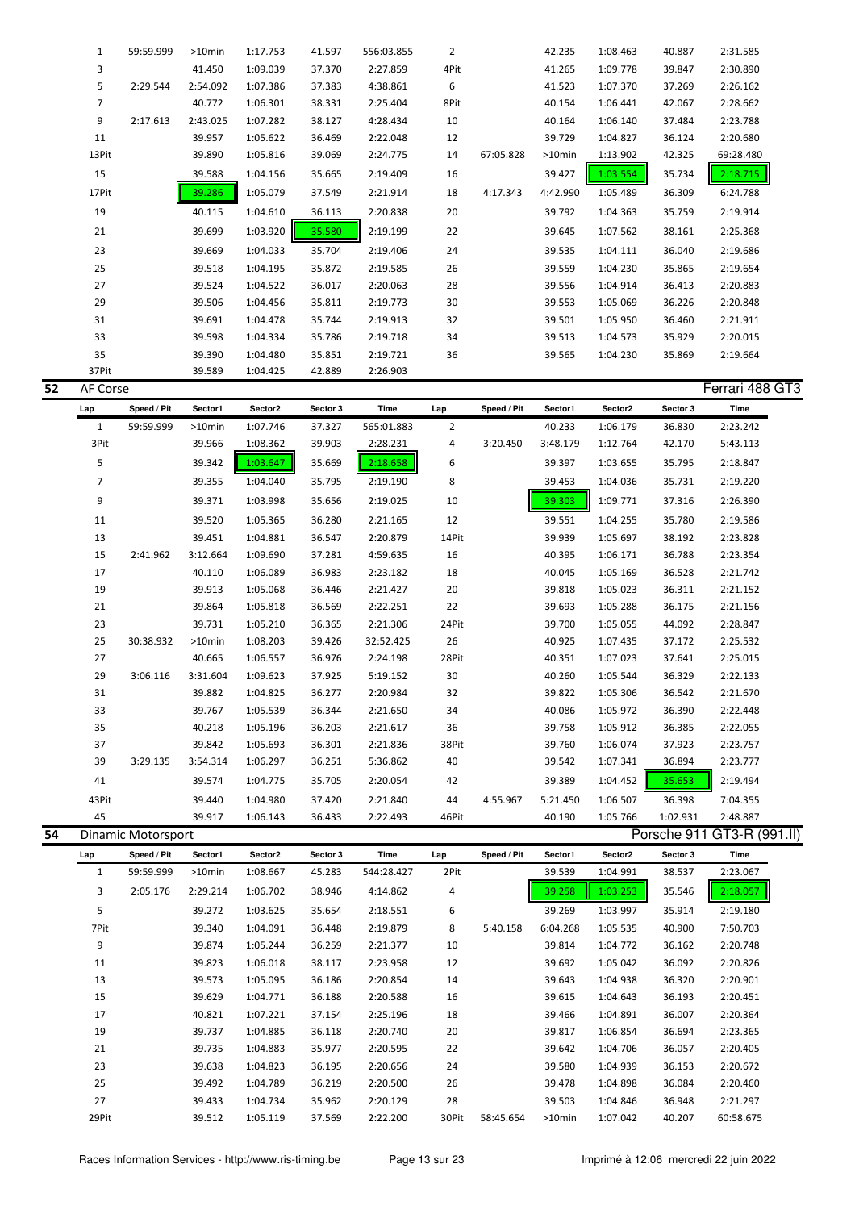| Lap | Speed / Pit | Sector1 | Sector2 | Sector 3 | Time | Lap | Speed / Pit | Sector1 | Sector2 | Sector 3 | Time |
|---|---|---|---|---|---|---|---|---|---|---|---|
| 1 | 59:59.999 | >10min | 1:17.753 | 41.597 | 556:03.855 | 2 | | 42.235 | 1:08.463 | 40.887 | 2:31.585 |
| 3 | | 41.450 | 1:09.039 | 37.370 | 2:27.859 | 4Pit | | 41.265 | 1:09.778 | 39.847 | 2:30.890 |
| 5 | 2:29.544 | 2:54.092 | 1:07.386 | 37.383 | 4:38.861 | 6 | | 41.523 | 1:07.370 | 37.269 | 2:26.162 |
| 7 | | 40.772 | 1:06.301 | 38.331 | 2:25.404 | 8Pit | | 40.154 | 1:06.441 | 42.067 | 2:28.662 |
| 9 | 2:17.613 | 2:43.025 | 1:07.282 | 38.127 | 4:28.434 | 10 | | 40.164 | 1:06.140 | 37.484 | 2:23.788 |
| 11 | | 39.957 | 1:05.622 | 36.469 | 2:22.048 | 12 | | 39.729 | 1:04.827 | 36.124 | 2:20.680 |
| 13Pit | | 39.890 | 1:05.816 | 39.069 | 2:24.775 | 14 | 67:05.828 | >10min | 1:13.902 | 42.325 | 69:28.480 |
| 15 | | 39.588 | 1:04.156 | 35.665 | 2:19.409 | 16 | | 39.427 | 1:03.554 | 35.734 | 2:18.715 |
| 17Pit | | 39.286 | 1:05.079 | 37.549 | 2:21.914 | 18 | 4:17.343 | 4:42.990 | 1:05.489 | 36.309 | 6:24.788 |
| 19 | | 40.115 | 1:04.610 | 36.113 | 2:20.838 | 20 | | 39.792 | 1:04.363 | 35.759 | 2:19.914 |
| 21 | | 39.699 | 1:03.920 | 35.580 | 2:19.199 | 22 | | 39.645 | 1:07.562 | 38.161 | 2:25.368 |
| 23 | | 39.669 | 1:04.033 | 35.704 | 2:19.406 | 24 | | 39.535 | 1:04.111 | 36.040 | 2:19.686 |
| 25 | | 39.518 | 1:04.195 | 35.872 | 2:19.585 | 26 | | 39.559 | 1:04.230 | 35.865 | 2:19.654 |
| 27 | | 39.524 | 1:04.522 | 36.017 | 2:20.063 | 28 | | 39.556 | 1:04.914 | 36.413 | 2:20.883 |
| 29 | | 39.506 | 1:04.456 | 35.811 | 2:19.773 | 30 | | 39.553 | 1:05.069 | 36.226 | 2:20.848 |
| 31 | | 39.691 | 1:04.478 | 35.744 | 2:19.913 | 32 | | 39.501 | 1:05.950 | 36.460 | 2:21.911 |
| 33 | | 39.598 | 1:04.334 | 35.786 | 2:19.718 | 34 | | 39.513 | 1:04.573 | 35.929 | 2:20.015 |
| 35 | | 39.390 | 1:04.480 | 35.851 | 2:19.721 | 36 | | 39.565 | 1:04.230 | 35.869 | 2:19.664 |
| 37Pit | | 39.589 | 1:04.425 | 42.889 | 2:26.903 | | | | | | |

## 52 AF Corse — Ferrari 488 GT3

| Lap | Speed / Pit | Sector1 | Sector2 | Sector 3 | Time | Lap | Speed / Pit | Sector1 | Sector2 | Sector 3 | Time |
|---|---|---|---|---|---|---|---|---|---|---|---|
| 1 | 59:59.999 | >10min | 1:07.746 | 37.327 | 565:01.883 | 2 | | 40.233 | 1:06.179 | 36.830 | 2:23.242 |
| 3Pit | | 39.966 | 1:08.362 | 39.903 | 2:28.231 | 4 | 3:20.450 | 3:48.179 | 1:12.764 | 42.170 | 5:43.113 |
| 5 | | 39.342 | 1:03.647 | 35.669 | 2:18.658 | 6 | | 39.397 | 1:03.655 | 35.795 | 2:18.847 |
| 7 | | 39.355 | 1:04.040 | 35.795 | 2:19.190 | 8 | | 39.453 | 1:04.036 | 35.731 | 2:19.220 |
| 9 | | 39.371 | 1:03.998 | 35.656 | 2:19.025 | 10 | | 39.303 | 1:09.771 | 37.316 | 2:26.390 |
| 11 | | 39.520 | 1:05.365 | 36.280 | 2:21.165 | 12 | | 39.551 | 1:04.255 | 35.780 | 2:19.586 |
| 13 | | 39.451 | 1:04.881 | 36.547 | 2:20.879 | 14Pit | | 39.939 | 1:05.697 | 38.192 | 2:23.828 |
| 15 | 2:41.962 | 3:12.664 | 1:09.690 | 37.281 | 4:59.635 | 16 | | 40.395 | 1:06.171 | 36.788 | 2:23.354 |
| 17 | | 40.110 | 1:06.089 | 36.983 | 2:23.182 | 18 | | 40.045 | 1:05.169 | 36.528 | 2:21.742 |
| 19 | | 39.913 | 1:05.068 | 36.446 | 2:21.427 | 20 | | 39.818 | 1:05.023 | 36.311 | 2:21.152 |
| 21 | | 39.864 | 1:05.818 | 36.569 | 2:22.251 | 22 | | 39.693 | 1:05.288 | 36.175 | 2:21.156 |
| 23 | | 39.731 | 1:05.210 | 36.365 | 2:21.306 | 24Pit | | 39.700 | 1:05.055 | 44.092 | 2:28.847 |
| 25 | 30:38.932 | >10min | 1:08.203 | 39.426 | 32:52.425 | 26 | | 40.925 | 1:07.435 | 37.172 | 2:25.532 |
| 27 | | 40.665 | 1:06.557 | 36.976 | 2:24.198 | 28Pit | | 40.351 | 1:07.023 | 37.641 | 2:25.015 |
| 29 | 3:06.116 | 3:31.604 | 1:09.623 | 37.925 | 5:19.152 | 30 | | 40.260 | 1:05.544 | 36.329 | 2:22.133 |
| 31 | | 39.882 | 1:04.825 | 36.277 | 2:20.984 | 32 | | 39.822 | 1:05.306 | 36.542 | 2:21.670 |
| 33 | | 39.767 | 1:05.539 | 36.344 | 2:21.650 | 34 | | 40.086 | 1:05.972 | 36.390 | 2:22.448 |
| 35 | | 40.218 | 1:05.196 | 36.203 | 2:21.617 | 36 | | 39.758 | 1:05.912 | 36.385 | 2:22.055 |
| 37 | | 39.842 | 1:05.693 | 36.301 | 2:21.836 | 38Pit | | 39.760 | 1:06.074 | 37.923 | 2:23.757 |
| 39 | 3:29.135 | 3:54.314 | 1:06.297 | 36.251 | 5:36.862 | 40 | | 39.542 | 1:07.341 | 36.894 | 2:23.777 |
| 41 | | 39.574 | 1:04.775 | 35.705 | 2:20.054 | 42 | | 39.389 | 1:04.452 | 35.653 | 2:19.494 |
| 43Pit | | 39.440 | 1:04.980 | 37.420 | 2:21.840 | 44 | 4:55.967 | 5:21.450 | 1:06.507 | 36.398 | 7:04.355 |
| 45 | | 39.917 | 1:06.143 | 36.433 | 2:22.493 | 46Pit | | 40.190 | 1:05.766 | 1:02.931 | 2:48.887 |

## 54 Dinamic Motorsport — Porsche 911 GT3-R (991.II)

| Lap | Speed / Pit | Sector1 | Sector2 | Sector 3 | Time | Lap | Speed / Pit | Sector1 | Sector2 | Sector 3 | Time |
|---|---|---|---|---|---|---|---|---|---|---|---|
| 1 | 59:59.999 | >10min | 1:08.667 | 45.283 | 544:28.427 | 2Pit | | 39.539 | 1:04.991 | 38.537 | 2:23.067 |
| 3 | 2:05.176 | 2:29.214 | 1:06.702 | 38.946 | 4:14.862 | 4 | | 39.258 | 1:03.253 | 35.546 | 2:18.057 |
| 5 | | 39.272 | 1:03.625 | 35.654 | 2:18.551 | 6 | | 39.269 | 1:03.997 | 35.914 | 2:19.180 |
| 7Pit | | 39.340 | 1:04.091 | 36.448 | 2:19.879 | 8 | 5:40.158 | 6:04.268 | 1:05.535 | 40.900 | 7:50.703 |
| 9 | | 39.874 | 1:05.244 | 36.259 | 2:21.377 | 10 | | 39.814 | 1:04.772 | 36.162 | 2:20.748 |
| 11 | | 39.823 | 1:06.018 | 38.117 | 2:23.958 | 12 | | 39.692 | 1:05.042 | 36.092 | 2:20.826 |
| 13 | | 39.573 | 1:05.095 | 36.186 | 2:20.854 | 14 | | 39.643 | 1:04.938 | 36.320 | 2:20.901 |
| 15 | | 39.629 | 1:04.771 | 36.188 | 2:20.588 | 16 | | 39.615 | 1:04.643 | 36.193 | 2:20.451 |
| 17 | | 40.821 | 1:07.221 | 37.154 | 2:25.196 | 18 | | 39.466 | 1:04.891 | 36.007 | 2:20.364 |
| 19 | | 39.737 | 1:04.885 | 36.118 | 2:20.740 | 20 | | 39.817 | 1:06.854 | 36.694 | 2:23.365 |
| 21 | | 39.735 | 1:04.883 | 35.977 | 2:20.595 | 22 | | 39.642 | 1:04.706 | 36.057 | 2:20.405 |
| 23 | | 39.638 | 1:04.823 | 36.195 | 2:20.656 | 24 | | 39.580 | 1:04.939 | 36.153 | 2:20.672 |
| 25 | | 39.492 | 1:04.789 | 36.219 | 2:20.500 | 26 | | 39.478 | 1:04.898 | 36.084 | 2:20.460 |
| 27 | | 39.433 | 1:04.734 | 35.962 | 2:20.129 | 28 | | 39.503 | 1:04.846 | 36.948 | 2:21.297 |
| 29Pit | | 39.512 | 1:05.119 | 37.569 | 2:22.200 | 30Pit | 58:45.654 | >10min | 1:07.042 | 40.207 | 60:58.675 |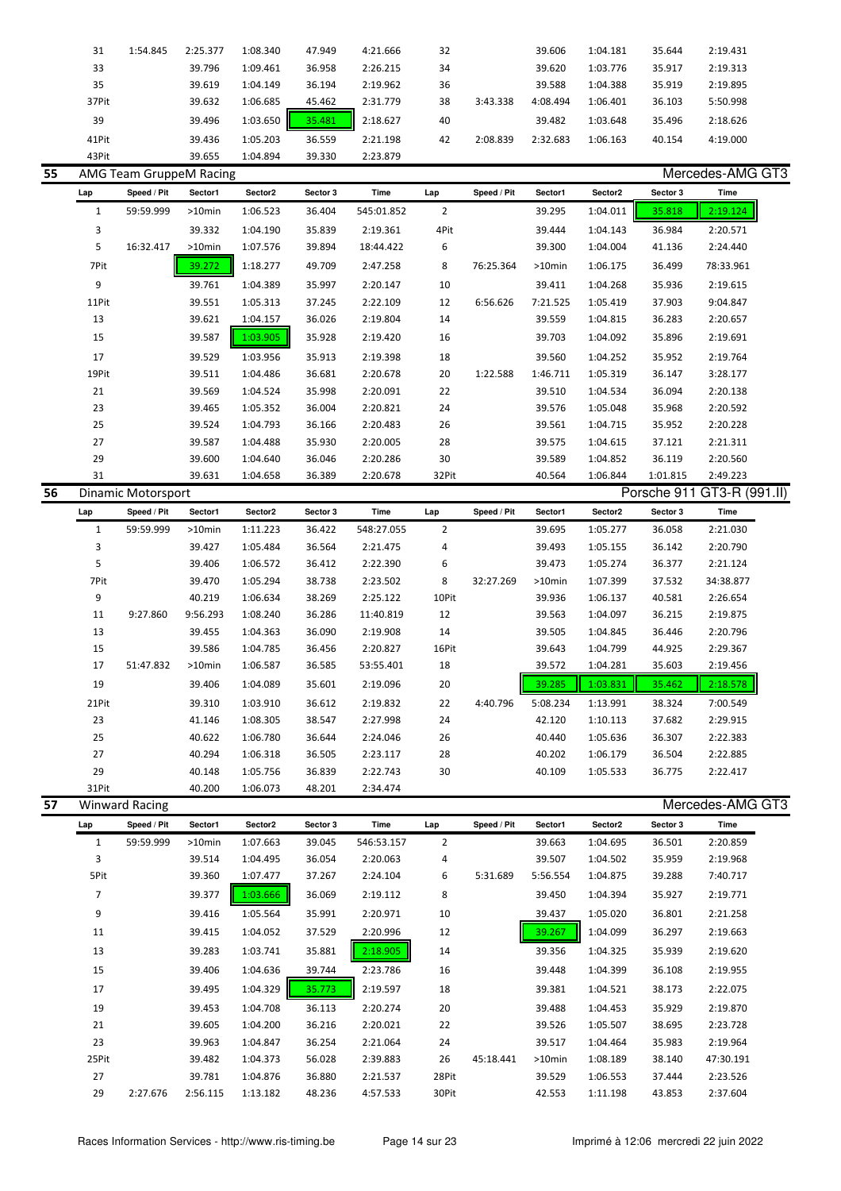| Lap | Speed / Pit | Sector1 | Sector2 | Sector 3 | Time | Lap | Speed / Pit | Sector1 | Sector2 | Sector 3 | Time |
|---|---|---|---|---|---|---|---|---|---|---|---|
| 31 | 1:54.845 | 2:25.377 | 1:08.340 | 47.949 | 4:21.666 | 32 | | 39.606 | 1:04.181 | 35.644 | 2:19.431 |
| 33 | | 39.796 | 1:09.461 | 36.958 | 2:26.215 | 34 | | 39.620 | 1:03.776 | 35.917 | 2:19.313 |
| 35 | | 39.619 | 1:04.149 | 36.194 | 2:19.962 | 36 | | 39.588 | 1:04.388 | 35.919 | 2:19.895 |
| 37Pit | | 39.632 | 1:06.685 | 45.462 | 2:31.779 | 38 | 3:43.338 | 4:08.494 | 1:06.401 | 36.103 | 5:50.998 |
| 39 | | 39.496 | 1:03.650 | 35.481 | 2:18.627 | 40 | | 39.482 | 1:03.648 | 35.496 | 2:18.626 |
| 41Pit | | 39.436 | 1:05.203 | 36.559 | 2:21.198 | 42 | 2:08.839 | 2:32.683 | 1:06.163 | 40.154 | 4:19.000 |
| 43Pit | | 39.655 | 1:04.894 | 39.330 | 2:23.879 | | | | | | |

## 55 AMG Team GruppeM Racing — Mercedes-AMG GT3

| Lap | Speed / Pit | Sector1 | Sector2 | Sector 3 | Time | Lap | Speed / Pit | Sector1 | Sector2 | Sector 3 | Time |
|---|---|---|---|---|---|---|---|---|---|---|---|
| 1 | 59:59.999 | >10min | 1:06.523 | 36.404 | 545:01.852 | 2 | | 39.295 | 1:04.011 | 35.818 | 2:19.124 |
| 3 | | 39.332 | 1:04.190 | 35.839 | 2:19.361 | 4Pit | | 39.444 | 1:04.143 | 36.984 | 2:20.571 |
| 5 | 16:32.417 | >10min | 1:07.576 | 39.894 | 18:44.422 | 6 | | 39.300 | 1:04.004 | 41.136 | 2:24.440 |
| 7Pit | | 39.272 | 1:18.277 | 49.709 | 2:47.258 | 8 | 76:25.364 | >10min | 1:06.175 | 36.499 | 78:33.961 |
| 9 | | 39.761 | 1:04.389 | 35.997 | 2:20.147 | 10 | | 39.411 | 1:04.268 | 35.936 | 2:19.615 |
| 11Pit | | 39.551 | 1:05.313 | 37.245 | 2:22.109 | 12 | 6:56.626 | 7:21.525 | 1:05.419 | 37.903 | 9:04.847 |
| 13 | | 39.621 | 1:04.157 | 36.026 | 2:19.804 | 14 | | 39.559 | 1:04.815 | 36.283 | 2:20.657 |
| 15 | | 39.587 | 1:03.905 | 35.928 | 2:19.420 | 16 | | 39.703 | 1:04.092 | 35.896 | 2:19.691 |
| 17 | | 39.529 | 1:03.956 | 35.913 | 2:19.398 | 18 | | 39.560 | 1:04.252 | 35.952 | 2:19.764 |
| 19Pit | | 39.511 | 1:04.486 | 36.681 | 2:20.678 | 20 | 1:22.588 | 1:46.711 | 1:05.319 | 36.147 | 3:28.177 |
| 21 | | 39.569 | 1:04.524 | 35.998 | 2:20.091 | 22 | | 39.510 | 1:04.534 | 36.094 | 2:20.138 |
| 23 | | 39.465 | 1:05.352 | 36.004 | 2:20.821 | 24 | | 39.576 | 1:05.048 | 35.968 | 2:20.592 |
| 25 | | 39.524 | 1:04.793 | 36.166 | 2:20.483 | 26 | | 39.561 | 1:04.715 | 35.952 | 2:20.228 |
| 27 | | 39.587 | 1:04.488 | 35.930 | 2:20.005 | 28 | | 39.575 | 1:04.615 | 37.121 | 2:21.311 |
| 29 | | 39.600 | 1:04.640 | 36.046 | 2:20.286 | 30 | | 39.589 | 1:04.852 | 36.119 | 2:20.560 |
| 31 | | 39.631 | 1:04.658 | 36.389 | 2:20.678 | 32Pit | | 40.564 | 1:06.844 | 1:01.815 | 2:49.223 |

## 56 Dinamic Motorsport — Porsche 911 GT3-R (991.II)

| Lap | Speed / Pit | Sector1 | Sector2 | Sector 3 | Time | Lap | Speed / Pit | Sector1 | Sector2 | Sector 3 | Time |
|---|---|---|---|---|---|---|---|---|---|---|---|
| 1 | 59:59.999 | >10min | 1:11.223 | 36.422 | 548:27.055 | 2 | | 39.695 | 1:05.277 | 36.058 | 2:21.030 |
| 3 | | 39.427 | 1:05.484 | 36.564 | 2:21.475 | 4 | | 39.493 | 1:05.155 | 36.142 | 2:20.790 |
| 5 | | 39.406 | 1:06.572 | 36.412 | 2:22.390 | 6 | | 39.473 | 1:05.274 | 36.377 | 2:21.124 |
| 7Pit | | 39.470 | 1:05.294 | 38.738 | 2:23.502 | 8 | 32:27.269 | >10min | 1:07.399 | 37.532 | 34:38.877 |
| 9 | | 40.219 | 1:06.634 | 38.269 | 2:25.122 | 10Pit | | 39.936 | 1:06.137 | 40.581 | 2:26.654 |
| 11 | 9:27.860 | 9:56.293 | 1:08.240 | 36.286 | 11:40.819 | 12 | | 39.563 | 1:04.097 | 36.215 | 2:19.875 |
| 13 | | 39.455 | 1:04.363 | 36.090 | 2:19.908 | 14 | | 39.505 | 1:04.845 | 36.446 | 2:20.796 |
| 15 | | 39.586 | 1:04.785 | 36.456 | 2:20.827 | 16Pit | | 39.643 | 1:04.799 | 44.925 | 2:29.367 |
| 17 | 51:47.832 | >10min | 1:06.587 | 36.585 | 53:55.401 | 18 | | 39.572 | 1:04.281 | 35.603 | 2:19.456 |
| 19 | | 39.406 | 1:04.089 | 35.601 | 2:19.096 | 20 | | 39.285 | 1:03.831 | 35.462 | 2:18.578 |
| 21Pit | | 39.310 | 1:03.910 | 36.612 | 2:19.832 | 22 | 4:40.796 | 5:08.234 | 1:13.991 | 38.324 | 7:00.549 |
| 23 | | 41.146 | 1:08.305 | 38.547 | 2:27.998 | 24 | | 42.120 | 1:10.113 | 37.682 | 2:29.915 |
| 25 | | 40.622 | 1:06.780 | 36.644 | 2:24.046 | 26 | | 40.440 | 1:05.636 | 36.307 | 2:22.383 |
| 27 | | 40.294 | 1:06.318 | 36.505 | 2:23.117 | 28 | | 40.202 | 1:06.179 | 36.504 | 2:22.885 |
| 29 | | 40.148 | 1:05.756 | 36.839 | 2:22.743 | 30 | | 40.109 | 1:05.533 | 36.775 | 2:22.417 |
| 31Pit | | 40.200 | 1:06.073 | 48.201 | 2:34.474 | | | | | | |

## 57 Winward Racing — Mercedes-AMG GT3

| Lap | Speed / Pit | Sector1 | Sector2 | Sector 3 | Time | Lap | Speed / Pit | Sector1 | Sector2 | Sector 3 | Time |
|---|---|---|---|---|---|---|---|---|---|---|---|
| 1 | 59:59.999 | >10min | 1:07.663 | 39.045 | 546:53.157 | 2 | | 39.663 | 1:04.695 | 36.501 | 2:20.859 |
| 3 | | 39.514 | 1:04.495 | 36.054 | 2:20.063 | 4 | | 39.507 | 1:04.502 | 35.959 | 2:19.968 |
| 5Pit | | 39.360 | 1:07.477 | 37.267 | 2:24.104 | 6 | 5:31.689 | 5:56.554 | 1:04.875 | 39.288 | 7:40.717 |
| 7 | | 39.377 | 1:03.666 | 36.069 | 2:19.112 | 8 | | 39.450 | 1:04.394 | 35.927 | 2:19.771 |
| 9 | | 39.416 | 1:05.564 | 35.991 | 2:20.971 | 10 | | 39.437 | 1:05.020 | 36.801 | 2:21.258 |
| 11 | | 39.415 | 1:04.052 | 37.529 | 2:20.996 | 12 | | 39.267 | 1:04.099 | 36.297 | 2:19.663 |
| 13 | | 39.283 | 1:03.741 | 35.881 | 2:18.905 | 14 | | 39.356 | 1:04.325 | 35.939 | 2:19.620 |
| 15 | | 39.406 | 1:04.636 | 39.744 | 2:23.786 | 16 | | 39.448 | 1:04.399 | 36.108 | 2:19.955 |
| 17 | | 39.495 | 1:04.329 | 35.773 | 2:19.597 | 18 | | 39.381 | 1:04.521 | 38.173 | 2:22.075 |
| 19 | | 39.453 | 1:04.708 | 36.113 | 2:20.274 | 20 | | 39.488 | 1:04.453 | 35.929 | 2:19.870 |
| 21 | | 39.605 | 1:04.200 | 36.216 | 2:20.021 | 22 | | 39.526 | 1:05.507 | 38.695 | 2:23.728 |
| 23 | | 39.963 | 1:04.847 | 36.254 | 2:21.064 | 24 | | 39.517 | 1:04.464 | 35.983 | 2:19.964 |
| 25Pit | | 39.482 | 1:04.373 | 56.028 | 2:39.883 | 26 | 45:18.441 | >10min | 1:08.189 | 38.140 | 47:30.191 |
| 27 | | 39.781 | 1:04.876 | 36.880 | 2:21.537 | 28Pit | | 39.529 | 1:06.553 | 37.444 | 2:23.526 |
| 29 | 2:27.676 | 2:56.115 | 1:13.182 | 48.236 | 4:57.533 | 30Pit | | 42.553 | 1:11.198 | 43.853 | 2:37.604 |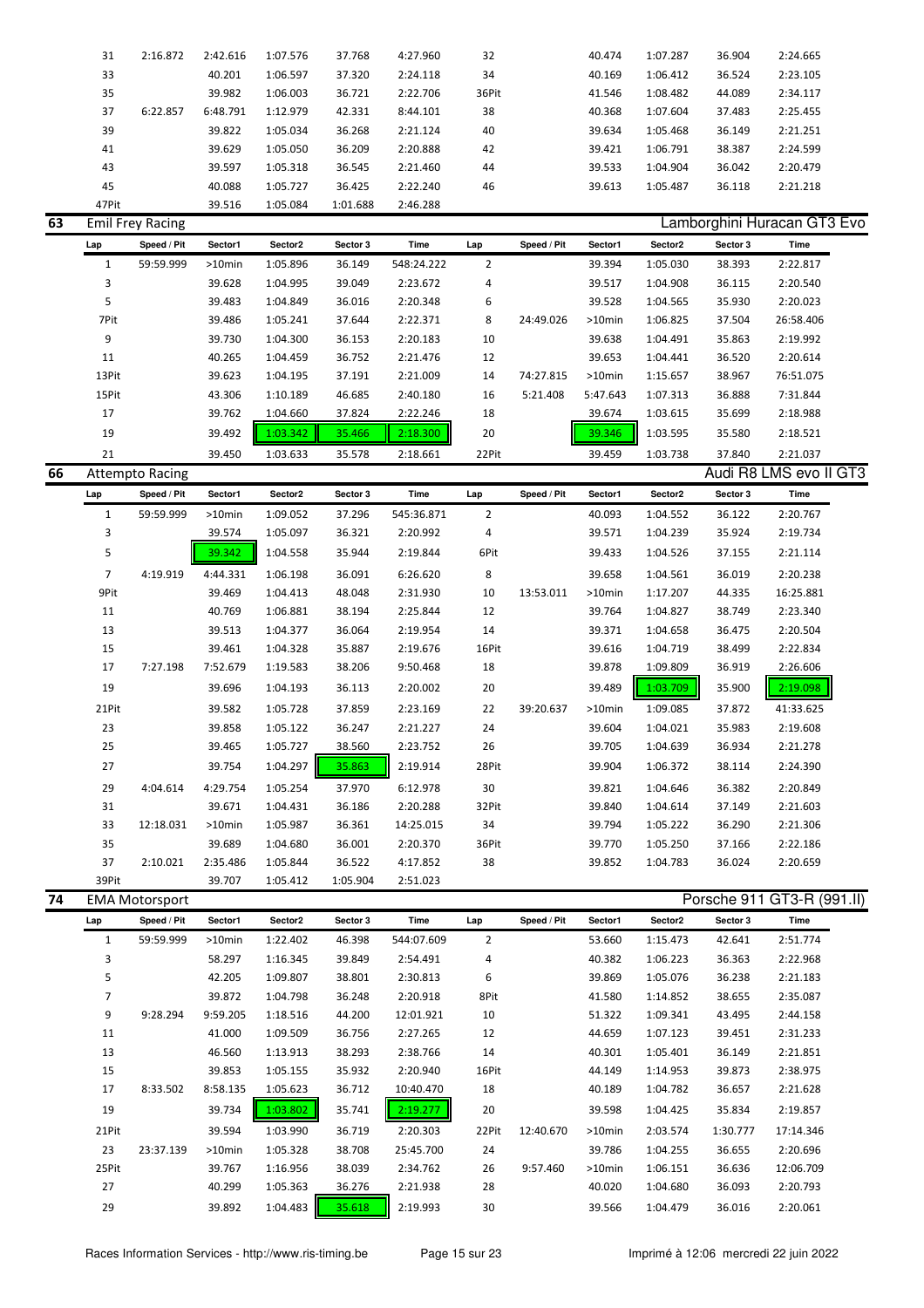| Lap | Speed / Pit | Sector1 | Sector2 | Sector 3 | Time | Lap | Speed / Pit | Sector1 | Sector2 | Sector 3 | Time |
|---|---|---|---|---|---|---|---|---|---|---|---|
| 31 | 2:16.872 | 2:42.616 | 1:07.576 | 37.768 | 4:27.960 | 32 | | 40.474 | 1:07.287 | 36.904 | 2:24.665 |
| 33 | | 40.201 | 1:06.597 | 37.320 | 2:24.118 | 34 | | 40.169 | 1:06.412 | 36.524 | 2:23.105 |
| 35 | | 39.982 | 1:06.003 | 36.721 | 2:22.706 | 36Pit | | 41.546 | 1:08.482 | 44.089 | 2:34.117 |
| 37 | 6:22.857 | 6:48.791 | 1:12.979 | 42.331 | 8:44.101 | 38 | | 40.368 | 1:07.604 | 37.483 | 2:25.455 |
| 39 | | 39.822 | 1:05.034 | 36.268 | 2:21.124 | 40 | | 39.634 | 1:05.468 | 36.149 | 2:21.251 |
| 41 | | 39.629 | 1:05.050 | 36.209 | 2:20.888 | 42 | | 39.421 | 1:06.791 | 38.387 | 2:24.599 |
| 43 | | 39.597 | 1:05.318 | 36.545 | 2:21.460 | 44 | | 39.533 | 1:04.904 | 36.042 | 2:20.479 |
| 45 | | 40.088 | 1:05.727 | 36.425 | 2:22.240 | 46 | | 39.613 | 1:05.487 | 36.118 | 2:21.218 |
| 47Pit | | 39.516 | 1:05.084 | 1:01.688 | 2:46.288 | | | | | | |

## 63 Emil Frey Racing — Lamborghini Huracan GT3 Evo

| Lap | Speed / Pit | Sector1 | Sector2 | Sector 3 | Time | Lap | Speed / Pit | Sector1 | Sector2 | Sector 3 | Time |
|---|---|---|---|---|---|---|---|---|---|---|---|
| 1 | 59:59.999 | >10min | 1:05.896 | 36.149 | 548:24.222 | 2 | | 39.394 | 1:05.030 | 38.393 | 2:22.817 |
| 3 | | 39.628 | 1:04.995 | 39.049 | 2:23.672 | 4 | | 39.517 | 1:04.908 | 36.115 | 2:20.540 |
| 5 | | 39.483 | 1:04.849 | 36.016 | 2:20.348 | 6 | | 39.528 | 1:04.565 | 35.930 | 2:20.023 |
| 7Pit | | 39.486 | 1:05.241 | 37.644 | 2:22.371 | 8 | 24:49.026 | >10min | 1:06.825 | 37.504 | 26:58.406 |
| 9 | | 39.730 | 1:04.300 | 36.153 | 2:20.183 | 10 | | 39.638 | 1:04.491 | 35.863 | 2:19.992 |
| 11 | | 40.265 | 1:04.459 | 36.752 | 2:21.476 | 12 | | 39.653 | 1:04.441 | 36.520 | 2:20.614 |
| 13Pit | | 39.623 | 1:04.195 | 37.191 | 2:21.009 | 14 | 74:27.815 | >10min | 1:15.657 | 38.967 | 76:51.075 |
| 15Pit | | 43.306 | 1:10.189 | 46.685 | 2:40.180 | 16 | 5:21.408 | 5:47.643 | 1:07.313 | 36.888 | 7:31.844 |
| 17 | | 39.762 | 1:04.660 | 37.824 | 2:22.246 | 18 | | 39.674 | 1:03.615 | 35.699 | 2:18.988 |
| 19 | | 39.492 | 1:03.342 | 35.466 | 2:18.300 | 20 | | 39.346 | 1:03.595 | 35.580 | 2:18.521 |
| 21 | | 39.450 | 1:03.633 | 35.578 | 2:18.661 | 22Pit | | 39.459 | 1:03.738 | 37.840 | 2:21.037 |

## 66 Attempto Racing — Audi R8 LMS evo II GT3

| Lap | Speed / Pit | Sector1 | Sector2 | Sector 3 | Time | Lap | Speed / Pit | Sector1 | Sector2 | Sector 3 | Time |
|---|---|---|---|---|---|---|---|---|---|---|---|
| 1 | 59:59.999 | >10min | 1:09.052 | 37.296 | 545:36.871 | 2 | | 40.093 | 1:04.552 | 36.122 | 2:20.767 |
| 3 | | 39.574 | 1:05.097 | 36.321 | 2:20.992 | 4 | | 39.571 | 1:04.239 | 35.924 | 2:19.734 |
| 5 | | 39.342 | 1:04.558 | 35.944 | 2:19.844 | 6Pit | | 39.433 | 1:04.526 | 37.155 | 2:21.114 |
| 7 | 4:19.919 | 4:44.331 | 1:06.198 | 36.091 | 6:26.620 | 8 | | 39.658 | 1:04.561 | 36.019 | 2:20.238 |
| 9Pit | | 39.469 | 1:04.413 | 48.048 | 2:31.930 | 10 | 13:53.011 | >10min | 1:17.207 | 44.335 | 16:25.881 |
| 11 | | 40.769 | 1:06.881 | 38.194 | 2:25.844 | 12 | | 39.764 | 1:04.827 | 38.749 | 2:23.340 |
| 13 | | 39.513 | 1:04.377 | 36.064 | 2:19.954 | 14 | | 39.371 | 1:04.658 | 36.475 | 2:20.504 |
| 15 | | 39.461 | 1:04.328 | 35.887 | 2:19.676 | 16Pit | | 39.616 | 1:04.719 | 38.499 | 2:22.834 |
| 17 | 7:27.198 | 7:52.679 | 1:19.583 | 38.206 | 9:50.468 | 18 | | 39.878 | 1:09.809 | 36.919 | 2:26.606 |
| 19 | | 39.696 | 1:04.193 | 36.113 | 2:20.002 | 20 | | 39.489 | 1:03.709 | 35.900 | 2:19.098 |
| 21Pit | | 39.582 | 1:05.728 | 37.859 | 2:23.169 | 22 | 39:20.637 | >10min | 1:09.085 | 37.872 | 41:33.625 |
| 23 | | 39.858 | 1:05.122 | 36.247 | 2:21.227 | 24 | | 39.604 | 1:04.021 | 35.983 | 2:19.608 |
| 25 | | 39.465 | 1:05.727 | 38.560 | 2:23.752 | 26 | | 39.705 | 1:04.639 | 36.934 | 2:21.278 |
| 27 | | 39.754 | 1:04.297 | 35.863 | 2:19.914 | 28Pit | | 39.904 | 1:06.372 | 38.114 | 2:24.390 |
| 29 | 4:04.614 | 4:29.754 | 1:05.254 | 37.970 | 6:12.978 | 30 | | 39.821 | 1:04.646 | 36.382 | 2:20.849 |
| 31 | | 39.671 | 1:04.431 | 36.186 | 2:20.288 | 32Pit | | 39.840 | 1:04.614 | 37.149 | 2:21.603 |
| 33 | 12:18.031 | >10min | 1:05.987 | 36.361 | 14:25.015 | 34 | | 39.794 | 1:05.222 | 36.290 | 2:21.306 |
| 35 | | 39.689 | 1:04.680 | 36.001 | 2:20.370 | 36Pit | | 39.770 | 1:05.250 | 37.166 | 2:22.186 |
| 37 | 2:10.021 | 2:35.486 | 1:05.844 | 36.522 | 4:17.852 | 38 | | 39.852 | 1:04.783 | 36.024 | 2:20.659 |
| 39Pit | | 39.707 | 1:05.412 | 1:05.904 | 2:51.023 | | | | | | |

## 74 EMA Motorsport — Porsche 911 GT3-R (991.II)

| Lap | Speed / Pit | Sector1 | Sector2 | Sector 3 | Time | Lap | Speed / Pit | Sector1 | Sector2 | Sector 3 | Time |
|---|---|---|---|---|---|---|---|---|---|---|---|
| 1 | 59:59.999 | >10min | 1:22.402 | 46.398 | 544:07.609 | 2 | | 53.660 | 1:15.473 | 42.641 | 2:51.774 |
| 3 | | 58.297 | 1:16.345 | 39.849 | 2:54.491 | 4 | | 40.382 | 1:06.223 | 36.363 | 2:22.968 |
| 5 | | 42.205 | 1:09.807 | 38.801 | 2:30.813 | 6 | | 39.869 | 1:05.076 | 36.238 | 2:21.183 |
| 7 | | 39.872 | 1:04.798 | 36.248 | 2:20.918 | 8Pit | | 41.580 | 1:14.852 | 38.655 | 2:35.087 |
| 9 | 9:28.294 | 9:59.205 | 1:18.516 | 44.200 | 12:01.921 | 10 | | 51.322 | 1:09.341 | 43.495 | 2:44.158 |
| 11 | | 41.000 | 1:09.509 | 36.756 | 2:27.265 | 12 | | 44.659 | 1:07.123 | 39.451 | 2:31.233 |
| 13 | | 46.560 | 1:13.913 | 38.293 | 2:38.766 | 14 | | 40.301 | 1:05.401 | 36.149 | 2:21.851 |
| 15 | | 39.853 | 1:05.155 | 35.932 | 2:20.940 | 16Pit | | 44.149 | 1:14.953 | 39.873 | 2:38.975 |
| 17 | 8:33.502 | 8:58.135 | 1:05.623 | 36.712 | 10:40.470 | 18 | | 40.189 | 1:04.782 | 36.657 | 2:21.628 |
| 19 | | 39.734 | 1:03.802 | 35.741 | 2:19.277 | 20 | | 39.598 | 1:04.425 | 35.834 | 2:19.857 |
| 21Pit | | 39.594 | 1:03.990 | 36.719 | 2:20.303 | 22Pit | 12:40.670 | >10min | 2:03.574 | 1:30.777 | 17:14.346 |
| 23 | 23:37.139 | >10min | 1:05.328 | 38.708 | 25:45.700 | 24 | | 39.786 | 1:04.255 | 36.655 | 2:20.696 |
| 25Pit | | 39.767 | 1:16.956 | 38.039 | 2:34.762 | 26 | 9:57.460 | >10min | 1:06.151 | 36.636 | 12:06.709 |
| 27 | | 40.299 | 1:05.363 | 36.276 | 2:21.938 | 28 | | 40.020 | 1:04.680 | 36.093 | 2:20.793 |
| 29 | | 39.892 | 1:04.483 | 35.618 | 2:19.993 | 30 | | 39.566 | 1:04.479 | 36.016 | 2:20.061 |

Races Information Services - http://www.ris-timing.be — Imprimé à 12:06 mercredi 22 juin 2022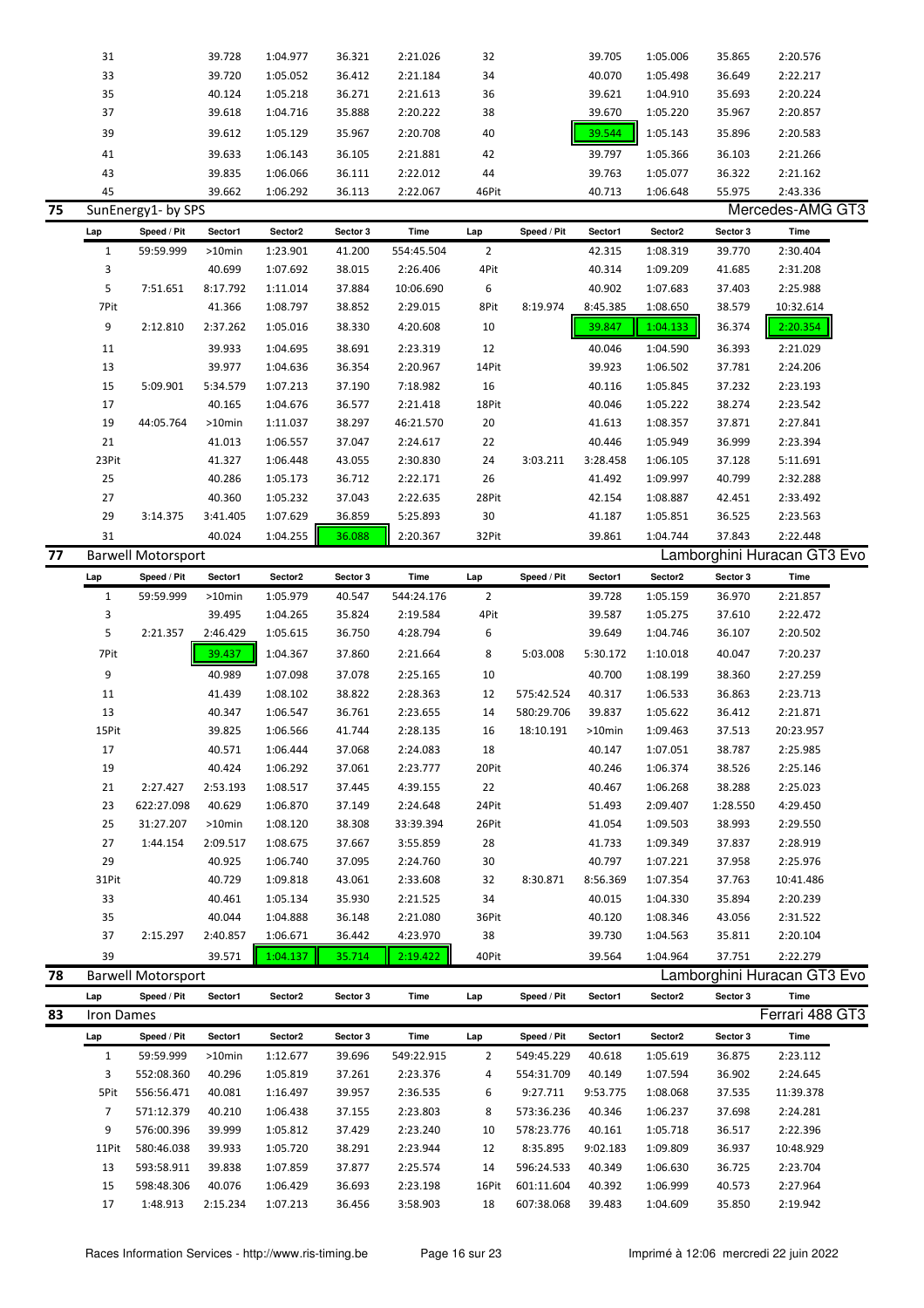| Lap | Speed / Pit | Sector1 | Sector2 | Sector 3 | Time | Lap | Speed / Pit | Sector1 | Sector2 | Sector 3 | Time |
|---|---|---|---|---|---|---|---|---|---|---|---|
| 31 | | 39.728 | 1:04.977 | 36.321 | 2:21.026 | 32 | | 39.705 | 1:05.006 | 35.865 | 2:20.576 |
| 33 | | 39.720 | 1:05.052 | 36.412 | 2:21.184 | 34 | | 40.070 | 1:05.498 | 36.649 | 2:22.217 |
| 35 | | 40.124 | 1:05.218 | 36.271 | 2:21.613 | 36 | | 39.621 | 1:04.910 | 35.693 | 2:20.224 |
| 37 | | 39.618 | 1:04.716 | 35.888 | 2:20.222 | 38 | | 39.670 | 1:05.220 | 35.967 | 2:20.857 |
| 39 | | 39.612 | 1:05.129 | 35.967 | 2:20.708 | 40 | | 39.544 | 1:05.143 | 35.896 | 2:20.583 |
| 41 | | 39.633 | 1:06.143 | 36.105 | 2:21.881 | 42 | | 39.797 | 1:05.366 | 36.103 | 2:21.266 |
| 43 | | 39.835 | 1:06.066 | 36.111 | 2:22.012 | 44 | | 39.763 | 1:05.077 | 36.322 | 2:21.162 |
| 45 | | 39.662 | 1:06.292 | 36.113 | 2:22.067 | 46Pit | | 40.713 | 1:06.648 | 55.975 | 2:43.336 |

## 75 SunEnergy1- by SPS — Mercedes-AMG GT3

| Lap | Speed / Pit | Sector1 | Sector2 | Sector 3 | Time | Lap | Speed / Pit | Sector1 | Sector2 | Sector 3 | Time |
|---|---|---|---|---|---|---|---|---|---|---|---|
| 1 | 59:59.999 | >10min | 1:23.901 | 41.200 | 554:45.504 | 2 | | 42.315 | 1:08.319 | 39.770 | 2:30.404 |
| 3 | | 40.699 | 1:07.692 | 38.015 | 2:26.406 | 4Pit | | 40.314 | 1:09.209 | 41.685 | 2:31.208 |
| 5 | 7:51.651 | 8:17.792 | 1:11.014 | 37.884 | 10:06.690 | 6 | | 40.902 | 1:07.683 | 37.403 | 2:25.988 |
| 7Pit | | 41.366 | 1:08.797 | 38.852 | 2:29.015 | 8Pit | 8:19.974 | 8:45.385 | 1:08.650 | 38.579 | 10:32.614 |
| 9 | 2:12.810 | 2:37.262 | 1:05.016 | 38.330 | 4:20.608 | 10 | | 39.847 | 1:04.133 | 36.374 | 2:20.354 |
| 11 | | 39.933 | 1:04.695 | 38.691 | 2:23.319 | 12 | | 40.046 | 1:04.590 | 36.393 | 2:21.029 |
| 13 | | 39.977 | 1:04.636 | 36.354 | 2:20.967 | 14Pit | | 39.923 | 1:06.502 | 37.781 | 2:24.206 |
| 15 | 5:09.901 | 5:34.579 | 1:07.213 | 37.190 | 7:18.982 | 16 | | 40.116 | 1:05.845 | 37.232 | 2:23.193 |
| 17 | | 40.165 | 1:04.676 | 36.577 | 2:21.418 | 18Pit | | 40.046 | 1:05.222 | 38.274 | 2:23.542 |
| 19 | 44:05.764 | >10min | 1:11.037 | 38.297 | 46:21.570 | 20 | | 41.613 | 1:08.357 | 37.871 | 2:27.841 |
| 21 | | 41.013 | 1:06.557 | 37.047 | 2:24.617 | 22 | | 40.446 | 1:05.949 | 36.999 | 2:23.394 |
| 23Pit | | 41.327 | 1:06.448 | 43.055 | 2:30.830 | 24 | 3:03.211 | 3:28.458 | 1:06.105 | 37.128 | 5:11.691 |
| 25 | | 40.286 | 1:05.173 | 36.712 | 2:22.171 | 26 | | 41.492 | 1:09.997 | 40.799 | 2:32.288 |
| 27 | | 40.360 | 1:05.232 | 37.043 | 2:22.635 | 28Pit | | 42.154 | 1:08.887 | 42.451 | 2:33.492 |
| 29 | 3:14.375 | 3:41.405 | 1:07.629 | 36.859 | 5:25.893 | 30 | | 41.187 | 1:05.851 | 36.525 | 2:23.563 |
| 31 | | 40.024 | 1:04.255 | 36.088 | 2:20.367 | 32Pit | | 39.861 | 1:04.744 | 37.843 | 2:22.448 |

## 77 Barwell Motorsport — Lamborghini Huracan GT3 Evo

| Lap | Speed / Pit | Sector1 | Sector2 | Sector 3 | Time | Lap | Speed / Pit | Sector1 | Sector2 | Sector 3 | Time |
|---|---|---|---|---|---|---|---|---|---|---|---|
| 1 | 59:59.999 | >10min | 1:05.979 | 40.547 | 544:24.176 | 2 | | 39.728 | 1:05.159 | 36.970 | 2:21.857 |
| 3 | | 39.495 | 1:04.265 | 35.824 | 2:19.584 | 4Pit | | 39.587 | 1:05.275 | 37.610 | 2:22.472 |
| 5 | 2:21.357 | 2:46.429 | 1:05.615 | 36.750 | 4:28.794 | 6 | | 39.649 | 1:04.746 | 36.107 | 2:20.502 |
| 7Pit | | 39.437 | 1:04.367 | 37.860 | 2:21.664 | 8 | 5:03.008 | 5:30.172 | 1:10.018 | 40.047 | 7:20.237 |
| 9 | | 40.989 | 1:07.098 | 37.078 | 2:25.165 | 10 | | 40.700 | 1:08.199 | 38.360 | 2:27.259 |
| 11 | | 41.439 | 1:08.102 | 38.822 | 2:28.363 | 12 | 575:42.524 | 40.317 | 1:06.533 | 36.863 | 2:23.713 |
| 13 | | 40.347 | 1:06.547 | 36.761 | 2:23.655 | 14 | 580:29.706 | 39.837 | 1:05.622 | 36.412 | 2:21.871 |
| 15Pit | | 39.825 | 1:06.566 | 41.744 | 2:28.135 | 16 | 18:10.191 | >10min | 1:09.463 | 37.513 | 20:23.957 |
| 17 | | 40.571 | 1:06.444 | 37.068 | 2:24.083 | 18 | | 40.147 | 1:07.051 | 38.787 | 2:25.985 |
| 19 | | 40.424 | 1:06.292 | 37.061 | 2:23.777 | 20Pit | | 40.246 | 1:06.374 | 38.526 | 2:25.146 |
| 21 | 2:27.427 | 2:53.193 | 1:08.517 | 37.445 | 4:39.155 | 22 | | 40.467 | 1:06.268 | 38.288 | 2:25.023 |
| 23 | 622:27.098 | 40.629 | 1:06.870 | 37.149 | 2:24.648 | 24Pit | | 51.493 | 2:09.407 | 1:28.550 | 4:29.450 |
| 25 | 31:27.207 | >10min | 1:08.120 | 38.308 | 33:39.394 | 26Pit | | 41.054 | 1:09.503 | 38.993 | 2:29.550 |
| 27 | 1:44.154 | 2:09.517 | 1:08.675 | 37.667 | 3:55.859 | 28 | | 41.733 | 1:09.349 | 37.837 | 2:28.919 |
| 29 | | 40.925 | 1:06.740 | 37.095 | 2:24.760 | 30 | | 40.797 | 1:07.221 | 37.958 | 2:25.976 |
| 31Pit | | 40.729 | 1:09.818 | 43.061 | 2:33.608 | 32 | 8:30.871 | 8:56.369 | 1:07.354 | 37.763 | 10:41.486 |
| 33 | | 40.461 | 1:05.134 | 35.930 | 2:21.525 | 34 | | 40.015 | 1:04.330 | 35.894 | 2:20.239 |
| 35 | | 40.044 | 1:04.888 | 36.148 | 2:21.080 | 36Pit | | 40.120 | 1:08.346 | 43.056 | 2:31.522 |
| 37 | 2:15.297 | 2:40.857 | 1:06.671 | 36.442 | 4:23.970 | 38 | | 39.730 | 1:04.563 | 35.811 | 2:20.104 |
| 39 | | 39.571 | 1:04.137 | 35.714 | 2:19.422 | 40Pit | | 39.564 | 1:04.964 | 37.751 | 2:22.279 |

## 78 Barwell Motorsport — Lamborghini Huracan GT3 Evo

| Lap | Speed / Pit | Sector1 | Sector2 | Sector 3 | Time | Lap | Speed / Pit | Sector1 | Sector2 | Sector 3 | Time |
|---|---|---|---|---|---|---|---|---|---|---|---|

## 83 Iron Dames — Ferrari 488 GT3

| Lap | Speed / Pit | Sector1 | Sector2 | Sector 3 | Time | Lap | Speed / Pit | Sector1 | Sector2 | Sector 3 | Time |
|---|---|---|---|---|---|---|---|---|---|---|---|
| 1 | 59:59.999 | >10min | 1:12.677 | 39.696 | 549:22.915 | 2 | 549:45.229 | 40.618 | 1:05.619 | 36.875 | 2:23.112 |
| 3 | 552:08.360 | 40.296 | 1:05.819 | 37.261 | 2:23.376 | 4 | 554:31.709 | 40.149 | 1:07.594 | 36.902 | 2:24.645 |
| 5Pit | 556:56.471 | 40.081 | 1:16.497 | 39.957 | 2:36.535 | 6 | 9:27.711 | 9:53.775 | 1:08.068 | 37.535 | 11:39.378 |
| 7 | 571:12.379 | 40.210 | 1:06.438 | 37.155 | 2:23.803 | 8 | 573:36.236 | 40.346 | 1:06.237 | 37.698 | 2:24.281 |
| 9 | 576:00.396 | 39.999 | 1:05.812 | 37.429 | 2:23.240 | 10 | 578:23.776 | 40.161 | 1:05.718 | 36.517 | 2:22.396 |
| 11Pit | 580:46.038 | 39.933 | 1:05.720 | 38.291 | 2:23.944 | 12 | 8:35.895 | 9:02.183 | 1:09.809 | 36.937 | 10:48.929 |
| 13 | 593:58.911 | 39.838 | 1:07.859 | 37.877 | 2:25.574 | 14 | 596:24.533 | 40.349 | 1:06.630 | 36.725 | 2:23.704 |
| 15 | 598:48.306 | 40.076 | 1:06.429 | 36.693 | 2:23.198 | 16Pit | 601:11.604 | 40.392 | 1:06.999 | 40.573 | 2:27.964 |
| 17 | 1:48.913 | 2:15.234 | 1:07.213 | 36.456 | 3:58.903 | 18 | 607:38.068 | 39.483 | 1:04.609 | 35.850 | 2:19.942 |

Races Information Services - http://www.ris-timing.be — Imprimé à 12:06 mercredi 22 juin 2022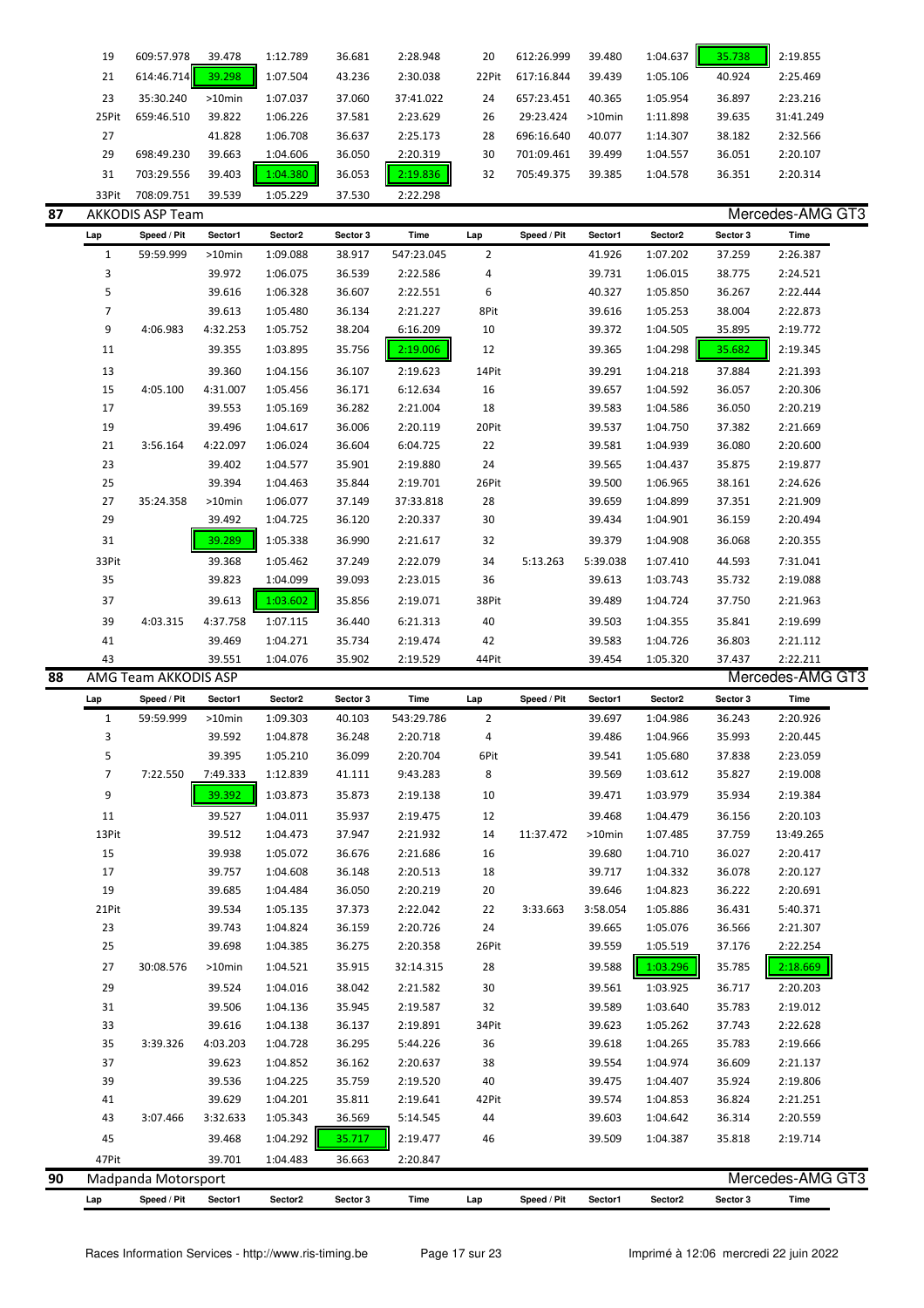| Lap | Speed / Pit | Sector1 | Sector2 | Sector 3 | Time | Lap | Speed / Pit | Sector1 | Sector2 | Sector 3 | Time |
|---|---|---|---|---|---|---|---|---|---|---|---|
| 19 | 609:57.978 | 39.478 | 1:12.789 | 36.681 | 2:28.948 | 20 | 612:26.999 | 39.480 | 1:04.637 | 35.738 | 2:19.855 |
| 21 | 614:46.714 | 39.298 | 1:07.504 | 43.236 | 2:30.038 | 22Pit | 617:16.844 | 39.439 | 1:05.106 | 40.924 | 2:25.469 |
| 23 | 35:30.240 | >10min | 1:07.037 | 37.060 | 37:41.022 | 24 | 657:23.451 | 40.365 | 1:05.954 | 36.897 | 2:23.216 |
| 25Pit | 659:46.510 | 39.822 | 1:06.226 | 37.581 | 2:23.629 | 26 | 29:23.424 | >10min | 1:11.898 | 39.635 | 31:41.249 |
| 27 | | 41.828 | 1:06.708 | 36.637 | 2:25.173 | 28 | 696:16.640 | 40.077 | 1:14.307 | 38.182 | 2:32.566 |
| 29 | 698:49.230 | 39.663 | 1:04.606 | 36.050 | 2:20.319 | 30 | 701:09.461 | 39.499 | 1:04.557 | 36.051 | 2:20.107 |
| 31 | 703:29.556 | 39.403 | 1:04.380 | 36.053 | 2:19.836 | 32 | 705:49.375 | 39.385 | 1:04.578 | 36.351 | 2:20.314 |
| 33Pit | 708:09.751 | 39.539 | 1:05.229 | 37.530 | 2:22.298 | | | | | | |

## 87 AKKODIS ASP Team — Mercedes-AMG GT3

| Lap | Speed / Pit | Sector1 | Sector2 | Sector 3 | Time | Lap | Speed / Pit | Sector1 | Sector2 | Sector 3 | Time |
|---|---|---|---|---|---|---|---|---|---|---|---|
| 1 | 59:59.999 | >10min | 1:09.088 | 38.917 | 547:23.045 | 2 | | 41.926 | 1:07.202 | 37.259 | 2:26.387 |
| 3 | | 39.972 | 1:06.075 | 36.539 | 2:22.586 | 4 | | 39.731 | 1:06.015 | 38.775 | 2:24.521 |
| 5 | | 39.616 | 1:06.328 | 36.607 | 2:22.551 | 6 | | 40.327 | 1:05.850 | 36.267 | 2:22.444 |
| 7 | | 39.613 | 1:05.480 | 36.134 | 2:21.227 | 8Pit | | 39.616 | 1:05.253 | 38.004 | 2:22.873 |
| 9 | 4:06.983 | 4:32.253 | 1:05.752 | 38.204 | 6:16.209 | 10 | | 39.372 | 1:04.505 | 35.895 | 2:19.772 |
| 11 | | 39.355 | 1:03.895 | 35.756 | 2:19.006 | 12 | | 39.365 | 1:04.298 | 35.682 | 2:19.345 |
| 13 | | 39.360 | 1:04.156 | 36.107 | 2:19.623 | 14Pit | | 39.291 | 1:04.218 | 37.884 | 2:21.393 |
| 15 | 4:05.100 | 4:31.007 | 1:05.456 | 36.171 | 6:12.634 | 16 | | 39.657 | 1:04.592 | 36.057 | 2:20.306 |
| 17 | | 39.553 | 1:05.169 | 36.282 | 2:21.004 | 18 | | 39.583 | 1:04.586 | 36.050 | 2:20.219 |
| 19 | | 39.496 | 1:04.617 | 36.006 | 2:20.119 | 20Pit | | 39.537 | 1:04.750 | 37.382 | 2:21.669 |
| 21 | 3:56.164 | 4:22.097 | 1:06.024 | 36.604 | 6:04.725 | 22 | | 39.581 | 1:04.939 | 36.080 | 2:20.600 |
| 23 | | 39.402 | 1:04.577 | 35.901 | 2:19.880 | 24 | | 39.565 | 1:04.437 | 35.875 | 2:19.877 |
| 25 | | 39.394 | 1:04.463 | 35.844 | 2:19.701 | 26Pit | | 39.500 | 1:06.965 | 38.161 | 2:24.626 |
| 27 | 35:24.358 | >10min | 1:06.077 | 37.149 | 37:33.818 | 28 | | 39.659 | 1:04.899 | 37.351 | 2:21.909 |
| 29 | | 39.492 | 1:04.725 | 36.120 | 2:20.337 | 30 | | 39.434 | 1:04.901 | 36.159 | 2:20.494 |
| 31 | | 39.289 | 1:05.338 | 36.990 | 2:21.617 | 32 | | 39.379 | 1:04.908 | 36.068 | 2:20.355 |
| 33Pit | | 39.368 | 1:05.462 | 37.249 | 2:22.079 | 34 | 5:13.263 | 5:39.038 | 1:07.410 | 44.593 | 7:31.041 |
| 35 | | 39.823 | 1:04.099 | 39.093 | 2:23.015 | 36 | | 39.613 | 1:03.743 | 35.732 | 2:19.088 |
| 37 | | 39.613 | 1:03.602 | 35.856 | 2:19.071 | 38Pit | | 39.489 | 1:04.724 | 37.750 | 2:21.963 |
| 39 | 4:03.315 | 4:37.758 | 1:07.115 | 36.440 | 6:21.313 | 40 | | 39.503 | 1:04.355 | 35.841 | 2:19.699 |
| 41 | | 39.469 | 1:04.271 | 35.734 | 2:19.474 | 42 | | 39.583 | 1:04.726 | 36.803 | 2:21.112 |
| 43 | | 39.551 | 1:04.076 | 35.902 | 2:19.529 | 44Pit | | 39.454 | 1:05.320 | 37.437 | 2:22.211 |

## 88 AMG Team AKKODIS ASP — Mercedes-AMG GT3

| Lap | Speed / Pit | Sector1 | Sector2 | Sector 3 | Time | Lap | Speed / Pit | Sector1 | Sector2 | Sector 3 | Time |
|---|---|---|---|---|---|---|---|---|---|---|---|
| 1 | 59:59.999 | >10min | 1:09.303 | 40.103 | 543:29.786 | 2 | | 39.697 | 1:04.986 | 36.243 | 2:20.926 |
| 3 | | 39.592 | 1:04.878 | 36.248 | 2:20.718 | 4 | | 39.486 | 1:04.966 | 35.993 | 2:20.445 |
| 5 | | 39.395 | 1:05.210 | 36.099 | 2:20.704 | 6Pit | | 39.541 | 1:05.680 | 37.838 | 2:23.059 |
| 7 | 7:22.550 | 7:49.333 | 1:12.839 | 41.111 | 9:43.283 | 8 | | 39.569 | 1:03.612 | 35.827 | 2:19.008 |
| 9 | | 39.392 | 1:03.873 | 35.873 | 2:19.138 | 10 | | 39.471 | 1:03.979 | 35.934 | 2:19.384 |
| 11 | | 39.527 | 1:04.011 | 35.937 | 2:19.475 | 12 | | 39.468 | 1:04.479 | 36.156 | 2:20.103 |
| 13Pit | | 39.512 | 1:04.473 | 37.947 | 2:21.932 | 14 | 11:37.472 | >10min | 1:07.485 | 37.759 | 13:49.265 |
| 15 | | 39.938 | 1:05.072 | 36.676 | 2:21.686 | 16 | | 39.680 | 1:04.710 | 36.027 | 2:20.417 |
| 17 | | 39.757 | 1:04.608 | 36.148 | 2:20.513 | 18 | | 39.717 | 1:04.332 | 36.078 | 2:20.127 |
| 19 | | 39.685 | 1:04.484 | 36.050 | 2:20.219 | 20 | | 39.646 | 1:04.823 | 36.222 | 2:20.691 |
| 21Pit | | 39.534 | 1:05.135 | 37.373 | 2:22.042 | 22 | 3:33.663 | 3:58.054 | 1:05.886 | 36.431 | 5:40.371 |
| 23 | | 39.743 | 1:04.824 | 36.159 | 2:20.726 | 24 | | 39.665 | 1:05.076 | 36.566 | 2:21.307 |
| 25 | | 39.698 | 1:04.385 | 36.275 | 2:20.358 | 26Pit | | 39.559 | 1:05.519 | 37.176 | 2:22.254 |
| 27 | 30:08.576 | >10min | 1:04.521 | 35.915 | 32:14.315 | 28 | | 39.588 | 1:03.296 | 35.785 | 2:18.669 |
| 29 | | 39.524 | 1:04.016 | 38.042 | 2:21.582 | 30 | | 39.561 | 1:03.925 | 36.717 | 2:20.203 |
| 31 | | 39.506 | 1:04.136 | 35.945 | 2:19.587 | 32 | | 39.589 | 1:03.640 | 35.783 | 2:19.012 |
| 33 | | 39.616 | 1:04.138 | 36.137 | 2:19.891 | 34Pit | | 39.623 | 1:05.262 | 37.743 | 2:22.628 |
| 35 | 3:39.326 | 4:03.203 | 1:04.728 | 36.295 | 5:44.226 | 36 | | 39.618 | 1:04.265 | 35.783 | 2:19.666 |
| 37 | | 39.623 | 1:04.852 | 36.162 | 2:20.637 | 38 | | 39.554 | 1:04.974 | 36.609 | 2:21.137 |
| 39 | | 39.536 | 1:04.225 | 35.759 | 2:19.520 | 40 | | 39.475 | 1:04.407 | 35.924 | 2:19.806 |
| 41 | | 39.629 | 1:04.201 | 35.811 | 2:19.641 | 42Pit | | 39.574 | 1:04.853 | 36.824 | 2:21.251 |
| 43 | 3:07.466 | 3:32.633 | 1:05.343 | 36.569 | 5:14.545 | 44 | | 39.603 | 1:04.642 | 36.314 | 2:20.559 |
| 45 | | 39.468 | 1:04.292 | 35.717 | 2:19.477 | 46 | | 39.509 | 1:04.387 | 35.818 | 2:19.714 |
| 47Pit | | 39.701 | 1:04.483 | 36.663 | 2:20.847 | | | | | | |

## 90 Madpanda Motorsport — Mercedes-AMG GT3

| Lap | Speed / Pit | Sector1 | Sector2 | Sector 3 | Time | Lap | Speed / Pit | Sector1 | Sector2 | Sector 3 | Time |
|---|---|---|---|---|---|---|---|---|---|---|---|

Races Information Services - http://www.ris-timing.be — Imprimé à 12:06 mercredi 22 juin 2022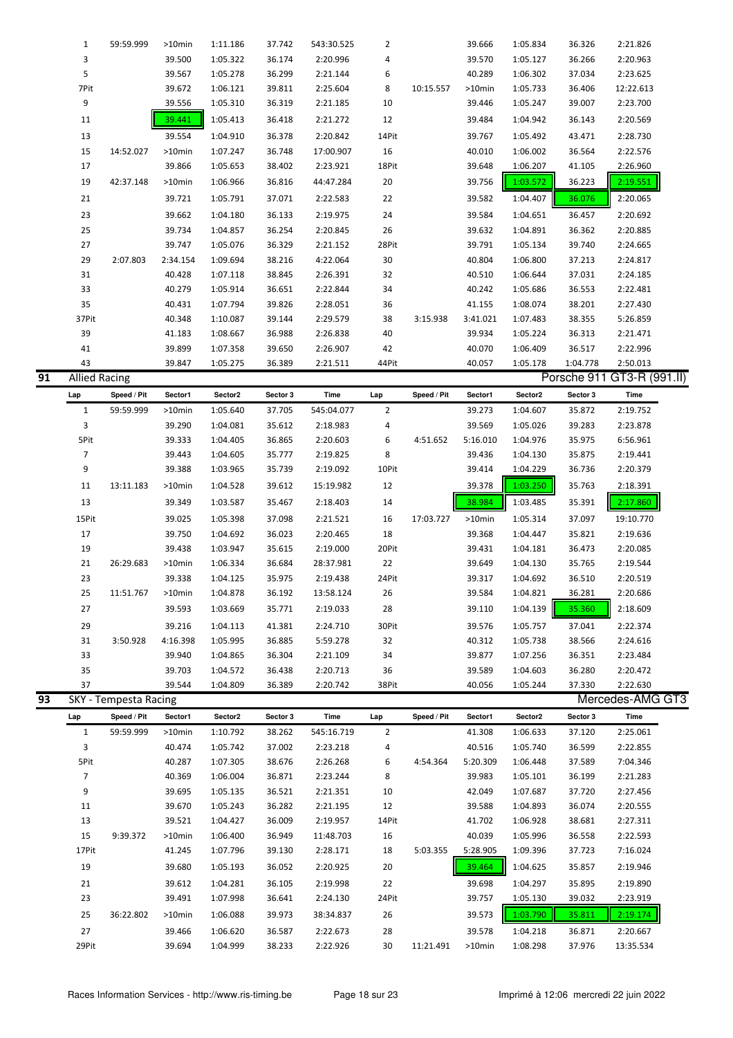| Lap | Speed / Pit | Sector1 | Sector2 | Sector 3 | Time | Lap | Speed / Pit | Sector1 | Sector2 | Sector 3 | Time |
|---|---|---|---|---|---|---|---|---|---|---|---|
| 1 | 59:59.999 | >10min | 1:11.186 | 37.742 | 543:30.525 | 2 | | 39.666 | 1:05.834 | 36.326 | 2:21.826 |
| 3 | | 39.500 | 1:05.322 | 36.174 | 2:20.996 | 4 | | 39.570 | 1:05.127 | 36.266 | 2:20.963 |
| 5 | | 39.567 | 1:05.278 | 36.299 | 2:21.144 | 6 | | 40.289 | 1:06.302 | 37.034 | 2:23.625 |
| 7Pit | | 39.672 | 1:06.121 | 39.811 | 2:25.604 | 8 | 10:15.557 | >10min | 1:05.733 | 36.406 | 12:22.613 |
| 9 | | 39.556 | 1:05.310 | 36.319 | 2:21.185 | 10 | | 39.446 | 1:05.247 | 39.007 | 2:23.700 |
| 11 | | 39.441 | 1:05.413 | 36.418 | 2:21.272 | 12 | | 39.484 | 1:04.942 | 36.143 | 2:20.569 |
| 13 | | 39.554 | 1:04.910 | 36.378 | 2:20.842 | 14Pit | | 39.767 | 1:05.492 | 43.471 | 2:28.730 |
| 15 | 14:52.027 | >10min | 1:07.247 | 36.748 | 17:00.907 | 16 | | 40.010 | 1:06.002 | 36.564 | 2:22.576 |
| 17 | | 39.866 | 1:05.653 | 38.402 | 2:23.921 | 18Pit | | 39.648 | 1:06.207 | 41.105 | 2:26.960 |
| 19 | 42:37.148 | >10min | 1:06.966 | 36.816 | 44:47.284 | 20 | | 39.756 | 1:03.572 | 36.223 | 2:19.551 |
| 21 | | 39.721 | 1:05.791 | 37.071 | 2:22.583 | 22 | | 39.582 | 1:04.407 | 36.076 | 2:20.065 |
| 23 | | 39.662 | 1:04.180 | 36.133 | 2:19.975 | 24 | | 39.584 | 1:04.651 | 36.457 | 2:20.692 |
| 25 | | 39.734 | 1:04.857 | 36.254 | 2:20.845 | 26 | | 39.632 | 1:04.891 | 36.362 | 2:20.885 |
| 27 | | 39.747 | 1:05.076 | 36.329 | 2:21.152 | 28Pit | | 39.791 | 1:05.134 | 39.740 | 2:24.665 |
| 29 | 2:07.803 | 2:34.154 | 1:09.694 | 38.216 | 4:22.064 | 30 | | 40.804 | 1:06.800 | 37.213 | 2:24.817 |
| 31 | | 40.428 | 1:07.118 | 38.845 | 2:26.391 | 32 | | 40.510 | 1:06.644 | 37.031 | 2:24.185 |
| 33 | | 40.279 | 1:05.914 | 36.651 | 2:22.844 | 34 | | 40.242 | 1:05.686 | 36.553 | 2:22.481 |
| 35 | | 40.431 | 1:07.794 | 39.826 | 2:28.051 | 36 | | 41.155 | 1:08.074 | 38.201 | 2:27.430 |
| 37Pit | | 40.348 | 1:10.087 | 39.144 | 2:29.579 | 38 | 3:15.938 | 3:41.021 | 1:07.483 | 38.355 | 5:26.859 |
| 39 | | 41.183 | 1:08.667 | 36.988 | 2:26.838 | 40 | | 39.934 | 1:05.224 | 36.313 | 2:21.471 |
| 41 | | 39.899 | 1:07.358 | 39.650 | 2:26.907 | 42 | | 40.070 | 1:06.409 | 36.517 | 2:22.996 |
| 43 | | 39.847 | 1:05.275 | 36.389 | 2:21.511 | 44Pit | | 40.057 | 1:05.178 | 1:04.778 | 2:50.013 |

## 91 Allied Racing — Porsche 911 GT3-R (991.II)

| Lap | Speed / Pit | Sector1 | Sector2 | Sector 3 | Time | Lap | Speed / Pit | Sector1 | Sector2 | Sector 3 | Time |
|---|---|---|---|---|---|---|---|---|---|---|---|
| 1 | 59:59.999 | >10min | 1:05.640 | 37.705 | 545:04.077 | 2 | | 39.273 | 1:04.607 | 35.872 | 2:19.752 |
| 3 | | 39.290 | 1:04.081 | 35.612 | 2:18.983 | 4 | | 39.569 | 1:05.026 | 39.283 | 2:23.878 |
| 5Pit | | 39.333 | 1:04.405 | 36.865 | 2:20.603 | 6 | 4:51.652 | 5:16.010 | 1:04.976 | 35.975 | 6:56.961 |
| 7 | | 39.443 | 1:04.605 | 35.777 | 2:19.825 | 8 | | 39.436 | 1:04.130 | 35.875 | 2:19.441 |
| 9 | | 39.388 | 1:03.965 | 35.739 | 2:19.092 | 10Pit | | 39.414 | 1:04.229 | 36.736 | 2:20.379 |
| 11 | 13:11.183 | >10min | 1:04.528 | 39.612 | 15:19.982 | 12 | | 39.378 | 1:03.250 | 35.763 | 2:18.391 |
| 13 | | 39.349 | 1:03.587 | 35.467 | 2:18.403 | 14 | | 38.984 | 1:03.485 | 35.391 | 2:17.860 |
| 15Pit | | 39.025 | 1:05.398 | 37.098 | 2:21.521 | 16 | 17:03.727 | >10min | 1:05.314 | 37.097 | 19:10.770 |
| 17 | | 39.750 | 1:04.692 | 36.023 | 2:20.465 | 18 | | 39.368 | 1:04.447 | 35.821 | 2:19.636 |
| 19 | | 39.438 | 1:03.947 | 35.615 | 2:19.000 | 20Pit | | 39.431 | 1:04.181 | 36.473 | 2:20.085 |
| 21 | 26:29.683 | >10min | 1:06.334 | 36.684 | 28:37.981 | 22 | | 39.649 | 1:04.130 | 35.765 | 2:19.544 |
| 23 | | 39.338 | 1:04.125 | 35.975 | 2:19.438 | 24Pit | | 39.317 | 1:04.692 | 36.510 | 2:20.519 |
| 25 | 11:51.767 | >10min | 1:04.878 | 36.192 | 13:58.124 | 26 | | 39.584 | 1:04.821 | 36.281 | 2:20.686 |
| 27 | | 39.593 | 1:03.669 | 35.771 | 2:19.033 | 28 | | 39.110 | 1:04.139 | 35.360 | 2:18.609 |
| 29 | | 39.216 | 1:04.113 | 41.381 | 2:24.710 | 30Pit | | 39.576 | 1:05.757 | 37.041 | 2:22.374 |
| 31 | 3:50.928 | 4:16.398 | 1:05.995 | 36.885 | 5:59.278 | 32 | | 40.312 | 1:05.738 | 38.566 | 2:24.616 |
| 33 | | 39.940 | 1:04.865 | 36.304 | 2:21.109 | 34 | | 39.877 | 1:07.256 | 36.351 | 2:23.484 |
| 35 | | 39.703 | 1:04.572 | 36.438 | 2:20.713 | 36 | | 39.589 | 1:04.603 | 36.280 | 2:20.472 |
| 37 | | 39.544 | 1:04.809 | 36.389 | 2:20.742 | 38Pit | | 40.056 | 1:05.244 | 37.330 | 2:22.630 |

## 93 SKY - Tempesta Racing — Mercedes-AMG GT3

| Lap | Speed / Pit | Sector1 | Sector2 | Sector 3 | Time | Lap | Speed / Pit | Sector1 | Sector2 | Sector 3 | Time |
|---|---|---|---|---|---|---|---|---|---|---|---|
| 1 | 59:59.999 | >10min | 1:10.792 | 38.262 | 545:16.719 | 2 | | 41.308 | 1:06.633 | 37.120 | 2:25.061 |
| 3 | | 40.474 | 1:05.742 | 37.002 | 2:23.218 | 4 | | 40.516 | 1:05.740 | 36.599 | 2:22.855 |
| 5Pit | | 40.287 | 1:07.305 | 38.676 | 2:26.268 | 6 | 4:54.364 | 5:20.309 | 1:06.448 | 37.589 | 7:04.346 |
| 7 | | 40.369 | 1:06.004 | 36.871 | 2:23.244 | 8 | | 39.983 | 1:05.101 | 36.199 | 2:21.283 |
| 9 | | 39.695 | 1:05.135 | 36.521 | 2:21.351 | 10 | | 42.049 | 1:07.687 | 37.720 | 2:27.456 |
| 11 | | 39.670 | 1:05.243 | 36.282 | 2:21.195 | 12 | | 39.588 | 1:04.893 | 36.074 | 2:20.555 |
| 13 | | 39.521 | 1:04.427 | 36.009 | 2:19.957 | 14Pit | | 41.702 | 1:06.928 | 38.681 | 2:27.311 |
| 15 | 9:39.372 | >10min | 1:06.400 | 36.949 | 11:48.703 | 16 | | 40.039 | 1:05.996 | 36.558 | 2:22.593 |
| 17Pit | | 41.245 | 1:07.796 | 39.130 | 2:28.171 | 18 | 5:03.355 | 5:28.905 | 1:09.396 | 37.723 | 7:16.024 |
| 19 | | 39.680 | 1:05.193 | 36.052 | 2:20.925 | 20 | | 39.464 | 1:04.625 | 35.857 | 2:19.946 |
| 21 | | 39.612 | 1:04.281 | 36.105 | 2:19.998 | 22 | | 39.698 | 1:04.297 | 35.895 | 2:19.890 |
| 23 | | 39.491 | 1:07.998 | 36.641 | 2:24.130 | 24Pit | | 39.757 | 1:05.130 | 39.032 | 2:23.919 |
| 25 | 36:22.802 | >10min | 1:06.088 | 39.973 | 38:34.837 | 26 | | 39.573 | 1:03.790 | 35.811 | 2:19.174 |
| 27 | | 39.466 | 1:06.620 | 36.587 | 2:22.673 | 28 | | 39.578 | 1:04.218 | 36.871 | 2:20.667 |
| 29Pit | | 39.694 | 1:04.999 | 38.233 | 2:22.926 | 30 | 11:21.491 | >10min | 1:08.298 | 37.976 | 13:35.534 |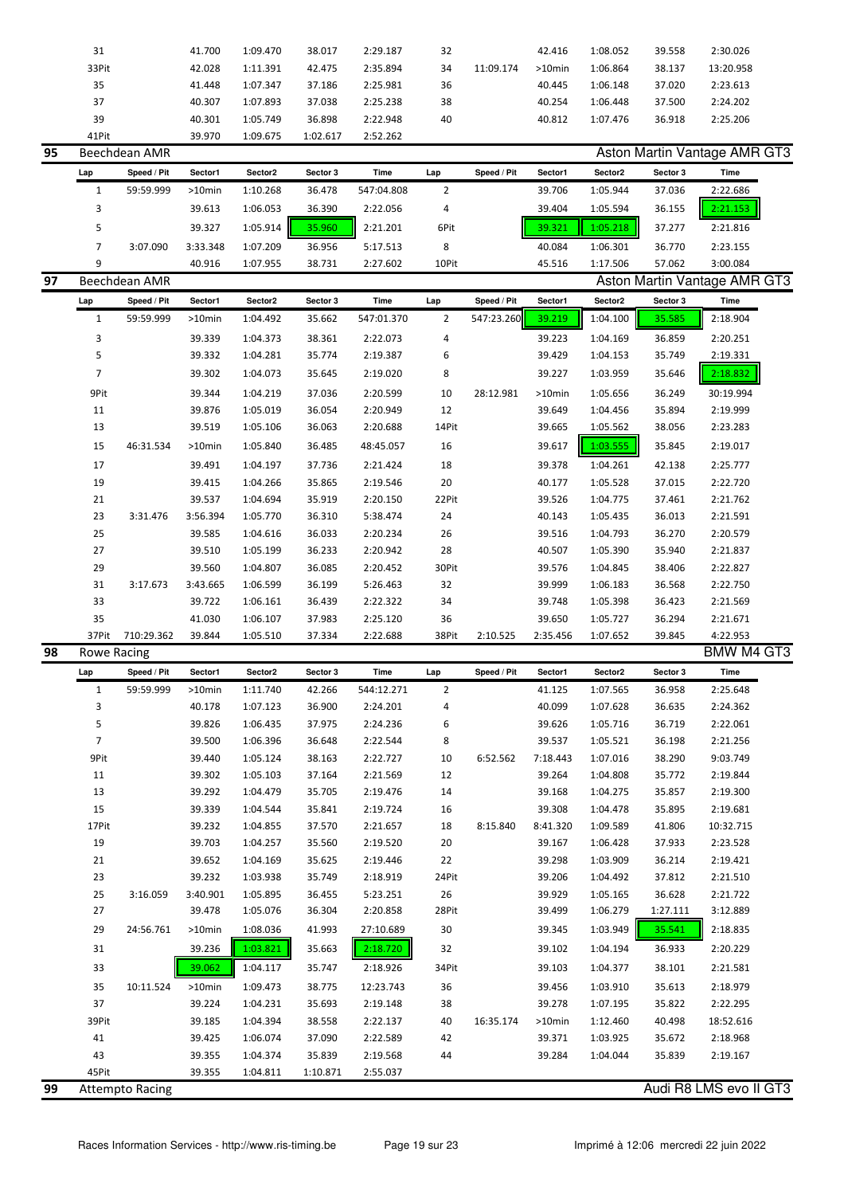| Lap | Speed / Pit | Sector1 | Sector2 | Sector 3 | Time | Lap | Speed / Pit | Sector1 | Sector2 | Sector 3 | Time |
|---|---|---|---|---|---|---|---|---|---|---|---|
| 31 | | 41.700 | 1:09.470 | 38.017 | 2:29.187 | 32 | | 42.416 | 1:08.052 | 39.558 | 2:30.026 |
| 33Pit | | 42.028 | 1:11.391 | 42.475 | 2:35.894 | 34 | 11:09.174 | >10min | 1:06.864 | 38.137 | 13:20.958 |
| 35 | | 41.448 | 1:07.347 | 37.186 | 2:25.981 | 36 | | 40.445 | 1:06.148 | 37.020 | 2:23.613 |
| 37 | | 40.307 | 1:07.893 | 37.038 | 2:25.238 | 38 | | 40.254 | 1:06.448 | 37.500 | 2:24.202 |
| 39 | | 40.301 | 1:05.749 | 36.898 | 2:22.948 | 40 | | 40.812 | 1:07.476 | 36.918 | 2:25.206 |
| 41Pit | | 39.970 | 1:09.675 | 1:02.617 | 2:52.262 | | | | | | |

## 95 Beechdean AMR — Aston Martin Vantage AMR GT3

| Lap | Speed / Pit | Sector1 | Sector2 | Sector 3 | Time | Lap | Speed / Pit | Sector1 | Sector2 | Sector 3 | Time |
|---|---|---|---|---|---|---|---|---|---|---|---|
| 1 | 59:59.999 | >10min | 1:10.268 | 36.478 | 547:04.808 | 2 | | 39.706 | 1:05.944 | 37.036 | 2:22.686 |
| 3 | | 39.613 | 1:06.053 | 36.390 | 2:22.056 | 4 | | 39.404 | 1:05.594 | 36.155 | 2:21.153 |
| 5 | | 39.327 | 1:05.914 | 35.960 | 2:21.201 | 6Pit | | 39.321 | 1:05.218 | 37.277 | 2:21.816 |
| 7 | 3:07.090 | 3:33.348 | 1:07.209 | 36.956 | 5:17.513 | 8 | | 40.084 | 1:06.301 | 36.770 | 2:23.155 |
| 9 | | 40.916 | 1:07.955 | 38.731 | 2:27.602 | 10Pit | | 45.516 | 1:17.506 | 57.062 | 3:00.084 |

## 97 Beechdean AMR — Aston Martin Vantage AMR GT3

| Lap | Speed / Pit | Sector1 | Sector2 | Sector 3 | Time | Lap | Speed / Pit | Sector1 | Sector2 | Sector 3 | Time |
|---|---|---|---|---|---|---|---|---|---|---|---|
| 1 | 59:59.999 | >10min | 1:04.492 | 35.662 | 547:01.370 | 2 | 547:23.260 | 39.219 | 1:04.100 | 35.585 | 2:18.904 |
| 3 | | 39.339 | 1:04.373 | 38.361 | 2:22.073 | 4 | | 39.223 | 1:04.169 | 36.859 | 2:20.251 |
| 5 | | 39.332 | 1:04.281 | 35.774 | 2:19.387 | 6 | | 39.429 | 1:04.153 | 35.749 | 2:19.331 |
| 7 | | 39.302 | 1:04.073 | 35.645 | 2:19.020 | 8 | | 39.227 | 1:03.959 | 35.646 | 2:18.832 |
| 9Pit | | 39.344 | 1:04.219 | 37.036 | 2:20.599 | 10 | 28:12.981 | >10min | 1:05.656 | 36.249 | 30:19.994 |
| 11 | | 39.876 | 1:05.019 | 36.054 | 2:20.949 | 12 | | 39.649 | 1:04.456 | 35.894 | 2:19.999 |
| 13 | | 39.519 | 1:05.106 | 36.063 | 2:20.688 | 14Pit | | 39.665 | 1:05.562 | 38.056 | 2:23.283 |
| 15 | 46:31.534 | >10min | 1:05.840 | 36.485 | 48:45.057 | 16 | | 39.617 | 1:03.555 | 35.845 | 2:19.017 |
| 17 | | 39.491 | 1:04.197 | 37.736 | 2:21.424 | 18 | | 39.378 | 1:04.261 | 42.138 | 2:25.777 |
| 19 | | 39.415 | 1:04.266 | 35.865 | 2:19.546 | 20 | | 40.177 | 1:05.528 | 37.015 | 2:22.720 |
| 21 | | 39.537 | 1:04.694 | 35.919 | 2:20.150 | 22Pit | | 39.526 | 1:04.775 | 37.461 | 2:21.762 |
| 23 | 3:31.476 | 3:56.394 | 1:05.770 | 36.310 | 5:38.474 | 24 | | 40.143 | 1:05.435 | 36.013 | 2:21.591 |
| 25 | | 39.585 | 1:04.616 | 36.033 | 2:20.234 | 26 | | 39.516 | 1:04.793 | 36.270 | 2:20.579 |
| 27 | | 39.510 | 1:05.199 | 36.233 | 2:20.942 | 28 | | 40.507 | 1:05.390 | 35.940 | 2:21.837 |
| 29 | | 39.560 | 1:04.807 | 36.085 | 2:20.452 | 30Pit | | 39.576 | 1:04.845 | 38.406 | 2:22.827 |
| 31 | 3:17.673 | 3:43.665 | 1:06.599 | 36.199 | 5:26.463 | 32 | | 39.999 | 1:06.183 | 36.568 | 2:22.750 |
| 33 | | 39.722 | 1:06.161 | 36.439 | 2:22.322 | 34 | | 39.748 | 1:05.398 | 36.423 | 2:21.569 |
| 35 | | 41.030 | 1:06.107 | 37.983 | 2:25.120 | 36 | | 39.650 | 1:05.727 | 36.294 | 2:21.671 |
| 37Pit | 710:29.362 | 39.844 | 1:05.510 | 37.334 | 2:22.688 | 38Pit | 2:10.525 | 2:35.456 | 1:07.652 | 39.845 | 4:22.953 |

## 98 Rowe Racing — BMW M4 GT3

| Lap | Speed / Pit | Sector1 | Sector2 | Sector 3 | Time | Lap | Speed / Pit | Sector1 | Sector2 | Sector 3 | Time |
|---|---|---|---|---|---|---|---|---|---|---|---|
| 1 | 59:59.999 | >10min | 1:11.740 | 42.266 | 544:12.271 | 2 | | 41.125 | 1:07.565 | 36.958 | 2:25.648 |
| 3 | | 40.178 | 1:07.123 | 36.900 | 2:24.201 | 4 | | 40.099 | 1:07.628 | 36.635 | 2:24.362 |
| 5 | | 39.826 | 1:06.435 | 37.975 | 2:24.236 | 6 | | 39.626 | 1:05.716 | 36.719 | 2:22.061 |
| 7 | | 39.500 | 1:06.396 | 36.648 | 2:22.544 | 8 | | 39.537 | 1:05.521 | 36.198 | 2:21.256 |
| 9Pit | | 39.440 | 1:05.124 | 38.163 | 2:22.727 | 10 | 6:52.562 | 7:18.443 | 1:07.016 | 38.290 | 9:03.749 |
| 11 | | 39.302 | 1:05.103 | 37.164 | 2:21.569 | 12 | | 39.264 | 1:04.808 | 35.772 | 2:19.844 |
| 13 | | 39.292 | 1:04.479 | 35.705 | 2:19.476 | 14 | | 39.168 | 1:04.275 | 35.857 | 2:19.300 |
| 15 | | 39.339 | 1:04.544 | 35.841 | 2:19.724 | 16 | | 39.308 | 1:04.478 | 35.895 | 2:19.681 |
| 17Pit | | 39.232 | 1:04.855 | 37.570 | 2:21.657 | 18 | 8:15.840 | 8:41.320 | 1:09.589 | 41.806 | 10:32.715 |
| 19 | | 39.703 | 1:04.257 | 35.560 | 2:19.520 | 20 | | 39.167 | 1:06.428 | 37.933 | 2:23.528 |
| 21 | | 39.652 | 1:04.169 | 35.625 | 2:19.446 | 22 | | 39.298 | 1:03.909 | 36.214 | 2:19.421 |
| 23 | | 39.232 | 1:03.938 | 35.749 | 2:18.919 | 24Pit | | 39.206 | 1:04.492 | 37.812 | 2:21.510 |
| 25 | 3:16.059 | 3:40.901 | 1:05.895 | 36.455 | 5:23.251 | 26 | | 39.929 | 1:05.165 | 36.628 | 2:21.722 |
| 27 | | 39.478 | 1:05.076 | 36.304 | 2:20.858 | 28Pit | | 39.499 | 1:06.279 | 1:27.111 | 3:12.889 |
| 29 | 24:56.761 | >10min | 1:08.036 | 41.993 | 27:10.689 | 30 | | 39.345 | 1:03.949 | 35.541 | 2:18.835 |
| 31 | | 39.236 | 1:03.821 | 35.663 | 2:18.720 | 32 | | 39.102 | 1:04.194 | 36.933 | 2:20.229 |
| 33 | | 39.062 | 1:04.117 | 35.747 | 2:18.926 | 34Pit | | 39.103 | 1:04.377 | 38.101 | 2:21.581 |
| 35 | 10:11.524 | >10min | 1:09.473 | 38.775 | 12:23.743 | 36 | | 39.456 | 1:03.910 | 35.613 | 2:18.979 |
| 37 | | 39.224 | 1:04.231 | 35.693 | 2:19.148 | 38 | | 39.278 | 1:07.195 | 35.822 | 2:22.295 |
| 39Pit | | 39.185 | 1:04.394 | 38.558 | 2:22.137 | 40 | 16:35.174 | >10min | 1:12.460 | 40.498 | 18:52.616 |
| 41 | | 39.425 | 1:06.074 | 37.090 | 2:22.589 | 42 | | 39.371 | 1:03.925 | 35.672 | 2:18.968 |
| 43 | | 39.355 | 1:04.374 | 35.839 | 2:19.568 | 44 | | 39.284 | 1:04.044 | 35.839 | 2:19.167 |
| 45Pit | | 39.355 | 1:04.811 | 1:10.871 | 2:55.037 | | | | | | |

## 99 Attempto Racing — Audi R8 LMS evo II GT3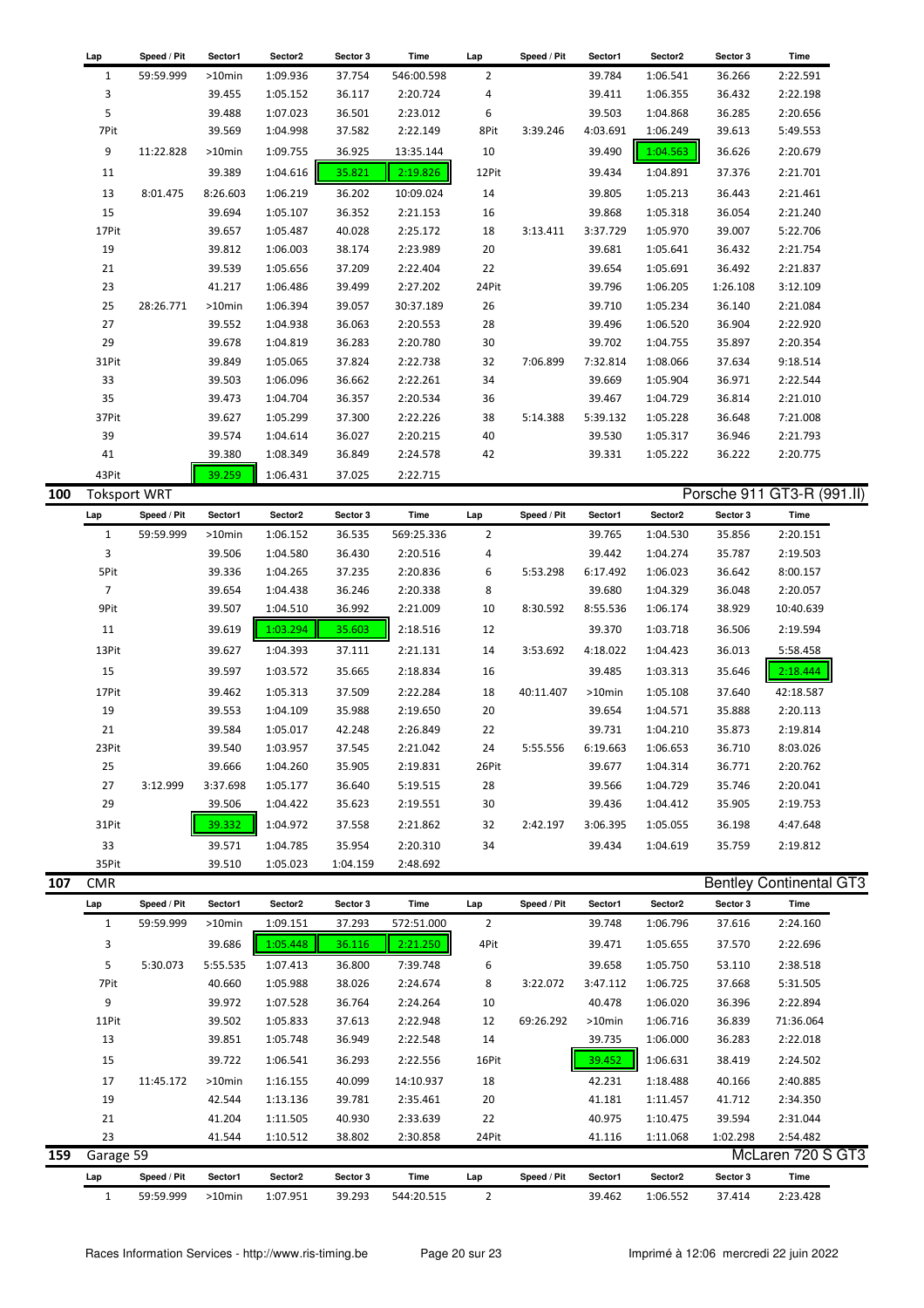| Lap | Speed / Pit | Sector1 | Sector2 | Sector 3 | Time | Lap | Speed / Pit | Sector1 | Sector2 | Sector 3 | Time |
|---|---|---|---|---|---|---|---|---|---|---|---|
| 1 | 59:59.999 | >10min | 1:09.936 | 37.754 | 546:00.598 | 2 | | 39.784 | 1:06.541 | 36.266 | 2:22.591 |
| 3 | | 39.455 | 1:05.152 | 36.117 | 2:20.724 | 4 | | 39.411 | 1:06.355 | 36.432 | 2:22.198 |
| 5 | | 39.488 | 1:07.023 | 36.501 | 2:23.012 | 6 | | 39.503 | 1:04.868 | 36.285 | 2:20.656 |
| 7Pit | | 39.569 | 1:04.998 | 37.582 | 2:22.149 | 8Pit | 3:39.246 | 4:03.691 | 1:06.249 | 39.613 | 5:49.553 |
| 9 | 11:22.828 | >10min | 1:09.755 | 36.925 | 13:35.144 | 10 | | 39.490 | 1:04.563 | 36.626 | 2:20.679 |
| 11 | | 39.389 | 1:04.616 | 35.821 | 2:19.826 | 12Pit | | 39.434 | 1:04.891 | 37.376 | 2:21.701 |
| 13 | 8:01.475 | 8:26.603 | 1:06.219 | 36.202 | 10:09.024 | 14 | | 39.805 | 1:05.213 | 36.443 | 2:21.461 |
| 15 | | 39.694 | 1:05.107 | 36.352 | 2:21.153 | 16 | | 39.868 | 1:05.318 | 36.054 | 2:21.240 |
| 17Pit | | 39.657 | 1:05.487 | 40.028 | 2:25.172 | 18 | 3:13.411 | 3:37.729 | 1:05.970 | 39.007 | 5:22.706 |
| 19 | | 39.812 | 1:06.003 | 38.174 | 2:23.989 | 20 | | 39.681 | 1:05.641 | 36.432 | 2:21.754 |
| 21 | | 39.539 | 1:05.656 | 37.209 | 2:22.404 | 22 | | 39.654 | 1:05.691 | 36.492 | 2:21.837 |
| 23 | | 41.217 | 1:06.486 | 39.499 | 2:27.202 | 24Pit | | 39.796 | 1:06.205 | 1:26.108 | 3:12.109 |
| 25 | 28:26.771 | >10min | 1:06.394 | 39.057 | 30:37.189 | 26 | | 39.710 | 1:05.234 | 36.140 | 2:21.084 |
| 27 | | 39.552 | 1:04.938 | 36.063 | 2:20.553 | 28 | | 39.496 | 1:06.520 | 36.904 | 2:22.920 |
| 29 | | 39.678 | 1:04.819 | 36.283 | 2:20.780 | 30 | | 39.702 | 1:04.755 | 35.897 | 2:20.354 |
| 31Pit | | 39.849 | 1:05.065 | 37.824 | 2:22.738 | 32 | 7:06.899 | 7:32.814 | 1:08.066 | 37.634 | 9:18.514 |
| 33 | | 39.503 | 1:06.096 | 36.662 | 2:22.261 | 34 | | 39.669 | 1:05.904 | 36.971 | 2:22.544 |
| 35 | | 39.473 | 1:04.704 | 36.357 | 2:20.534 | 36 | | 39.467 | 1:04.729 | 36.814 | 2:21.010 |
| 37Pit | | 39.627 | 1:05.299 | 37.300 | 2:22.226 | 38 | 5:14.388 | 5:39.132 | 1:05.228 | 36.648 | 7:21.008 |
| 39 | | 39.574 | 1:04.614 | 36.027 | 2:20.215 | 40 | | 39.530 | 1:05.317 | 36.946 | 2:21.793 |
| 41 | | 39.380 | 1:08.349 | 36.849 | 2:24.578 | 42 | | 39.331 | 1:05.222 | 36.222 | 2:20.775 |
| 43Pit | | 39.259 | 1:06.431 | 37.025 | 2:22.715 | | | | | | |

## 100 Toksport WRT — Porsche 911 GT3-R (991.II)

| Lap | Speed / Pit | Sector1 | Sector2 | Sector 3 | Time | Lap | Speed / Pit | Sector1 | Sector2 | Sector 3 | Time |
|---|---|---|---|---|---|---|---|---|---|---|---|
| 1 | 59:59.999 | >10min | 1:06.152 | 36.535 | 569:25.336 | 2 | | 39.765 | 1:04.530 | 35.856 | 2:20.151 |
| 3 | | 39.506 | 1:04.580 | 36.430 | 2:20.516 | 4 | | 39.442 | 1:04.274 | 35.787 | 2:19.503 |
| 5Pit | | 39.336 | 1:04.265 | 37.235 | 2:20.836 | 6 | 5:53.298 | 6:17.492 | 1:06.023 | 36.642 | 8:00.157 |
| 7 | | 39.654 | 1:04.438 | 36.246 | 2:20.338 | 8 | | 39.680 | 1:04.329 | 36.048 | 2:20.057 |
| 9Pit | | 39.507 | 1:04.510 | 36.992 | 2:21.009 | 10 | 8:30.592 | 8:55.536 | 1:06.174 | 38.929 | 10:40.639 |
| 11 | | 39.619 | 1:03.294 | 35.603 | 2:18.516 | 12 | | 39.370 | 1:03.718 | 36.506 | 2:19.594 |
| 13Pit | | 39.627 | 1:04.393 | 37.111 | 2:21.131 | 14 | 3:53.692 | 4:18.022 | 1:04.423 | 36.013 | 5:58.458 |
| 15 | | 39.597 | 1:03.572 | 35.665 | 2:18.834 | 16 | | 39.485 | 1:03.313 | 35.646 | 2:18.444 |
| 17Pit | | 39.462 | 1:05.313 | 37.509 | 2:22.284 | 18 | 40:11.407 | >10min | 1:05.108 | 37.640 | 42:18.587 |
| 19 | | 39.553 | 1:04.109 | 35.988 | 2:19.650 | 20 | | 39.654 | 1:04.571 | 35.888 | 2:20.113 |
| 21 | | 39.584 | 1:05.017 | 42.248 | 2:26.849 | 22 | | 39.731 | 1:04.210 | 35.873 | 2:19.814 |
| 23Pit | | 39.540 | 1:03.957 | 37.545 | 2:21.042 | 24 | 5:55.556 | 6:19.663 | 1:06.653 | 36.710 | 8:03.026 |
| 25 | | 39.666 | 1:04.260 | 35.905 | 2:19.831 | 26Pit | | 39.677 | 1:04.314 | 36.771 | 2:20.762 |
| 27 | 3:12.999 | 3:37.698 | 1:05.177 | 36.640 | 5:19.515 | 28 | | 39.566 | 1:04.729 | 35.746 | 2:20.041 |
| 29 | | 39.506 | 1:04.422 | 35.623 | 2:19.551 | 30 | | 39.436 | 1:04.412 | 35.905 | 2:19.753 |
| 31Pit | | 39.332 | 1:04.972 | 37.558 | 2:21.862 | 32 | 2:42.197 | 3:06.395 | 1:05.055 | 36.198 | 4:47.648 |
| 33 | | 39.571 | 1:04.785 | 35.954 | 2:20.310 | 34 | | 39.434 | 1:04.619 | 35.759 | 2:19.812 |
| 35Pit | | 39.510 | 1:05.023 | 1:04.159 | 2:48.692 | | | | | | |

## 107 CMR — Bentley Continental GT3

| Lap | Speed / Pit | Sector1 | Sector2 | Sector 3 | Time | Lap | Speed / Pit | Sector1 | Sector2 | Sector 3 | Time |
|---|---|---|---|---|---|---|---|---|---|---|---|
| 1 | 59:59.999 | >10min | 1:09.151 | 37.293 | 572:51.000 | 2 | | 39.748 | 1:06.796 | 37.616 | 2:24.160 |
| 3 | | 39.686 | 1:05.448 | 36.116 | 2:21.250 | 4Pit | | 39.471 | 1:05.655 | 37.570 | 2:22.696 |
| 5 | 5:30.073 | 5:55.535 | 1:07.413 | 36.800 | 7:39.748 | 6 | | 39.658 | 1:05.750 | 53.110 | 2:38.518 |
| 7Pit | | 40.660 | 1:05.988 | 38.026 | 2:24.674 | 8 | 3:22.072 | 3:47.112 | 1:06.725 | 37.668 | 5:31.505 |
| 9 | | 39.972 | 1:07.528 | 36.764 | 2:24.264 | 10 | | 40.478 | 1:06.020 | 36.396 | 2:22.894 |
| 11Pit | | 39.502 | 1:05.833 | 37.613 | 2:22.948 | 12 | 69:26.292 | >10min | 1:06.716 | 36.839 | 71:36.064 |
| 13 | | 39.851 | 1:05.748 | 36.949 | 2:22.548 | 14 | | 39.735 | 1:06.000 | 36.283 | 2:22.018 |
| 15 | | 39.722 | 1:06.541 | 36.293 | 2:22.556 | 16Pit | | 39.452 | 1:06.631 | 38.419 | 2:24.502 |
| 17 | 11:45.172 | >10min | 1:16.155 | 40.099 | 14:10.937 | 18 | | 42.231 | 1:18.488 | 40.166 | 2:40.885 |
| 19 | | 42.544 | 1:13.136 | 39.781 | 2:35.461 | 20 | | 41.181 | 1:11.457 | 41.712 | 2:34.350 |
| 21 | | 41.204 | 1:11.505 | 40.930 | 2:33.639 | 22 | | 40.975 | 1:10.475 | 39.594 | 2:31.044 |
| 23 | | 41.544 | 1:10.512 | 38.802 | 2:30.858 | 24Pit | | 41.116 | 1:11.068 | 1:02.298 | 2:54.482 |

## 159 Garage 59 — McLaren 720 S GT3

| Lap | Speed / Pit | Sector1 | Sector2 | Sector 3 | Time | Lap | Speed / Pit | Sector1 | Sector2 | Sector 3 | Time |
|---|---|---|---|---|---|---|---|---|---|---|---|
| 1 | 59:59.999 | >10min | 1:07.951 | 39.293 | 544:20.515 | 2 | | 39.462 | 1:06.552 | 37.414 | 2:23.428 |

Races Information Services - http://www.ris-timing.be — Imprimé à 12:06 mercredi 22 juin 2022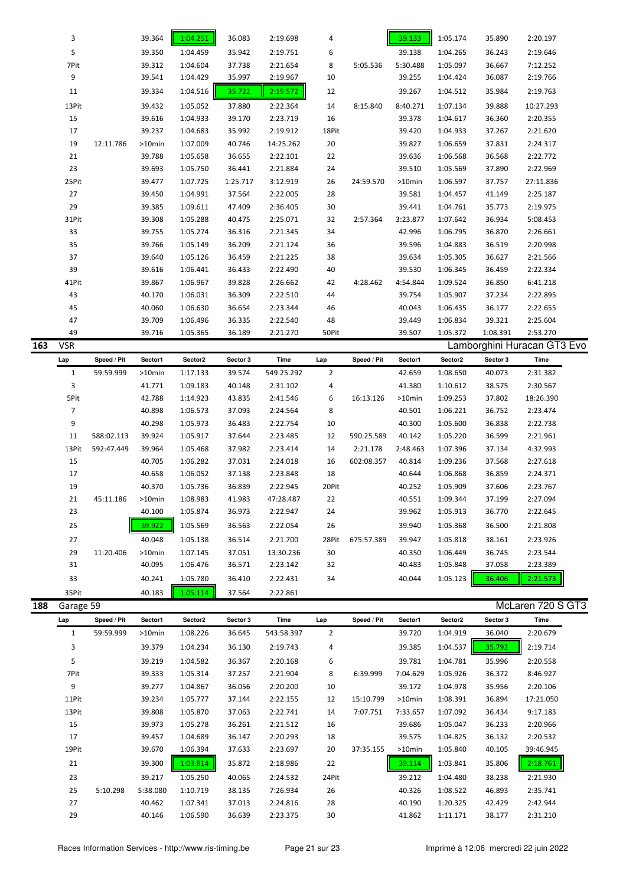| Lap | Speed / Pit | Sector1 | Sector2 | Sector 3 | Time | Lap | Speed / Pit | Sector1 | Sector2 | Sector 3 | Time |
|---|---|---|---|---|---|---|---|---|---|---|---|
| 3 | | 39.364 | 1:04.251 | 36.083 | 2:19.698 | 4 | | 39.133 | 1:05.174 | 35.890 | 2:20.197 |
| 5 | | 39.350 | 1:04.459 | 35.942 | 2:19.751 | 6 | | 39.138 | 1:04.265 | 36.243 | 2:19.646 |
| 7Pit | | 39.312 | 1:04.604 | 37.738 | 2:21.654 | 8 | 5:05.536 | 5:30.488 | 1:05.097 | 36.667 | 7:12.252 |
| 9 | | 39.541 | 1:04.429 | 35.997 | 2:19.967 | 10 | | 39.255 | 1:04.424 | 36.087 | 2:19.766 |
| 11 | | 39.334 | 1:04.516 | 35.722 | 2:19.572 | 12 | | 39.267 | 1:04.512 | 35.984 | 2:19.763 |
| 13Pit | | 39.432 | 1:05.052 | 37.880 | 2:22.364 | 14 | 8:15.840 | 8:40.271 | 1:07.134 | 39.888 | 10:27.293 |
| 15 | | 39.616 | 1:04.933 | 39.170 | 2:23.719 | 16 | | 39.378 | 1:04.617 | 36.360 | 2:20.355 |
| 17 | | 39.237 | 1:04.683 | 35.992 | 2:19.912 | 18Pit | | 39.420 | 1:04.933 | 37.267 | 2:21.620 |
| 19 | 12:11.786 | >10min | 1:07.009 | 40.746 | 14:25.262 | 20 | | 39.827 | 1:06.659 | 37.831 | 2:24.317 |
| 21 | | 39.788 | 1:05.658 | 36.655 | 2:22.101 | 22 | | 39.636 | 1:06.568 | 36.568 | 2:22.772 |
| 23 | | 39.693 | 1:05.750 | 36.441 | 2:21.884 | 24 | | 39.510 | 1:05.569 | 37.890 | 2:22.969 |
| 25Pit | | 39.477 | 1:07.725 | 1:25.717 | 3:12.919 | 26 | 24:59.570 | >10min | 1:06.597 | 37.757 | 27:11.836 |
| 27 | | 39.450 | 1:04.991 | 37.564 | 2:22.005 | 28 | | 39.581 | 1:04.457 | 41.149 | 2:25.187 |
| 29 | | 39.385 | 1:09.611 | 47.409 | 2:36.405 | 30 | | 39.441 | 1:04.761 | 35.773 | 2:19.975 |
| 31Pit | | 39.308 | 1:05.288 | 40.475 | 2:25.071 | 32 | 2:57.364 | 3:23.877 | 1:07.642 | 36.934 | 5:08.453 |
| 33 | | 39.755 | 1:05.274 | 36.316 | 2:21.345 | 34 | | 42.996 | 1:06.795 | 36.870 | 2:26.661 |
| 35 | | 39.766 | 1:05.149 | 36.209 | 2:21.124 | 36 | | 39.596 | 1:04.883 | 36.519 | 2:20.998 |
| 37 | | 39.640 | 1:05.126 | 36.459 | 2:21.225 | 38 | | 39.634 | 1:05.305 | 36.627 | 2:21.566 |
| 39 | | 39.616 | 1:06.441 | 36.433 | 2:22.490 | 40 | | 39.530 | 1:06.345 | 36.459 | 2:22.334 |
| 41Pit | | 39.867 | 1:06.967 | 39.828 | 2:26.662 | 42 | 4:28.462 | 4:54.844 | 1:09.524 | 36.850 | 6:41.218 |
| 43 | | 40.170 | 1:06.031 | 36.309 | 2:22.510 | 44 | | 39.754 | 1:05.907 | 37.234 | 2:22.895 |
| 45 | | 40.060 | 1:06.630 | 36.654 | 2:23.344 | 46 | | 40.043 | 1:06.435 | 36.177 | 2:22.655 |
| 47 | | 39.709 | 1:06.496 | 36.335 | 2:22.540 | 48 | | 39.449 | 1:06.834 | 39.321 | 2:25.604 |
| 49 | | 39.716 | 1:05.365 | 36.189 | 2:21.270 | 50Pit | | 39.507 | 1:05.372 | 1:08.391 | 2:53.270 |

## 163 VSR — Lamborghini Huracan GT3 Evo

| Lap | Speed / Pit | Sector1 | Sector2 | Sector 3 | Time | Lap | Speed / Pit | Sector1 | Sector2 | Sector 3 | Time |
|---|---|---|---|---|---|---|---|---|---|---|---|
| 1 | 59:59.999 | >10min | 1:17.133 | 39.574 | 549:25.292 | 2 | | 42.659 | 1:08.650 | 40.073 | 2:31.382 |
| 3 | | 41.771 | 1:09.183 | 40.148 | 2:31.102 | 4 | | 41.380 | 1:10.612 | 38.575 | 2:30.567 |
| 5Pit | | 42.788 | 1:14.923 | 43.835 | 2:41.546 | 6 | 16:13.126 | >10min | 1:09.253 | 37.802 | 18:26.390 |
| 7 | | 40.898 | 1:06.573 | 37.093 | 2:24.564 | 8 | | 40.501 | 1:06.221 | 36.752 | 2:23.474 |
| 9 | | 40.298 | 1:05.973 | 36.483 | 2:22.754 | 10 | | 40.300 | 1:05.600 | 36.838 | 2:22.738 |
| 11 | 588:02.113 | 39.924 | 1:05.917 | 37.644 | 2:23.485 | 12 | 590:25.589 | 40.142 | 1:05.220 | 36.599 | 2:21.961 |
| 13Pit | 592:47.449 | 39.964 | 1:05.468 | 37.982 | 2:23.414 | 14 | 2:21.178 | 2:48.463 | 1:07.396 | 37.134 | 4:32.993 |
| 15 | | 40.705 | 1:06.282 | 37.031 | 2:24.018 | 16 | 602:08.357 | 40.814 | 1:09.236 | 37.568 | 2:27.618 |
| 17 | | 40.658 | 1:06.052 | 37.138 | 2:23.848 | 18 | | 40.644 | 1:06.868 | 36.859 | 2:24.371 |
| 19 | | 40.370 | 1:05.736 | 36.839 | 2:22.945 | 20Pit | | 40.252 | 1:05.909 | 37.606 | 2:23.767 |
| 21 | 45:11.186 | >10min | 1:08.983 | 41.983 | 47:28.487 | 22 | | 40.551 | 1:09.344 | 37.199 | 2:27.094 |
| 23 | | 40.100 | 1:05.874 | 36.973 | 2:22.947 | 24 | | 39.962 | 1:05.913 | 36.770 | 2:22.645 |
| 25 | | 39.922 | 1:05.569 | 36.563 | 2:22.054 | 26 | | 39.940 | 1:05.368 | 36.500 | 2:21.808 |
| 27 | | 40.048 | 1:05.138 | 36.514 | 2:21.700 | 28Pit | 675:57.389 | 39.947 | 1:05.818 | 38.161 | 2:23.926 |
| 29 | 11:20.406 | >10min | 1:07.145 | 37.051 | 13:30.236 | 30 | | 40.350 | 1:06.449 | 36.745 | 2:23.544 |
| 31 | | 40.095 | 1:06.476 | 36.571 | 2:23.142 | 32 | | 40.483 | 1:05.848 | 37.058 | 2:23.389 |
| 33 | | 40.241 | 1:05.780 | 36.410 | 2:22.431 | 34 | | 40.044 | 1:05.123 | 36.406 | 2:21.573 |
| 35Pit | | 40.183 | 1:05.114 | 37.564 | 2:22.861 | | | | | | |

## 188 Garage 59 — McLaren 720 S GT3

| Lap | Speed / Pit | Sector1 | Sector2 | Sector 3 | Time | Lap | Speed / Pit | Sector1 | Sector2 | Sector 3 | Time |
|---|---|---|---|---|---|---|---|---|---|---|---|
| 1 | 59:59.999 | >10min | 1:08.226 | 36.645 | 543:58.397 | 2 | | 39.720 | 1:04.919 | 36.040 | 2:20.679 |
| 3 | | 39.379 | 1:04.234 | 36.130 | 2:19.743 | 4 | | 39.385 | 1:04.537 | 35.792 | 2:19.714 |
| 5 | | 39.219 | 1:04.582 | 36.367 | 2:20.168 | 6 | | 39.781 | 1:04.781 | 35.996 | 2:20.558 |
| 7Pit | | 39.333 | 1:05.314 | 37.257 | 2:21.904 | 8 | 6:39.999 | 7:04.629 | 1:05.926 | 36.372 | 8:46.927 |
| 9 | | 39.277 | 1:04.867 | 36.056 | 2:20.200 | 10 | | 39.172 | 1:04.978 | 35.956 | 2:20.106 |
| 11Pit | | 39.234 | 1:05.777 | 37.144 | 2:22.155 | 12 | 15:10.799 | >10min | 1:08.391 | 36.894 | 17:21.050 |
| 13Pit | | 39.808 | 1:05.870 | 37.063 | 2:22.741 | 14 | 7:07.751 | 7:33.657 | 1:07.092 | 36.434 | 9:17.183 |
| 15 | | 39.973 | 1:05.278 | 36.261 | 2:21.512 | 16 | | 39.686 | 1:05.047 | 36.233 | 2:20.966 |
| 17 | | 39.457 | 1:04.689 | 36.147 | 2:20.293 | 18 | | 39.575 | 1:04.825 | 36.132 | 2:20.532 |
| 19Pit | | 39.670 | 1:06.394 | 37.633 | 2:23.697 | 20 | 37:35.155 | >10min | 1:05.840 | 40.105 | 39:46.945 |
| 21 | | 39.300 | 1:03.814 | 35.872 | 2:18.986 | 22 | | 39.114 | 1:03.841 | 35.806 | 2:18.761 |
| 23 | | 39.217 | 1:05.250 | 40.065 | 2:24.532 | 24Pit | | 39.212 | 1:04.480 | 38.238 | 2:21.930 |
| 25 | 5:10.298 | 5:38.080 | 1:10.719 | 38.135 | 7:26.934 | 26 | | 40.326 | 1:08.522 | 46.893 | 2:35.741 |
| 27 | | 40.462 | 1:07.341 | 37.013 | 2:24.816 | 28 | | 40.190 | 1:20.325 | 42.429 | 2:42.944 |
| 29 | | 40.146 | 1:06.590 | 36.639 | 2:23.375 | 30 | | 41.862 | 1:11.171 | 38.177 | 2:31.210 |

Races Information Services - http://www.ris-timing.be — Imprimé à 12:06 mercredi 22 juin 2022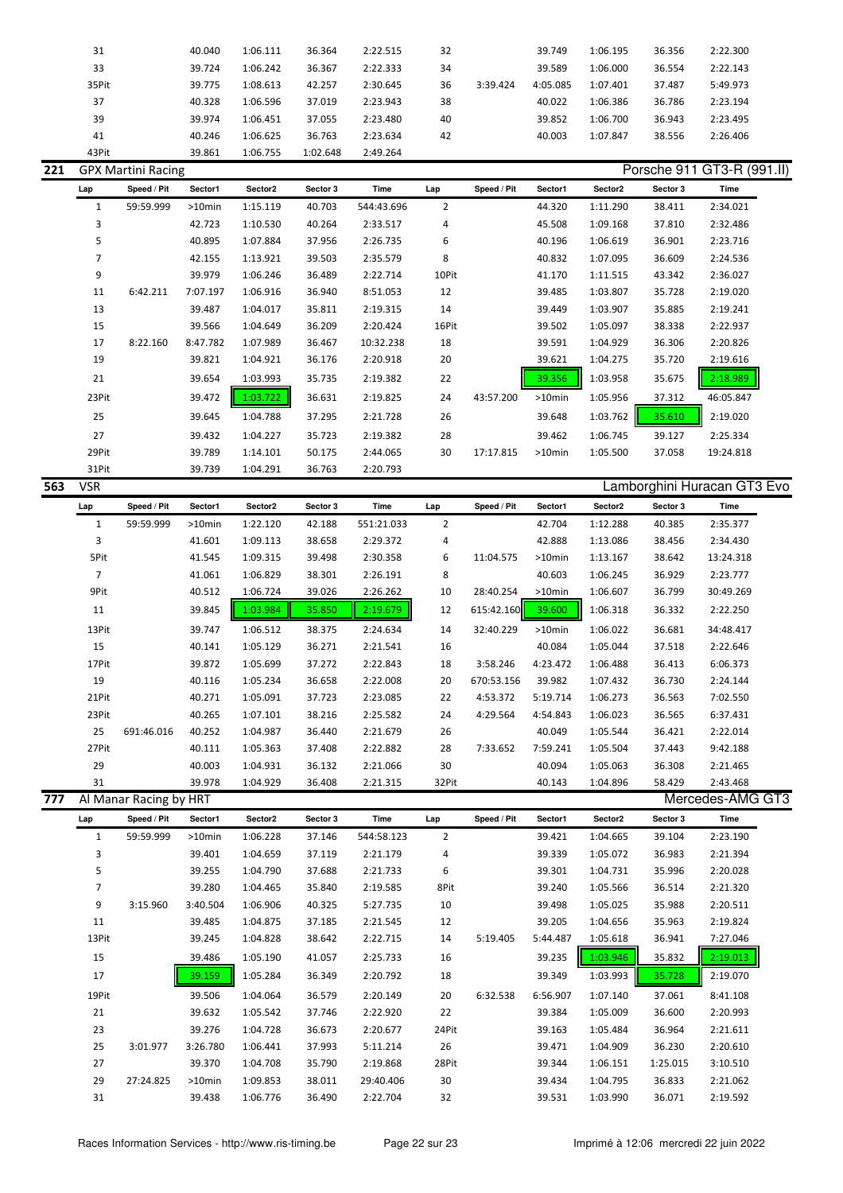| Lap | Speed / Pit | Sector1 | Sector2 | Sector 3 | Time | Lap | Speed / Pit | Sector1 | Sector2 | Sector 3 | Time |
|---|---|---|---|---|---|---|---|---|---|---|---|
| 31 | | 40.040 | 1:06.111 | 36.364 | 2:22.515 | 32 | | 39.749 | 1:06.195 | 36.356 | 2:22.300 |
| 33 | | 39.724 | 1:06.242 | 36.367 | 2:22.333 | 34 | | 39.589 | 1:06.000 | 36.554 | 2:22.143 |
| 35Pit | | 39.775 | 1:08.613 | 42.257 | 2:30.645 | 36 | 3:39.424 | 4:05.085 | 1:07.401 | 37.487 | 5:49.973 |
| 37 | | 40.328 | 1:06.596 | 37.019 | 2:23.943 | 38 | | 40.022 | 1:06.386 | 36.786 | 2:23.194 |
| 39 | | 39.974 | 1:06.451 | 37.055 | 2:23.480 | 40 | | 39.852 | 1:06.700 | 36.943 | 2:23.495 |
| 41 | | 40.246 | 1:06.625 | 36.763 | 2:23.634 | 42 | | 40.003 | 1:07.847 | 38.556 | 2:26.406 |
| 43Pit | | 39.861 | 1:06.755 | 1:02.648 | 2:49.264 | | | | | | |

## 221 GPX Martini Racing — Porsche 911 GT3-R (991.II)

| Lap | Speed / Pit | Sector1 | Sector2 | Sector 3 | Time | Lap | Speed / Pit | Sector1 | Sector2 | Sector 3 | Time |
|---|---|---|---|---|---|---|---|---|---|---|---|
| 1 | 59:59.999 | >10min | 1:15.119 | 40.703 | 544:43.696 | 2 | | 44.320 | 1:11.290 | 38.411 | 2:34.021 |
| 3 | | 42.723 | 1:10.530 | 40.264 | 2:33.517 | 4 | | 45.508 | 1:09.168 | 37.810 | 2:32.486 |
| 5 | | 40.895 | 1:07.884 | 37.956 | 2:26.735 | 6 | | 40.196 | 1:06.619 | 36.901 | 2:23.716 |
| 7 | | 42.155 | 1:13.921 | 39.503 | 2:35.579 | 8 | | 40.832 | 1:07.095 | 36.609 | 2:24.536 |
| 9 | | 39.979 | 1:06.246 | 36.489 | 2:22.714 | 10Pit | | 41.170 | 1:11.515 | 43.342 | 2:36.027 |
| 11 | 6:42.211 | 7:07.197 | 1:06.916 | 36.940 | 8:51.053 | 12 | | 39.485 | 1:03.807 | 35.728 | 2:19.020 |
| 13 | | 39.487 | 1:04.017 | 35.811 | 2:19.315 | 14 | | 39.449 | 1:03.907 | 35.885 | 2:19.241 |
| 15 | | 39.566 | 1:04.649 | 36.209 | 2:20.424 | 16Pit | | 39.502 | 1:05.097 | 38.338 | 2:22.937 |
| 17 | 8:22.160 | 8:47.782 | 1:07.989 | 36.467 | 10:32.238 | 18 | | 39.591 | 1:04.929 | 36.306 | 2:20.826 |
| 19 | | 39.821 | 1:04.921 | 36.176 | 2:20.918 | 20 | | 39.621 | 1:04.275 | 35.720 | 2:19.616 |
| 21 | | 39.654 | 1:03.993 | 35.735 | 2:19.382 | 22 | | 39.356 | 1:03.958 | 35.675 | 2:18.989 |
| 23Pit | | 39.472 | 1:03.722 | 36.631 | 2:19.825 | 24 | 43:57.200 | >10min | 1:05.956 | 37.312 | 46:05.847 |
| 25 | | 39.645 | 1:04.788 | 37.295 | 2:21.728 | 26 | | 39.648 | 1:03.762 | 35.610 | 2:19.020 |
| 27 | | 39.432 | 1:04.227 | 35.723 | 2:19.382 | 28 | | 39.462 | 1:06.745 | 39.127 | 2:25.334 |
| 29Pit | | 39.789 | 1:14.101 | 50.175 | 2:44.065 | 30 | 17:17.815 | >10min | 1:05.500 | 37.058 | 19:24.818 |
| 31Pit | | 39.739 | 1:04.291 | 36.763 | 2:20.793 | | | | | | |

## 563 VSR — Lamborghini Huracan GT3 Evo

| Lap | Speed / Pit | Sector1 | Sector2 | Sector 3 | Time | Lap | Speed / Pit | Sector1 | Sector2 | Sector 3 | Time |
|---|---|---|---|---|---|---|---|---|---|---|---|
| 1 | 59:59.999 | >10min | 1:22.120 | 42.188 | 551:21.033 | 2 | | 42.704 | 1:12.288 | 40.385 | 2:35.377 |
| 3 | | 41.601 | 1:09.113 | 38.658 | 2:29.372 | 4 | | 42.888 | 1:13.086 | 38.456 | 2:34.430 |
| 5Pit | | 41.545 | 1:09.315 | 39.498 | 2:30.358 | 6 | 11:04.575 | >10min | 1:13.167 | 38.642 | 13:24.318 |
| 7 | | 41.061 | 1:06.829 | 38.301 | 2:26.191 | 8 | | 40.603 | 1:06.245 | 36.929 | 2:23.777 |
| 9Pit | | 40.512 | 1:06.724 | 39.026 | 2:26.262 | 10 | 28:40.254 | >10min | 1:06.607 | 36.799 | 30:49.269 |
| 11 | | 39.845 | 1:03.984 | 35.850 | 2:19.679 | 12 | 615:42.160 | 39.600 | 1:06.318 | 36.332 | 2:22.250 |
| 13Pit | | 39.747 | 1:06.512 | 38.375 | 2:24.634 | 14 | 32:40.229 | >10min | 1:06.022 | 36.681 | 34:48.417 |
| 15 | | 40.141 | 1:05.129 | 36.271 | 2:21.541 | 16 | | 40.084 | 1:05.044 | 37.518 | 2:22.646 |
| 17Pit | | 39.872 | 1:05.699 | 37.272 | 2:22.843 | 18 | 3:58.246 | 4:23.472 | 1:06.488 | 36.413 | 6:06.373 |
| 19 | | 40.116 | 1:05.234 | 36.658 | 2:22.008 | 20 | 670:53.156 | 39.982 | 1:07.432 | 36.730 | 2:24.144 |
| 21Pit | | 40.271 | 1:05.091 | 37.723 | 2:23.085 | 22 | 4:53.372 | 5:19.714 | 1:06.273 | 36.563 | 7:02.550 |
| 23Pit | | 40.265 | 1:07.101 | 38.216 | 2:25.582 | 24 | 4:29.564 | 4:54.843 | 1:06.023 | 36.565 | 6:37.431 |
| 25 | 691:46.016 | 40.252 | 1:04.987 | 36.440 | 2:21.679 | 26 | | 40.049 | 1:05.544 | 36.421 | 2:22.014 |
| 27Pit | | 40.111 | 1:05.363 | 37.408 | 2:22.882 | 28 | 7:33.652 | 7:59.241 | 1:05.504 | 37.443 | 9:42.188 |
| 29 | | 40.003 | 1:04.931 | 36.132 | 2:21.066 | 30 | | 40.094 | 1:05.063 | 36.308 | 2:21.465 |
| 31 | | 39.978 | 1:04.929 | 36.408 | 2:21.315 | 32Pit | | 40.143 | 1:04.896 | 58.429 | 2:43.468 |

## 777 Al Manar Racing by HRT — Mercedes-AMG GT3

| Lap | Speed / Pit | Sector1 | Sector2 | Sector 3 | Time | Lap | Speed / Pit | Sector1 | Sector2 | Sector 3 | Time |
|---|---|---|---|---|---|---|---|---|---|---|---|
| 1 | 59:59.999 | >10min | 1:06.228 | 37.146 | 544:58.123 | 2 | | 39.421 | 1:04.665 | 39.104 | 2:23.190 |
| 3 | | 39.401 | 1:04.659 | 37.119 | 2:21.179 | 4 | | 39.339 | 1:05.072 | 36.983 | 2:21.394 |
| 5 | | 39.255 | 1:04.790 | 37.688 | 2:21.733 | 6 | | 39.301 | 1:04.731 | 35.996 | 2:20.028 |
| 7 | | 39.280 | 1:04.465 | 35.840 | 2:19.585 | 8Pit | | 39.240 | 1:05.566 | 36.514 | 2:21.320 |
| 9 | 3:15.960 | 3:40.504 | 1:06.906 | 40.325 | 5:27.735 | 10 | | 39.498 | 1:05.025 | 35.988 | 2:20.511 |
| 11 | | 39.485 | 1:04.875 | 37.185 | 2:21.545 | 12 | | 39.205 | 1:04.656 | 35.963 | 2:19.824 |
| 13Pit | | 39.245 | 1:04.828 | 38.642 | 2:22.715 | 14 | 5:19.405 | 5:44.487 | 1:05.618 | 36.941 | 7:27.046 |
| 15 | | 39.486 | 1:05.190 | 41.057 | 2:25.733 | 16 | | 39.235 | 1:03.946 | 35.832 | 2:19.013 |
| 17 | | 39.159 | 1:05.284 | 36.349 | 2:20.792 | 18 | | 39.349 | 1:03.993 | 35.728 | 2:19.070 |
| 19Pit | | 39.506 | 1:04.064 | 36.579 | 2:20.149 | 20 | 6:32.538 | 6:56.907 | 1:07.140 | 37.061 | 8:41.108 |
| 21 | | 39.632 | 1:05.542 | 37.746 | 2:22.920 | 22 | | 39.384 | 1:05.009 | 36.600 | 2:20.993 |
| 23 | | 39.276 | 1:04.728 | 36.673 | 2:20.677 | 24Pit | | 39.163 | 1:05.484 | 36.964 | 2:21.611 |
| 25 | 3:01.977 | 3:26.780 | 1:06.441 | 37.993 | 5:11.214 | 26 | | 39.471 | 1:04.909 | 36.230 | 2:20.610 |
| 27 | | 39.370 | 1:04.708 | 35.790 | 2:19.868 | 28Pit | | 39.344 | 1:06.151 | 1:25.015 | 3:10.510 |
| 29 | 27:24.825 | >10min | 1:09.853 | 38.011 | 29:40.406 | 30 | | 39.434 | 1:04.795 | 36.833 | 2:21.062 |
| 31 | | 39.438 | 1:06.776 | 36.490 | 2:22.704 | 32 | | 39.531 | 1:03.990 | 36.071 | 2:19.592 |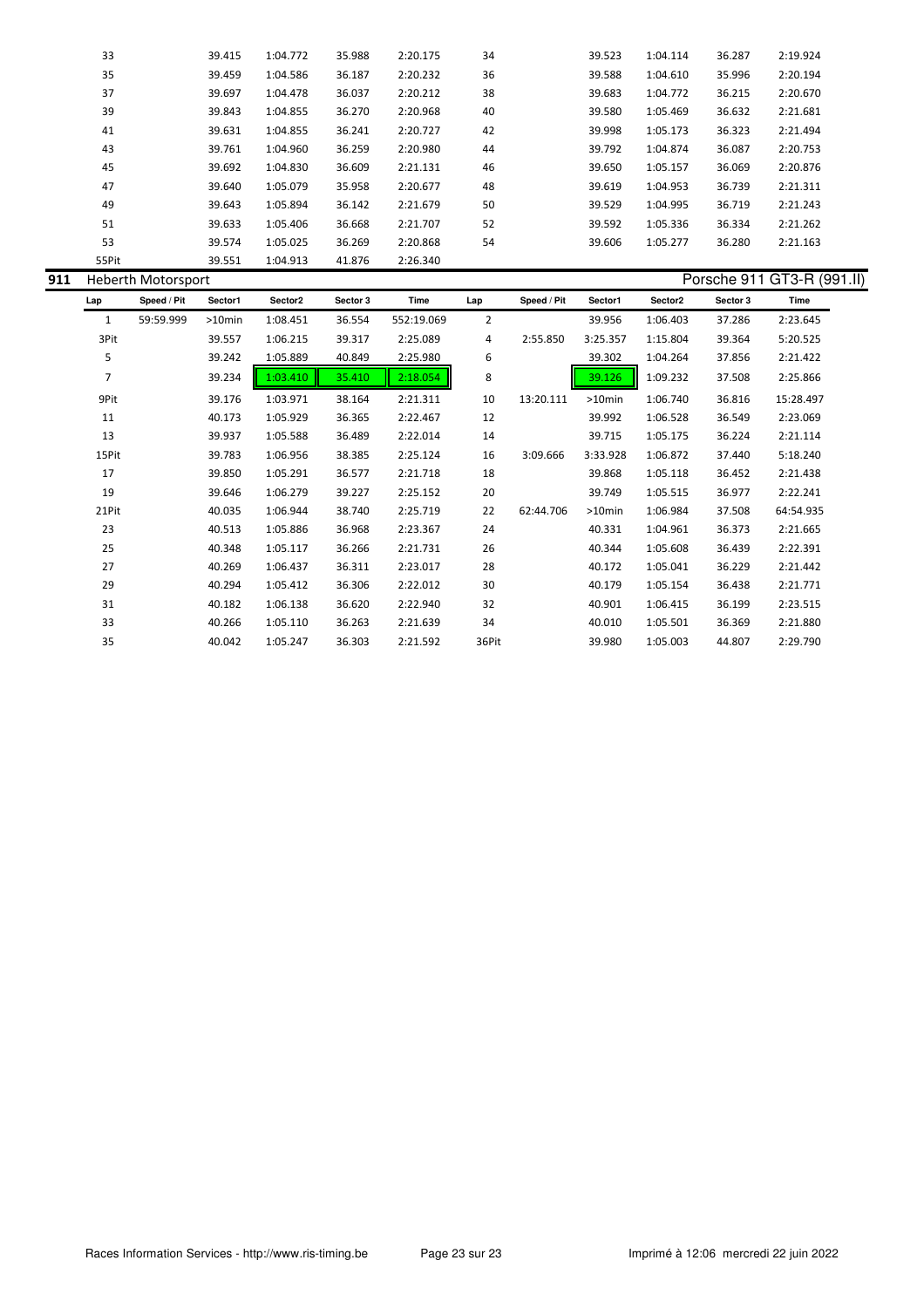| Lap | Speed / Pit | Sector1 | Sector2 | Sector 3 | Time | Lap | Speed / Pit | Sector1 | Sector2 | Sector 3 | Time |
|---|---|---|---|---|---|---|---|---|---|---|---|
| 33 | | 39.415 | 1:04.772 | 35.988 | 2:20.175 | 34 | | 39.523 | 1:04.114 | 36.287 | 2:19.924 |
| 35 | | 39.459 | 1:04.586 | 36.187 | 2:20.232 | 36 | | 39.588 | 1:04.610 | 35.996 | 2:20.194 |
| 37 | | 39.697 | 1:04.478 | 36.037 | 2:20.212 | 38 | | 39.683 | 1:04.772 | 36.215 | 2:20.670 |
| 39 | | 39.843 | 1:04.855 | 36.270 | 2:20.968 | 40 | | 39.580 | 1:05.469 | 36.632 | 2:21.681 |
| 41 | | 39.631 | 1:04.855 | 36.241 | 2:20.727 | 42 | | 39.998 | 1:05.173 | 36.323 | 2:21.494 |
| 43 | | 39.761 | 1:04.960 | 36.259 | 2:20.980 | 44 | | 39.792 | 1:04.874 | 36.087 | 2:20.753 |
| 45 | | 39.692 | 1:04.830 | 36.609 | 2:21.131 | 46 | | 39.650 | 1:05.157 | 36.069 | 2:20.876 |
| 47 | | 39.640 | 1:05.079 | 35.958 | 2:20.677 | 48 | | 39.619 | 1:04.953 | 36.739 | 2:21.311 |
| 49 | | 39.643 | 1:05.894 | 36.142 | 2:21.679 | 50 | | 39.529 | 1:04.995 | 36.719 | 2:21.243 |
| 51 | | 39.633 | 1:05.406 | 36.668 | 2:21.707 | 52 | | 39.592 | 1:05.336 | 36.334 | 2:21.262 |
| 53 | | 39.574 | 1:05.025 | 36.269 | 2:20.868 | 54 | | 39.606 | 1:05.277 | 36.280 | 2:21.163 |
| 55Pit | | 39.551 | 1:04.913 | 41.876 | 2:26.340 | | | | | | |

## 911 Heberth Motorsport — Porsche 911 GT3-R (991.II)

| Lap | Speed / Pit | Sector1 | Sector2 | Sector 3 | Time | Lap | Speed / Pit | Sector1 | Sector2 | Sector 3 | Time |
|---|---|---|---|---|---|---|---|---|---|---|---|
| 1 | 59:59.999 | >10min | 1:08.451 | 36.554 | 552:19.069 | 2 | | 39.956 | 1:06.403 | 37.286 | 2:23.645 |
| 3Pit | | 39.557 | 1:06.215 | 39.317 | 2:25.089 | 4 | 2:55.850 | 3:25.357 | 1:15.804 | 39.364 | 5:20.525 |
| 5 | | 39.242 | 1:05.889 | 40.849 | 2:25.980 | 6 | | 39.302 | 1:04.264 | 37.856 | 2:21.422 |
| 7 | | 39.234 | 1:03.410 | 35.410 | 2:18.054 | 8 | | 39.126 | 1:09.232 | 37.508 | 2:25.866 |
| 9Pit | | 39.176 | 1:03.971 | 38.164 | 2:21.311 | 10 | 13:20.111 | >10min | 1:06.740 | 36.816 | 15:28.497 |
| 11 | | 40.173 | 1:05.929 | 36.365 | 2:22.467 | 12 | | 39.992 | 1:06.528 | 36.549 | 2:23.069 |
| 13 | | 39.937 | 1:05.588 | 36.489 | 2:22.014 | 14 | | 39.715 | 1:05.175 | 36.224 | 2:21.114 |
| 15Pit | | 39.783 | 1:06.956 | 38.385 | 2:25.124 | 16 | 3:09.666 | 3:33.928 | 1:06.872 | 37.440 | 5:18.240 |
| 17 | | 39.850 | 1:05.291 | 36.577 | 2:21.718 | 18 | | 39.868 | 1:05.118 | 36.452 | 2:21.438 |
| 19 | | 39.646 | 1:06.279 | 39.227 | 2:25.152 | 20 | | 39.749 | 1:05.515 | 36.977 | 2:22.241 |
| 21Pit | | 40.035 | 1:06.944 | 38.740 | 2:25.719 | 22 | 62:44.706 | >10min | 1:06.984 | 37.508 | 64:54.935 |
| 23 | | 40.513 | 1:05.886 | 36.968 | 2:23.367 | 24 | | 40.331 | 1:04.961 | 36.373 | 2:21.665 |
| 25 | | 40.348 | 1:05.117 | 36.266 | 2:21.731 | 26 | | 40.344 | 1:05.608 | 36.439 | 2:22.391 |
| 27 | | 40.269 | 1:06.437 | 36.311 | 2:23.017 | 28 | | 40.172 | 1:05.041 | 36.229 | 2:21.442 |
| 29 | | 40.294 | 1:05.412 | 36.306 | 2:22.012 | 30 | | 40.179 | 1:05.154 | 36.438 | 2:21.771 |
| 31 | | 40.182 | 1:06.138 | 36.620 | 2:22.940 | 32 | | 40.901 | 1:06.415 | 36.199 | 2:23.515 |
| 33 | | 40.266 | 1:05.110 | 36.263 | 2:21.639 | 34 | | 40.010 | 1:05.501 | 36.369 | 2:21.880 |
| 35 | | 40.042 | 1:05.247 | 36.303 | 2:21.592 | 36Pit | | 39.980 | 1:05.003 | 44.807 | 2:29.790 |

Races Information Services - http://www.ris-timing.be — Imprimé à 12:06 mercredi 22 juin 2022